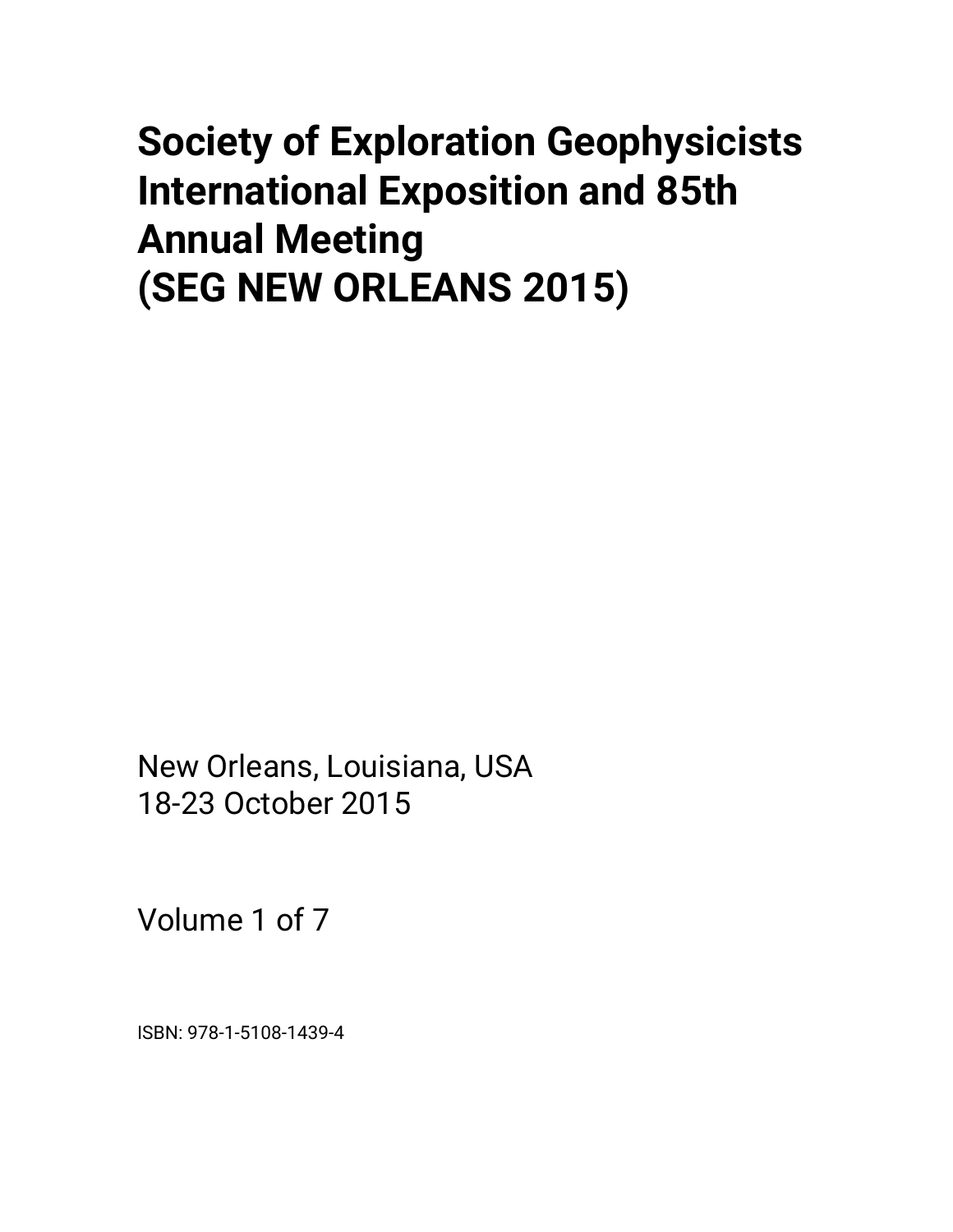# Society of Exploration Geophysicists International Exposition and 85th Annual Meeting (SEG NEW ORLEANS 2015)

New Orleans, Louisiana, USA
18-23 October 2015

Volume 1 of 7

ISBN: 978-1-5108-1439-4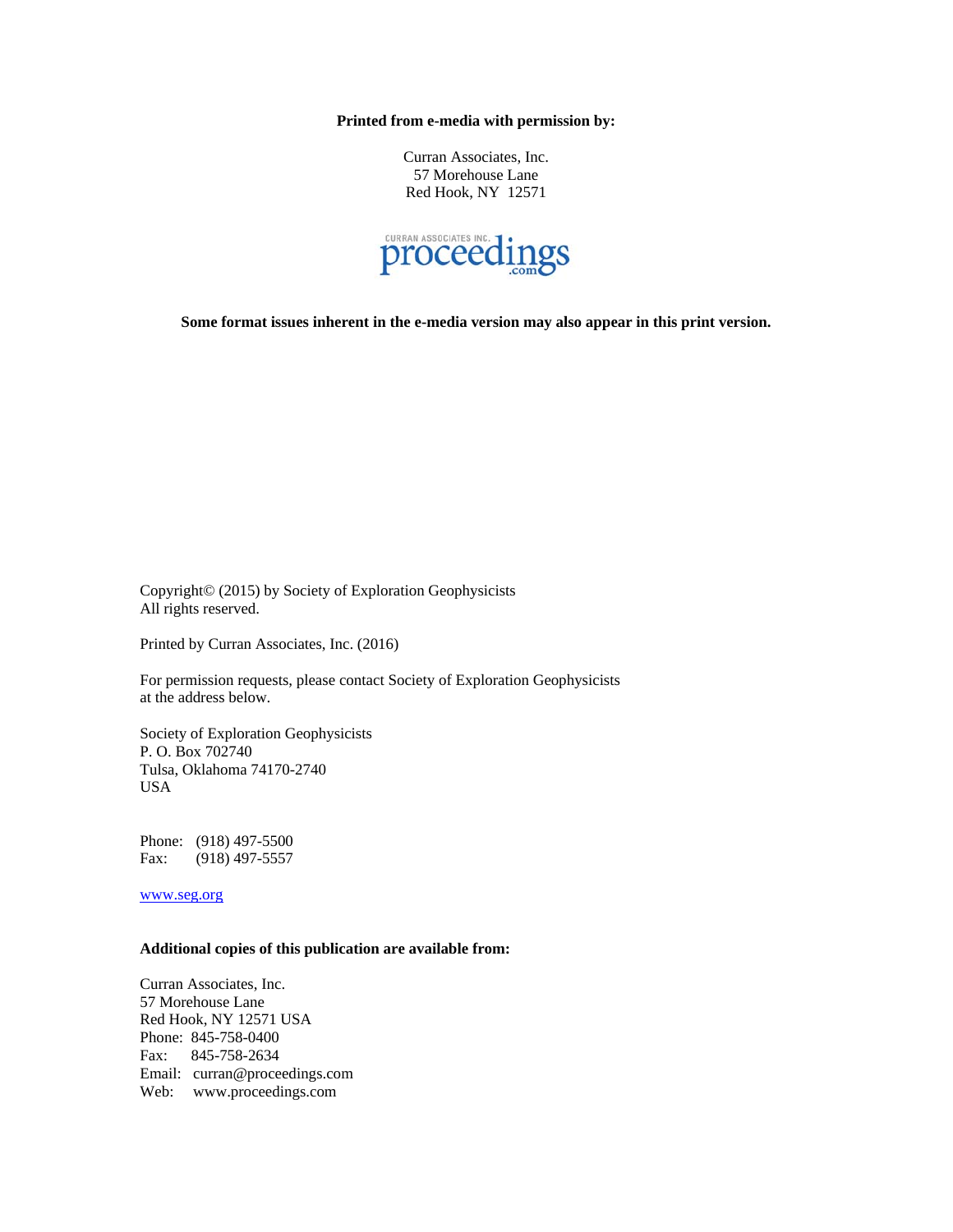**Printed from e-media with permission by:**

Curran Associates, Inc.
57 Morehouse Lane
Red Hook, NY 12571

CURRAN ASSOCIATES INC. proceedings .com

**Some format issues inherent in the e-media version may also appear in this print version.**

Copyright© (2015) by Society of Exploration Geophysicists
All rights reserved.

Printed by Curran Associates, Inc. (2016)

For permission requests, please contact Society of Exploration Geophysicists at the address below.

Society of Exploration Geophysicists
P. O. Box 702740
Tulsa, Oklahoma 74170-2740
USA

Phone: (918) 497-5500
Fax: (918) 497-5557

www.seg.org

**Additional copies of this publication are available from:**

Curran Associates, Inc.
57 Morehouse Lane
Red Hook, NY 12571 USA
Phone: 845-758-0400
Fax: 845-758-2634
Email: curran@proceedings.com
Web: www.proceedings.com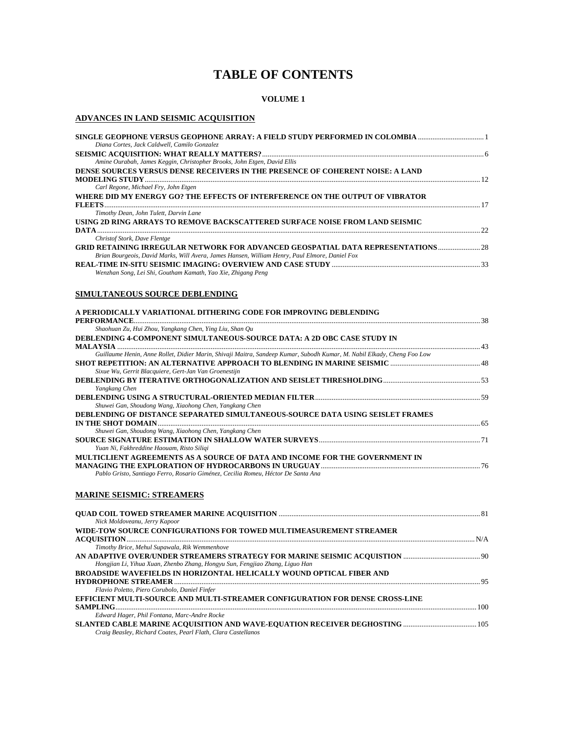# TABLE OF CONTENTS

### VOLUME 1

## ADVANCES IN LAND SEISMIC ACQUISITION

**SINGLE GEOPHONE VERSUS GEOPHONE ARRAY: A FIELD STUDY PERFORMED IN COLOMBIA** .... 1
*Diana Cortes, Jack Caldwell, Camilo Gonzalez*

**SEISMIC ACQUISITION: WHAT REALLY MATTERS?** .... 6
*Amine Ourabah, James Keggin, Christopher Brooks, John Etgen, David Ellis*

**DENSE SOURCES VERSUS DENSE RECEIVERS IN THE PRESENCE OF COHERENT NOISE: A LAND MODELING STUDY** .... 12
*Carl Regone, Michael Fry, John Etgen*

**WHERE DID MY ENERGY GO? THE EFFECTS OF INTERFERENCE ON THE OUTPUT OF VIBRATOR FLEETS** .... 17
*Timothy Dean, John Tulett, Darvin Lane*

**USING 2D RING ARRAYS TO REMOVE BACKSCATTERED SURFACE NOISE FROM LAND SEISMIC DATA** .... 22
*Christof Stork, Dave Flentge*

**GRID RETAINING IRREGULAR NETWORK FOR ADVANCED GEOSPATIAL DATA REPRESENTATIONS** .... 28
*Brian Bourgeois, David Marks, Will Avera, James Hansen, William Henry, Paul Elmore, Daniel Fox*

**REAL-TIME IN-SITU SEISMIC IMAGING: OVERVIEW AND CASE STUDY** .... 33
*Wenzhan Song, Lei Shi, Goutham Kamath, Yao Xie, Zhigang Peng*

## SIMULTANEOUS SOURCE DEBLENDING

**A PERIODICALLY VARIATIONAL DITHERING CODE FOR IMPROVING DEBLENDING PERFORMANCE** .... 38
*Shaohuan Zu, Hui Zhou, Yangkang Chen, Ying Liu, Shan Qu*

**DEBLENDING 4-COMPONENT SIMULTANEOUS-SOURCE DATA: A 2D OBC CASE STUDY IN MALAYSIA** .... 43
*Guillaume Henin, Anne Rollet, Didier Marin, Shivaji Maitra, Sandeep Kumar, Subodh Kumar, M. Nabil Elkady, Cheng Foo Low*

**SHOT REPETITION: AN ALTERNATIVE APPROACH TO BLENDING IN MARINE SEISMIC** .... 48
*Sixue Wu, Gerrit Blacquiere, Gert-Jan Van Groenestijn*

**DEBLENDING BY ITERATIVE ORTHOGONALIZATION AND SEISLET THRESHOLDING** .... 53
*Yangkang Chen*

**DEBLENDING USING A STRUCTURAL-ORIENTED MEDIAN FILTER** .... 59
*Shuwei Gan, Shoudong Wang, Xiaohong Chen, Yangkang Chen*

**DEBLENDING OF DISTANCE SEPARATED SIMULTANEOUS-SOURCE DATA USING SEISLET FRAMES IN THE SHOT DOMAIN** .... 65
*Shuwei Gan, Shoudong Wang, Xiaohong Chen, Yangkang Chen*

**SOURCE SIGNATURE ESTIMATION IN SHALLOW WATER SURVEYS** .... 71
*Yuan Ni, Fakhreddine Haouam, Risto Siliqi*

**MULTICLIENT AGREEMENTS AS A SOURCE OF DATA AND INCOME FOR THE GOVERNMENT IN MANAGING THE EXPLORATION OF HYDROCARBONS IN URUGUAY** .... 76
*Pablo Gristo, Santiago Ferro, Rosario Giménez, Cecilia Romeu, Héctor De Santa Ana*

## MARINE SEISMIC: STREAMERS

**QUAD COIL TOWED STREAMER MARINE ACQUISITION** .... 81
*Nick Moldoveanu, Jerry Kapoor*

**WIDE-TOW SOURCE CONFIGURATIONS FOR TOWED MULTIMEASUREMENT STREAMER ACQUISITION** .... N/A
*Timothy Brice, Mehul Supawala, Rik Wemmenhove*

**AN ADAPTIVE OVER/UNDER STREAMERS STRATEGY FOR MARINE SEISMIC ACQUISTION** .... 90
*Hongjian Li, Yihua Xuan, Zhenbo Zhang, Hongyu Sun, Fengjiao Zhang, Liguo Han*

**BROADSIDE WAVEFIELDS IN HORIZONTAL HELICALLY WOUND OPTICAL FIBER AND HYDROPHONE STREAMER** .... 95
*Flavio Poletto, Piero Corubolo, Daniel Finfer*

**EFFICIENT MULTI-SOURCE AND MULTI-STREAMER CONFIGURATION FOR DENSE CROSS-LINE SAMPLING** .... 100
*Edward Hager, Phil Fontana, Marc-Andre Rocke*

**SLANTED CABLE MARINE ACQUISITION AND WAVE-EQUATION RECEIVER DEGHOSTING** .... 105
*Craig Beasley, Richard Coates, Pearl Flath, Clara Castellanos*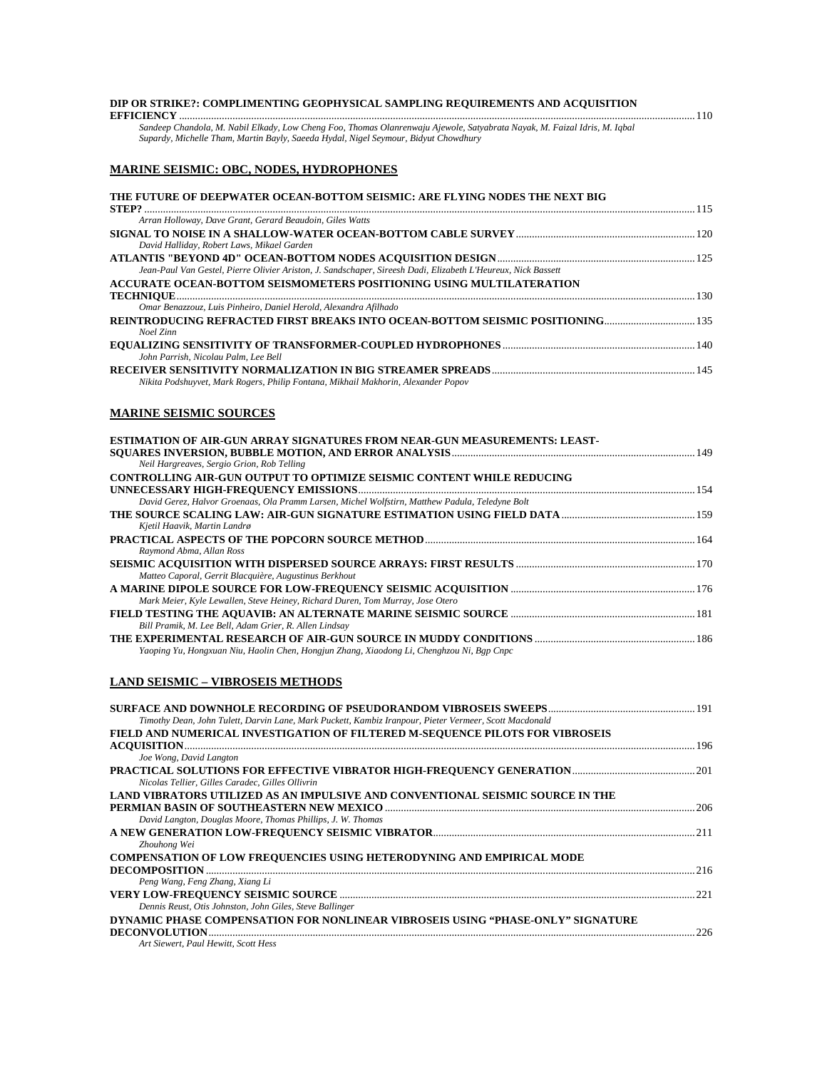**DIP OR STRIKE?: COMPLIMENTING GEOPHYSICAL SAMPLING REQUIREMENTS AND ACQUISITION EFFICIENCY** ........ 110
*Sandeep Chandola, M. Nabil Elkady, Low Cheng Foo, Thomas Olanrenwaju Ajewole, Satyabrata Nayak, M. Faizal Idris, M. Iqbal Supardy, Michelle Tham, Martin Bayly, Saeeda Hydal, Nigel Seymour, Bidyut Chowdhury*

## MARINE SEISMIC: OBC, NODES, HYDROPHONES

**THE FUTURE OF DEEPWATER OCEAN-BOTTOM SEISMIC: ARE FLYING NODES THE NEXT BIG STEP?** ........ 115
*Arran Holloway, Dave Grant, Gerard Beaudoin, Giles Watts*

**SIGNAL TO NOISE IN A SHALLOW-WATER OCEAN-BOTTOM CABLE SURVEY** ........ 120
*David Halliday, Robert Laws, Mikael Garden*

**ATLANTIS "BEYOND 4D" OCEAN-BOTTOM NODES ACQUISITION DESIGN** ........ 125
*Jean-Paul Van Gestel, Pierre Olivier Ariston, J. Sandschaper, Sireesh Dadi, Elizabeth L'Heureux, Nick Bassett*

**ACCURATE OCEAN-BOTTOM SEISMOMETERS POSITIONING USING MULTILATERATION TECHNIQUE** ........ 130
*Omar Benazzouz, Luis Pinheiro, Daniel Herold, Alexandra Afilhado*

**REINTRODUCING REFRACTED FIRST BREAKS INTO OCEAN-BOTTOM SEISMIC POSITIONING** ........ 135
*Noel Zinn*

**EQUALIZING SENSITIVITY OF TRANSFORMER-COUPLED HYDROPHONES** ........ 140
*John Parrish, Nicolau Palm, Lee Bell*

**RECEIVER SENSITIVITY NORMALIZATION IN BIG STREAMER SPREADS** ........ 145
*Nikita Podshuyvet, Mark Rogers, Philip Fontana, Mikhail Makhorin, Alexander Popov*

## MARINE SEISMIC SOURCES

**ESTIMATION OF AIR-GUN ARRAY SIGNATURES FROM NEAR-GUN MEASUREMENTS: LEAST-SQUARES INVERSION, BUBBLE MOTION, AND ERROR ANALYSIS** ........ 149
*Neil Hargreaves, Sergio Grion, Rob Telling*

**CONTROLLING AIR-GUN OUTPUT TO OPTIMIZE SEISMIC CONTENT WHILE REDUCING UNNECESSARY HIGH-FREQUENCY EMISSIONS** ........ 154
*David Gerez, Halvor Groenaas, Ola Pramm Larsen, Michel Wolfstirn, Matthew Padula, Teledyne Bolt*

**THE SOURCE SCALING LAW: AIR-GUN SIGNATURE ESTIMATION USING FIELD DATA** ........ 159
*Kjetil Haavik, Martin Landrø*

**PRACTICAL ASPECTS OF THE POPCORN SOURCE METHOD** ........ 164
*Raymond Abma, Allan Ross*

**SEISMIC ACQUISITION WITH DISPERSED SOURCE ARRAYS: FIRST RESULTS** ........ 170
*Matteo Caporal, Gerrit Blacquière, Augustinus Berkhout*

**A MARINE DIPOLE SOURCE FOR LOW-FREQUENCY SEISMIC ACQUISITION** ........ 176
*Mark Meier, Kyle Lewallen, Steve Heiney, Richard Duren, Tom Murray, Jose Otero*

**FIELD TESTING THE AQUAVIB: AN ALTERNATE MARINE SEISMIC SOURCE** ........ 181
*Bill Pramik, M. Lee Bell, Adam Grier, R. Allen Lindsay*

**THE EXPERIMENTAL RESEARCH OF AIR-GUN SOURCE IN MUDDY CONDITIONS** ........ 186
*Yaoping Yu, Hongxuan Niu, Haolin Chen, Hongjun Zhang, Xiaodong Li, Chenghzou Ni, Bgp Cnpc*

## LAND SEISMIC – VIBROSEIS METHODS

**SURFACE AND DOWNHOLE RECORDING OF PSEUDORANDOM VIBROSEIS SWEEPS** ........ 191
*Timothy Dean, John Tulett, Darvin Lane, Mark Puckett, Kambiz Iranpour, Pieter Vermeer, Scott Macdonald*

**FIELD AND NUMERICAL INVESTIGATION OF FILTERED M-SEQUENCE PILOTS FOR VIBROSEIS ACQUISITION** ........ 196
*Joe Wong, David Langton*

**PRACTICAL SOLUTIONS FOR EFFECTIVE VIBRATOR HIGH-FREQUENCY GENERATION** ........ 201
*Nicolas Tellier, Gilles Caradec, Gilles Ollivrin*

**LAND VIBRATORS UTILIZED AS AN IMPULSIVE AND CONVENTIONAL SEISMIC SOURCE IN THE PERMIAN BASIN OF SOUTHEASTERN NEW MEXICO** ........ 206
*David Langton, Douglas Moore, Thomas Phillips, J. W. Thomas*

**A NEW GENERATION LOW-FREQUENCY SEISMIC VIBRATOR** ........ 211
*Zhouhong Wei*

**COMPENSATION OF LOW FREQUENCIES USING HETERODYNING AND EMPIRICAL MODE DECOMPOSITION** ........ 216
*Peng Wang, Feng Zhang, Xiang Li*

**VERY LOW-FREQUENCY SEISMIC SOURCE** ........ 221
*Dennis Reust, Otis Johnston, John Giles, Steve Ballinger*

**DYNAMIC PHASE COMPENSATION FOR NONLINEAR VIBROSEIS USING "PHASE-ONLY" SIGNATURE DECONVOLUTION** ........ 226
*Art Siewert, Paul Hewitt, Scott Hess*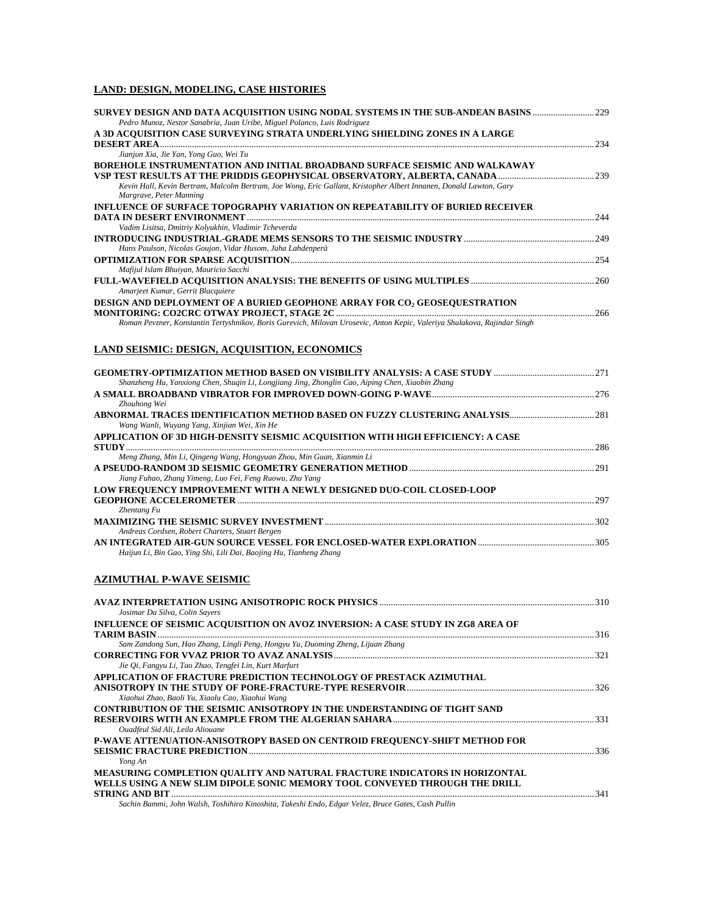## LAND: DESIGN, MODELING, CASE HISTORIES

**SURVEY DESIGN AND DATA ACQUISITION USING NODAL SYSTEMS IN THE SUB-ANDEAN BASINS** .......... 229
*Pedro Munoz, Nestor Sanabria, Juan Uribe, Miguel Polanco, Luis Rodriguez*

**A 3D ACQUISITION CASE SURVEYING STRATA UNDERLYING SHIELDING ZONES IN A LARGE DESERT AREA** .......... 234
*Jianjun Xia, Jie Yan, Yong Guo, Wei Tu*

**BOREHOLE INSTRUMENTATION AND INITIAL BROADBAND SURFACE SEISMIC AND WALKAWAY VSP TEST RESULTS AT THE PRIDDIS GEOPHYSICAL OBSERVATORY, ALBERTA, CANADA** .......... 239
*Kevin Hall, Kevin Bertram, Malcolm Bertram, Joe Wong, Eric Gallant, Kristopher Albert Innanen, Donald Lawton, Gary Margrave, Peter Manning*

**INFLUENCE OF SURFACE TOPOGRAPHY VARIATION ON REPEATABILITY OF BURIED RECEIVER DATA IN DESERT ENVIRONMENT** .......... 244
*Vadim Lisitsa, Dmitriy Kolyukhin, Vladimir Tcheverda*

**INTRODUCING INDUSTRIAL-GRADE MEMS SENSORS TO THE SEISMIC INDUSTRY** .......... 249
*Hans Paulson, Nicolas Goujon, Vidar Husom, Juha Lahdenperä*

**OPTIMIZATION FOR SPARSE ACQUISITION** .......... 254
*Mafijul Islam Bhuiyan, Mauricio Sacchi*

**FULL-WAVEFIELD ACQUISITION ANALYSIS: THE BENEFITS OF USING MULTIPLES** .......... 260
*Amarjeet Kumar, Gerrit Blacquiere*

**DESIGN AND DEPLOYMENT OF A BURIED GEOPHONE ARRAY FOR $CO_2$ GEOSEQUESTRATION MONITORING: CO2CRC OTWAY PROJECT, STAGE 2C** .......... 266
*Roman Pevzner, Konstantin Tertyshnikov, Boris Gurevich, Milovan Urosevic, Anton Kepic, Valeriya Shulakova, Rajindar Singh*

## LAND SEISMIC: DESIGN, ACQUISITION, ECONOMICS

**GEOMETRY-OPTIMIZATION METHOD BASED ON VISIBILITY ANALYSIS: A CASE STUDY** .......... 271
*Shanzheng Hu, Yanxiong Chen, Shuqin Li, Longjiang Jing, Zhonglin Cao, Aiping Chen, Xiaobin Zhang*

**A SMALL BROADBAND VIBRATOR FOR IMPROVED DOWN-GOING P-WAVE** .......... 276
*Zhouhong Wei*

**ABNORMAL TRACES IDENTIFICATION METHOD BASED ON FUZZY CLUSTERING ANALYSIS** .......... 281
*Wang Wanli, Wuyang Yang, Xinjian Wei, Xin He*

**APPLICATION OF 3D HIGH-DENSITY SEISMIC ACQUISITION WITH HIGH EFFICIENCY: A CASE STUDY** .......... 286
*Meng Zhang, Min Li, Qingeng Wang, Hongyuan Zhou, Min Guan, Xianmin Li*

**A PSEUDO-RANDOM 3D SEISMIC GEOMETRY GENERATION METHOD** .......... 291
*Jiang Fuhao, Zhang Yimeng, Luo Fei, Feng Ruowu, Zhu Yang*

**LOW FREQUENCY IMPROVEMENT WITH A NEWLY DESIGNED DUO-COIL CLOSED-LOOP GEOPHONE ACCELEROMETER** .......... 297
*Zhentang Fu*

**MAXIMIZING THE SEISMIC SURVEY INVESTMENT** .......... 302
*Andreas Cordsen, Robert Charters, Stuart Bergen*

**AN INTEGRATED AIR-GUN SOURCE VESSEL FOR ENCLOSED-WATER EXPLORATION** .......... 305
*Haijun Li, Bin Gao, Ying Shi, Lili Dai, Baojing Hu, Tianheng Zhang*

## AZIMUTHAL P-WAVE SEISMIC

**AVAZ INTERPRETATION USING ANISOTROPIC ROCK PHYSICS** .......... 310
*Josimar Da Silva, Colin Sayers*

**INFLUENCE OF SEISMIC ACQUISITION ON AVOZ INVERSION: A CASE STUDY IN ZG8 AREA OF TARIM BASIN** .......... 316
*Sam Zandong Sun, Hao Zhang, Lingli Peng, Hongyu Yu, Duoming Zheng, Lijuan Zhang*

**CORRECTING FOR VVAZ PRIOR TO AVAZ ANALYSIS** .......... 321
*Jie Qi, Fangyu Li, Tao Zhao, Tengfei Lin, Kurt Marfurt*

**APPLICATION OF FRACTURE PREDICTION TECHNOLOGY OF PRESTACK AZIMUTHAL ANISOTROPY IN THE STUDY OF PORE-FRACTURE-TYPE RESERVOIR** .......... 326
*Xiaohui Zhao, Baoli Yu, Xiaolu Cao, Xiaohui Wang*

**CONTRIBUTION OF THE SEISMIC ANISOTROPY IN THE UNDERSTANDING OF TIGHT SAND RESERVOIRS WITH AN EXAMPLE FROM THE ALGERIAN SAHARA** .......... 331
*Ouadfeul Sid Ali, Leila Aliouane*

**P-WAVE ATTENUATION-ANISOTROPY BASED ON CENTROID FREQUENCY-SHIFT METHOD FOR SEISMIC FRACTURE PREDICTION** .......... 336
*Yong An*

**MEASURING COMPLETION QUALITY AND NATURAL FRACTURE INDICATORS IN HORIZONTAL WELLS USING A NEW SLIM DIPOLE SONIC MEMORY TOOL CONVEYED THROUGH THE DRILL STRING AND BIT** .......... 341
*Sachin Bammi, John Walsh, Toshihiro Kinoshita, Takeshi Endo, Edgar Velez, Bruce Gates, Cash Pullin*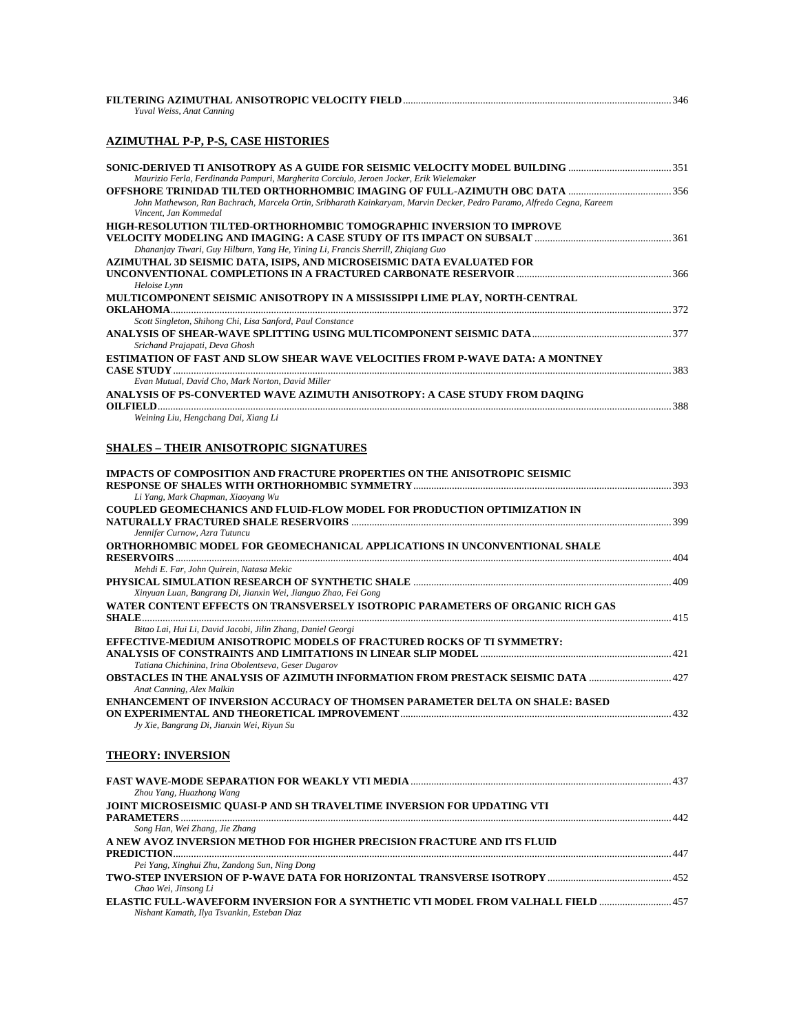**FILTERING AZIMUTHAL ANISOTROPIC VELOCITY FIELD** ........ 346
*Yuval Weiss, Anat Canning*

## AZIMUTHAL P-P, P-S, CASE HISTORIES

**SONIC-DERIVED TI ANISOTROPY AS A GUIDE FOR SEISMIC VELOCITY MODEL BUILDING** ........ 351
*Maurizio Ferla, Ferdinanda Pampuri, Margherita Corciulo, Jeroen Jocker, Erik Wielemaker*

**OFFSHORE TRINIDAD TILTED ORTHORHOMBIC IMAGING OF FULL-AZIMUTH OBC DATA** ........ 356
*John Mathewson, Ran Bachrach, Marcela Ortin, Sribharath Kainkaryam, Marvin Decker, Pedro Paramo, Alfredo Cegna, Kareem Vincent, Jan Kommedal*

**HIGH-RESOLUTION TILTED-ORTHORHOMBIC TOMOGRAPHIC INVERSION TO IMPROVE VELOCITY MODELING AND IMAGING: A CASE STUDY OF ITS IMPACT ON SUBSALT** ........ 361
*Dhananjay Tiwari, Guy Hilburn, Yang He, Yining Li, Francis Sherrill, Zhiqiang Guo*

**AZIMUTHAL 3D SEISMIC DATA, ISIPS, AND MICROSEISMIC DATA EVALUATED FOR UNCONVENTIONAL COMPLETIONS IN A FRACTURED CARBONATE RESERVOIR** ........ 366
*Heloise Lynn*

**MULTICOMPONENT SEISMIC ANISOTROPY IN A MISSISSIPPI LIME PLAY, NORTH-CENTRAL OKLAHOMA** ........ 372
*Scott Singleton, Shihong Chi, Lisa Sanford, Paul Constance*

**ANALYSIS OF SHEAR-WAVE SPLITTING USING MULTICOMPONENT SEISMIC DATA** ........ 377
*Srichand Prajapati, Deva Ghosh*

**ESTIMATION OF FAST AND SLOW SHEAR WAVE VELOCITIES FROM P-WAVE DATA: A MONTNEY CASE STUDY** ........ 383
*Evan Mutual, David Cho, Mark Norton, David Miller*

**ANALYSIS OF PS-CONVERTED WAVE AZIMUTH ANISOTROPY: A CASE STUDY FROM DAQING OILFIELD** ........ 388
*Weining Liu, Hengchang Dai, Xiang Li*

## SHALES – THEIR ANISOTROPIC SIGNATURES

**IMPACTS OF COMPOSITION AND FRACTURE PROPERTIES ON THE ANISOTROPIC SEISMIC RESPONSE OF SHALES WITH ORTHORHOMBIC SYMMETRY** ........ 393
*Li Yang, Mark Chapman, Xiaoyang Wu*

**COUPLED GEOMECHANICS AND FLUID-FLOW MODEL FOR PRODUCTION OPTIMIZATION IN NATURALLY FRACTURED SHALE RESERVOIRS** ........ 399
*Jennifer Curnow, Azra Tutuncu*

**ORTHORHOMBIC MODEL FOR GEOMECHANICAL APPLICATIONS IN UNCONVENTIONAL SHALE RESERVOIRS** ........ 404
*Mehdi E. Far, John Quirein, Natasa Mekic*

**PHYSICAL SIMULATION RESEARCH OF SYNTHETIC SHALE** ........ 409
*Xinyuan Luan, Bangrang Di, Jianxin Wei, Jianguo Zhao, Fei Gong*

**WATER CONTENT EFFECTS ON TRANSVERSELY ISOTROPIC PARAMETERS OF ORGANIC RICH GAS SHALE** ........ 415
*Bitao Lai, Hui Li, David Jacobi, Jilin Zhang, Daniel Georgi*

**EFFECTIVE-MEDIUM ANISOTROPIC MODELS OF FRACTURED ROCKS OF TI SYMMETRY: ANALYSIS OF CONSTRAINTS AND LIMITATIONS IN LINEAR SLIP MODEL** ........ 421
*Tatiana Chichinina, Irina Obolentseva, Geser Dugarov*

**OBSTACLES IN THE ANALYSIS OF AZIMUTH INFORMATION FROM PRESTACK SEISMIC DATA** ........ 427
*Anat Canning, Alex Malkin*

**ENHANCEMENT OF INVERSION ACCURACY OF THOMSEN PARAMETER DELTA ON SHALE: BASED ON EXPERIMENTAL AND THEORETICAL IMPROVEMENT** ........ 432
*Jy Xie, Bangrang Di, Jianxin Wei, Riyun Su*

## THEORY: INVERSION

**FAST WAVE-MODE SEPARATION FOR WEAKLY VTI MEDIA** ........ 437
*Zhou Yang, Huazhong Wang*

**JOINT MICROSEISMIC QUASI-P AND SH TRAVELTIME INVERSION FOR UPDATING VTI PARAMETERS** ........ 442
*Song Han, Wei Zhang, Jie Zhang*

**A NEW AVOZ INVERSION METHOD FOR HIGHER PRECISION FRACTURE AND ITS FLUID PREDICTION** ........ 447
*Pei Yang, Xinghui Zhu, Zandong Sun, Ning Dong*

**TWO-STEP INVERSION OF P-WAVE DATA FOR HORIZONTAL TRANSVERSE ISOTROPY** ........ 452
*Chao Wei, Jinsong Li*

**ELASTIC FULL-WAVEFORM INVERSION FOR A SYNTHETIC VTI MODEL FROM VALHALL FIELD** ........ 457
*Nishant Kamath, Ilya Tsvankin, Esteban Diaz*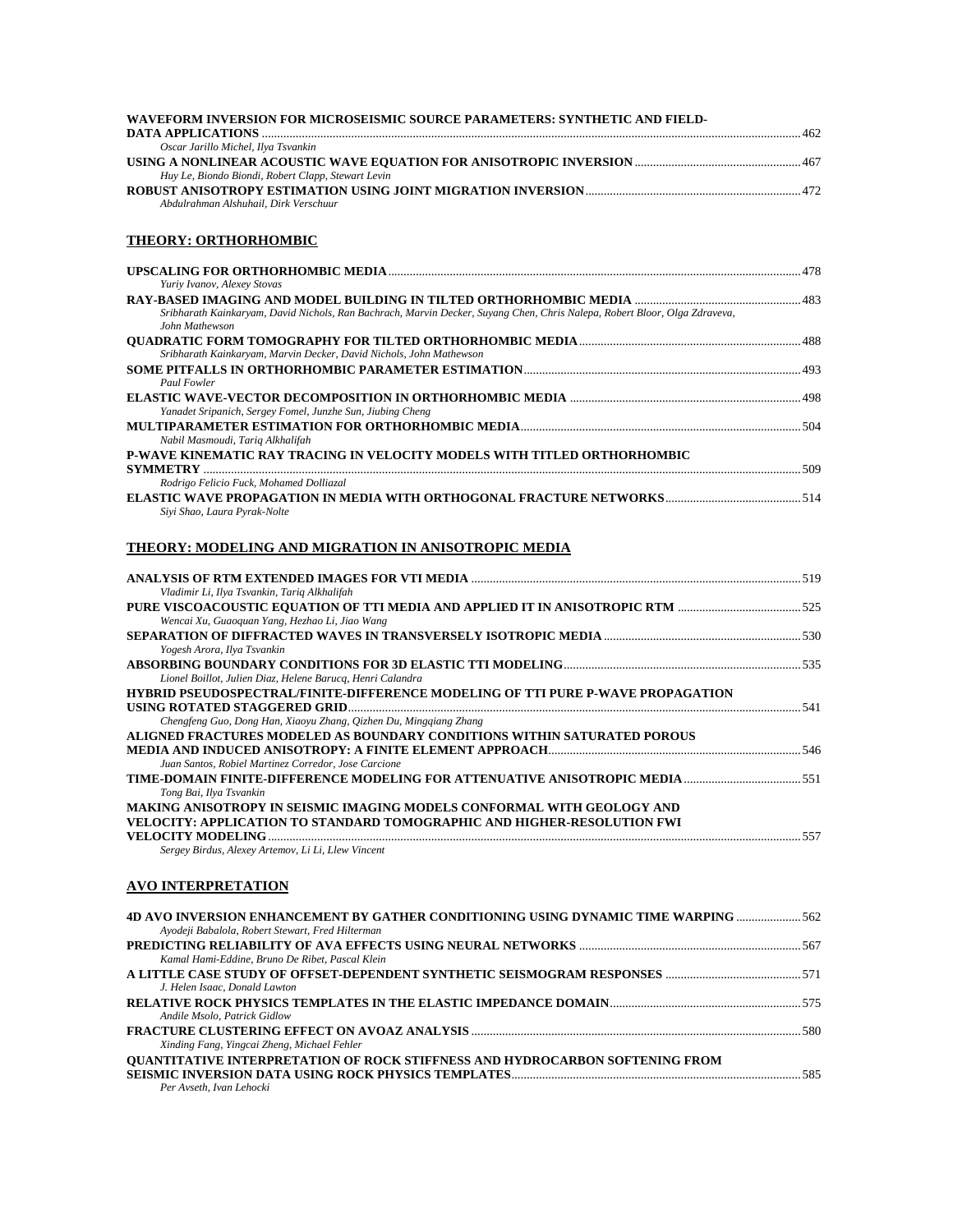**WAVEFORM INVERSION FOR MICROSEISMIC SOURCE PARAMETERS: SYNTHETIC AND FIELD-DATA APPLICATIONS** ........ 462
*Oscar Jarillo Michel, Ilya Tsvankin*

**USING A NONLINEAR ACOUSTIC WAVE EQUATION FOR ANISOTROPIC INVERSION** ........ 467
*Huy Le, Biondo Biondi, Robert Clapp, Stewart Levin*

**ROBUST ANISOTROPY ESTIMATION USING JOINT MIGRATION INVERSION** ........ 472
*Abdulrahman Alshuhail, Dirk Verschuur*

## THEORY: ORTHORHOMBIC

**UPSCALING FOR ORTHORHOMBIC MEDIA** ........ 478
*Yuriy Ivanov, Alexey Stovas*

**RAY-BASED IMAGING AND MODEL BUILDING IN TILTED ORTHORHOMBIC MEDIA** ........ 483
*Sribharath Kainkaryam, David Nichols, Ran Bachrach, Marvin Decker, Suyang Chen, Chris Nalepa, Robert Bloor, Olga Zdraveva, John Mathewson*

**QUADRATIC FORM TOMOGRAPHY FOR TILTED ORTHORHOMBIC MEDIA** ........ 488
*Sribharath Kainkaryam, Marvin Decker, David Nichols, John Mathewson*

**SOME PITFALLS IN ORTHORHOMBIC PARAMETER ESTIMATION** ........ 493
*Paul Fowler*

**ELASTIC WAVE-VECTOR DECOMPOSITION IN ORTHORHOMBIC MEDIA** ........ 498
*Yanadet Sripanich, Sergey Fomel, Junzhe Sun, Jiubing Cheng*

**MULTIPARAMETER ESTIMATION FOR ORTHORHOMBIC MEDIA** ........ 504
*Nabil Masmoudi, Tariq Alkhalifah*

**P-WAVE KINEMATIC RAY TRACING IN VELOCITY MODELS WITH TITLED ORTHORHOMBIC SYMMETRY** ........ 509
*Rodrigo Felicio Fuck, Mohamed Dolliazal*

**ELASTIC WAVE PROPAGATION IN MEDIA WITH ORTHOGONAL FRACTURE NETWORKS** ........ 514
*Siyi Shao, Laura Pyrak-Nolte*

## THEORY: MODELING AND MIGRATION IN ANISOTROPIC MEDIA

**ANALYSIS OF RTM EXTENDED IMAGES FOR VTI MEDIA** ........ 519
*Vladimir Li, Ilya Tsvankin, Tariq Alkhalifah*

**PURE VISCOACOUSTIC EQUATION OF TTI MEDIA AND APPLIED IT IN ANISOTROPIC RTM** ........ 525
*Wencai Xu, Guaoquan Yang, Hezhao Li, Jiao Wang*

**SEPARATION OF DIFFRACTED WAVES IN TRANSVERSELY ISOTROPIC MEDIA** ........ 530
*Yogesh Arora, Ilya Tsvankin*

**ABSORBING BOUNDARY CONDITIONS FOR 3D ELASTIC TTI MODELING** ........ 535
*Lionel Boillot, Julien Diaz, Helene Barucq, Henri Calandra*

**HYBRID PSEUDOSPECTRAL/FINITE-DIFFERENCE MODELING OF TTI PURE P-WAVE PROPAGATION USING ROTATED STAGGERED GRID** ........ 541
*Chengfeng Guo, Dong Han, Xiaoyu Zhang, Qizhen Du, Mingqiang Zhang*

**ALIGNED FRACTURES MODELED AS BOUNDARY CONDITIONS WITHIN SATURATED POROUS MEDIA AND INDUCED ANISOTROPY: A FINITE ELEMENT APPROACH** ........ 546
*Juan Santos, Robiel Martinez Corredor, Jose Carcione*

**TIME-DOMAIN FINITE-DIFFERENCE MODELING FOR ATTENUATIVE ANISOTROPIC MEDIA** ........ 551
*Tong Bai, Ilya Tsvankin*

**MAKING ANISOTROPY IN SEISMIC IMAGING MODELS CONFORMAL WITH GEOLOGY AND VELOCITY: APPLICATION TO STANDARD TOMOGRAPHIC AND HIGHER-RESOLUTION FWI VELOCITY MODELING** ........ 557
*Sergey Birdus, Alexey Artemov, Li Li, Llew Vincent*

## AVO INTERPRETATION

**4D AVO INVERSION ENHANCEMENT BY GATHER CONDITIONING USING DYNAMIC TIME WARPING** ........ 562
*Ayodeji Babalola, Robert Stewart, Fred Hilterman*

**PREDICTING RELIABILITY OF AVA EFFECTS USING NEURAL NETWORKS** ........ 567
*Kamal Hami-Eddine, Bruno De Ribet, Pascal Klein*

**A LITTLE CASE STUDY OF OFFSET-DEPENDENT SYNTHETIC SEISMOGRAM RESPONSES** ........ 571
*J. Helen Isaac, Donald Lawton*

**RELATIVE ROCK PHYSICS TEMPLATES IN THE ELASTIC IMPEDANCE DOMAIN** ........ 575
*Andile Msolo, Patrick Gidlow*

**FRACTURE CLUSTERING EFFECT ON AVOAZ ANALYSIS** ........ 580
*Xinding Fang, Yingcai Zheng, Michael Fehler*

**QUANTITATIVE INTERPRETATION OF ROCK STIFFNESS AND HYDROCARBON SOFTENING FROM SEISMIC INVERSION DATA USING ROCK PHYSICS TEMPLATES** ........ 585
*Per Avseth, Ivan Lehocki*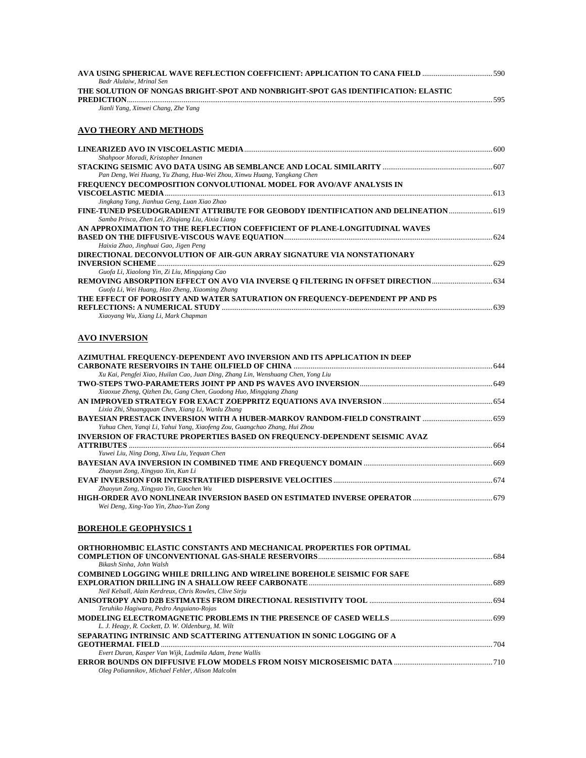**AVA USING SPHERICAL WAVE REFLECTION COEFFICIENT: APPLICATION TO CANA FIELD** ..................................... 590
*Badr Alulaiw, Mrinal Sen*

**THE SOLUTION OF NONGAS BRIGHT-SPOT AND NONBRIGHT-SPOT GAS IDENTIFICATION: ELASTIC PREDICTION**......................................................................................................................................................... 595
*Jianli Yang, Xinwei Chang, Zhe Yang*

## AVO THEORY AND METHODS

**LINEARIZED AVO IN VISCOELASTIC MEDIA**................................................................................................................. 600
*Shahpoor Moradi, Kristopher Innanen*

**STACKING SEISMIC AVO DATA USING AB SEMBLANCE AND LOCAL SIMILARITY** ........................................................ 607
*Pan Deng, Wei Huang, Yu Zhang, Hua-Wei Zhou, Xinwu Huang, Yangkang Chen*

**FREQUENCY DECOMPOSITION CONVOLUTIONAL MODEL FOR AVO/AVF ANALYSIS IN VISCOELASTIC MEDIA**........................................................................................................................................... 613
*Jingkang Yang, Jianhua Geng, Luan Xiao Zhao*

**FINE-TUNED PSEUDOGRADIENT ATTRIBUTE FOR GEOBODY IDENTIFICATION AND DELINEATION**...................... 619
*Samba Prisca, Zhen Lei, Zhiqiang Liu, Aixia Liang*

**AN APPROXIMATION TO THE REFLECTION COEFFICIENT OF PLANE-LONGITUDINAL WAVES BASED ON THE DIFFUSIVE-VISCOUS WAVE EQUATION**........................................................................................... 624
*Haixia Zhao, Jinghuai Gao, Jigen Peng*

**DIRECTIONAL DECONVOLUTION OF AIR-GUN ARRAY SIGNATURE VIA NONSTATIONARY INVERSION SCHEME** ...................................................................................................................................................... 629
*Guofa Li, Xiaolong Yin, Zi Liu, Mingqiang Cao*

**REMOVING ABSORPTION EFFECT ON AVO VIA INVERSE Q FILTERING IN OFFSET DIRECTION**............................... 634
*Guofa Li, Wei Huang, Hao Zheng, Xiaoming Zhang*

**THE EFFECT OF POROSITY AND WATER SATURATION ON FREQUENCY-DEPENDENT PP AND PS REFLECTIONS: A NUMERICAL STUDY** ........................................................................................................................... 639
*Xiaoyang Wu, Xiang Li, Mark Chapman*

## AVO INVERSION

**AZIMUTHAL FREQUENCY-DEPENDENT AVO INVERSION AND ITS APPLICATION IN DEEP CARBONATE RESERVOIRS IN TAHE OILFIELD OF CHINA** ....................................................................................................... 644
*Xu Kai, Pengfei Xiao, Huilan Cao, Juan Ding, Zhang Lin, Wenshuang Chen, Yong Liu*

**TWO-STEPS TWO-PARAMETERS JOINT PP AND PS WAVES AVO INVERSION**..................................................................... 649
*Xiaoxue Zheng, Qizhen Du, Gang Chen, Guodong Huo, Mingqiang Zhang*

**AN IMPROVED STRATEGY FOR EXACT ZOEPPRITZ EQUATIONS AVA INVERSION**......................................................... 654
*Lixia Zhi, Shuangquan Chen, Xiang Li, Wanlu Zhang*

**BAYESIAN PRESTACK INVERSION WITH A HUBER-MARKOV RANDOM-FIELD CONSTRAINT** ..................................... 659
*Yuhua Chen, Yanqi Li, Yahui Yang, Xiaofeng Zou, Guangchao Zhang, Hui Zhou*

**INVERSION OF FRACTURE PROPERTIES BASED ON FREQUENCY-DEPENDENT SEISMIC AVAZ ATTRIBUTES** ...................................................................................................................................................... 664
*Yuwei Liu, Ning Dong, Xiwu Liu, Yequan Chen*

**BAYESIAN AVA INVERSION IN COMBINED TIME AND FREQUENCY DOMAIN** .................................................................. 669
*Zhaoyun Zong, Xingyao Xin, Kun Li*

**EVAF INVERSION FOR INTERSTRATIFIED DISPERSIVE VELOCITIES** .................................................................................. 674
*Zhaoyun Zong, Xingyao Yin, Guochen Wu*

**HIGH-ORDER AVO NONLINEAR INVERSION BASED ON ESTIMATED INVERSE OPERATOR** .......................................... 679
*Wei Deng, Xing-Yao Yin, Zhao-Yun Zong*

## BOREHOLE GEOPHYSICS 1

**ORTHORHOMBIC ELASTIC CONSTANTS AND MECHANICAL PROPERTIES FOR OPTIMAL COMPLETION OF UNCONVENTIONAL GAS-SHALE RESERVOIRS**........................................................................................... 684
*Bikash Sinha, John Walsh*

**COMBINED LOGGING WHILE DRILLING AND WIRELINE BOREHOLE SEISMIC FOR SAFE EXPLORATION DRILLING IN A SHALLOW REEF CARBONATE**............................................................................................... 689
*Neil Kelsall, Alain Kerdreux, Chris Rowles, Clive Sirju*

**ANISOTROPY AND D2B ESTIMATES FROM DIRECTIONAL RESISTIVITY TOOL** ................................................................ 694
*Teruhiko Hagiwara, Pedro Anguiano-Rojas*

**MODELING ELECTROMAGNETIC PROBLEMS IN THE PRESENCE OF CASED WELLS**..................................................... 699
*L. J. Heagy, R. Cockett, D. W. Oldenburg, M. Wilt*

**SEPARATING INTRINSIC AND SCATTERING ATTENUATION IN SONIC LOGGING OF A GEOTHERMAL FIELD** ......................................................................................................................................................... 704
*Evert Duran, Kasper Van Wijk, Ludmila Adam, Irene Wallis*

**ERROR BOUNDS ON DIFFUSIVE FLOW MODELS FROM NOISY MICROSEISMIC DATA** .................................................. 710
*Oleg Poliannikov, Michael Fehler, Alison Malcolm*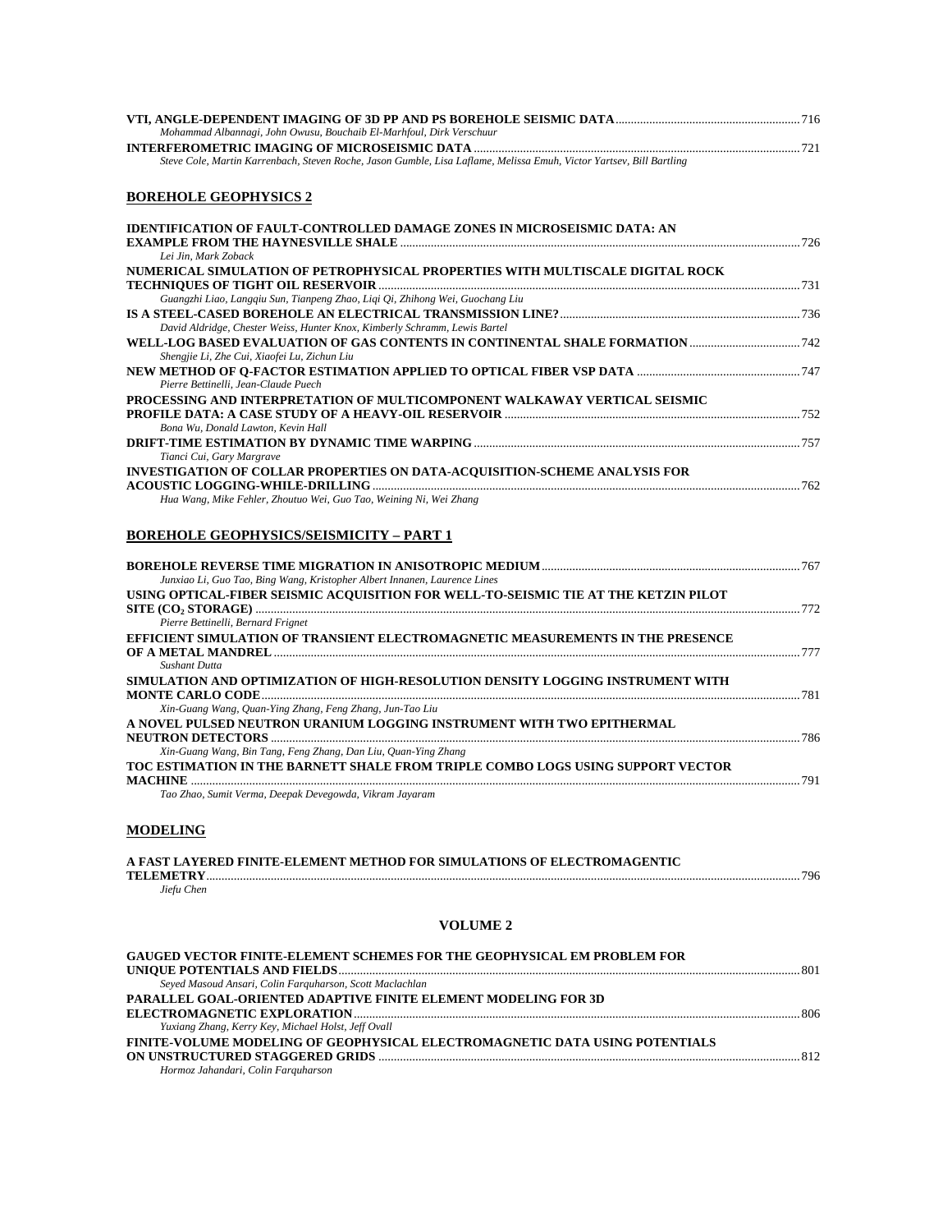**VTI, ANGLE-DEPENDENT IMAGING OF 3D PP AND PS BOREHOLE SEISMIC DATA** ........................................................... 716
*Mohammad Albannagi, John Owusu, Bouchaib El-Marhfoul, Dirk Verschuur*

**INTERFEROMETRIC IMAGING OF MICROSEISMIC DATA** ........................................................... 721
*Steve Cole, Martin Karrenbach, Steven Roche, Jason Gumble, Lisa Laflame, Melissa Emuh, Victor Yartsev, Bill Bartling*

## BOREHOLE GEOPHYSICS 2

**IDENTIFICATION OF FAULT-CONTROLLED DAMAGE ZONES IN MICROSEISMIC DATA: AN EXAMPLE FROM THE HAYNESVILLE SHALE** ........................................................... 726
*Lei Jin, Mark Zoback*

**NUMERICAL SIMULATION OF PETROPHYSICAL PROPERTIES WITH MULTISCALE DIGITAL ROCK TECHNIQUES OF TIGHT OIL RESERVOIR** ........................................................... 731
*Guangzhi Liao, Langqiu Sun, Tianpeng Zhao, Liqi Qi, Zhihong Wei, Guochang Liu*

**IS A STEEL-CASED BOREHOLE AN ELECTRICAL TRANSMISSION LINE?** ........................................................... 736
*David Aldridge, Chester Weiss, Hunter Knox, Kimberly Schramm, Lewis Bartel*

**WELL-LOG BASED EVALUATION OF GAS CONTENTS IN CONTINENTAL SHALE FORMATION** ........................................................... 742
*Shengjie Li, Zhe Cui, Xiaofei Lu, Zichun Liu*

**NEW METHOD OF Q-FACTOR ESTIMATION APPLIED TO OPTICAL FIBER VSP DATA** ........................................................... 747
*Pierre Bettinelli, Jean-Claude Puech*

**PROCESSING AND INTERPRETATION OF MULTICOMPONENT WALKAWAY VERTICAL SEISMIC PROFILE DATA: A CASE STUDY OF A HEAVY-OIL RESERVOIR** ........................................................... 752
*Bona Wu, Donald Lawton, Kevin Hall*

**DRIFT-TIME ESTIMATION BY DYNAMIC TIME WARPING** ........................................................... 757
*Tianci Cui, Gary Margrave*

**INVESTIGATION OF COLLAR PROPERTIES ON DATA-ACQUISITION-SCHEME ANALYSIS FOR ACOUSTIC LOGGING-WHILE-DRILLING** ........................................................... 762
*Hua Wang, Mike Fehler, Zhoutuo Wei, Guo Tao, Weining Ni, Wei Zhang*

## BOREHOLE GEOPHYSICS/SEISMICITY – PART 1

**BOREHOLE REVERSE TIME MIGRATION IN ANISOTROPIC MEDIUM** ........................................................... 767
*Junxiao Li, Guo Tao, Bing Wang, Kristopher Albert Innanen, Laurence Lines*

**USING OPTICAL-FIBER SEISMIC ACQUISITION FOR WELL-TO-SEISMIC TIE AT THE KETZIN PILOT SITE ($CO_2$ STORAGE)** ........................................................... 772
*Pierre Bettinelli, Bernard Frignet*

**EFFICIENT SIMULATION OF TRANSIENT ELECTROMAGNETIC MEASUREMENTS IN THE PRESENCE OF A METAL MANDREL** ........................................................... 777
*Sushant Dutta*

**SIMULATION AND OPTIMIZATION OF HIGH-RESOLUTION DENSITY LOGGING INSTRUMENT WITH MONTE CARLO CODE** ........................................................... 781
*Xin-Guang Wang, Quan-Ying Zhang, Feng Zhang, Jun-Tao Liu*

**A NOVEL PULSED NEUTRON URANIUM LOGGING INSTRUMENT WITH TWO EPITHERMAL NEUTRON DETECTORS** ........................................................... 786
*Xin-Guang Wang, Bin Tang, Feng Zhang, Dan Liu, Quan-Ying Zhang*

**TOC ESTIMATION IN THE BARNETT SHALE FROM TRIPLE COMBO LOGS USING SUPPORT VECTOR MACHINE** ........................................................... 791
*Tao Zhao, Sumit Verma, Deepak Devegowda, Vikram Jayaram*

## MODELING

**A FAST LAYERED FINITE-ELEMENT METHOD FOR SIMULATIONS OF ELECTROMAGENTIC TELEMETRY** ........................................................... 796
*Jiefu Chen*

## VOLUME 2

**GAUGED VECTOR FINITE-ELEMENT SCHEMES FOR THE GEOPHYSICAL EM PROBLEM FOR UNIQUE POTENTIALS AND FIELDS** ........................................................... 801
*Seyed Masoud Ansari, Colin Farquharson, Scott Maclachlan*

**PARALLEL GOAL-ORIENTED ADAPTIVE FINITE ELEMENT MODELING FOR 3D ELECTROMAGNETIC EXPLORATION** ........................................................... 806
*Yuxiang Zhang, Kerry Key, Michael Holst, Jeff Ovall*

**FINITE-VOLUME MODELING OF GEOPHYSICAL ELECTROMAGNETIC DATA USING POTENTIALS ON UNSTRUCTURED STAGGERED GRIDS** ........................................................... 812
*Hormoz Jahandari, Colin Farquharson*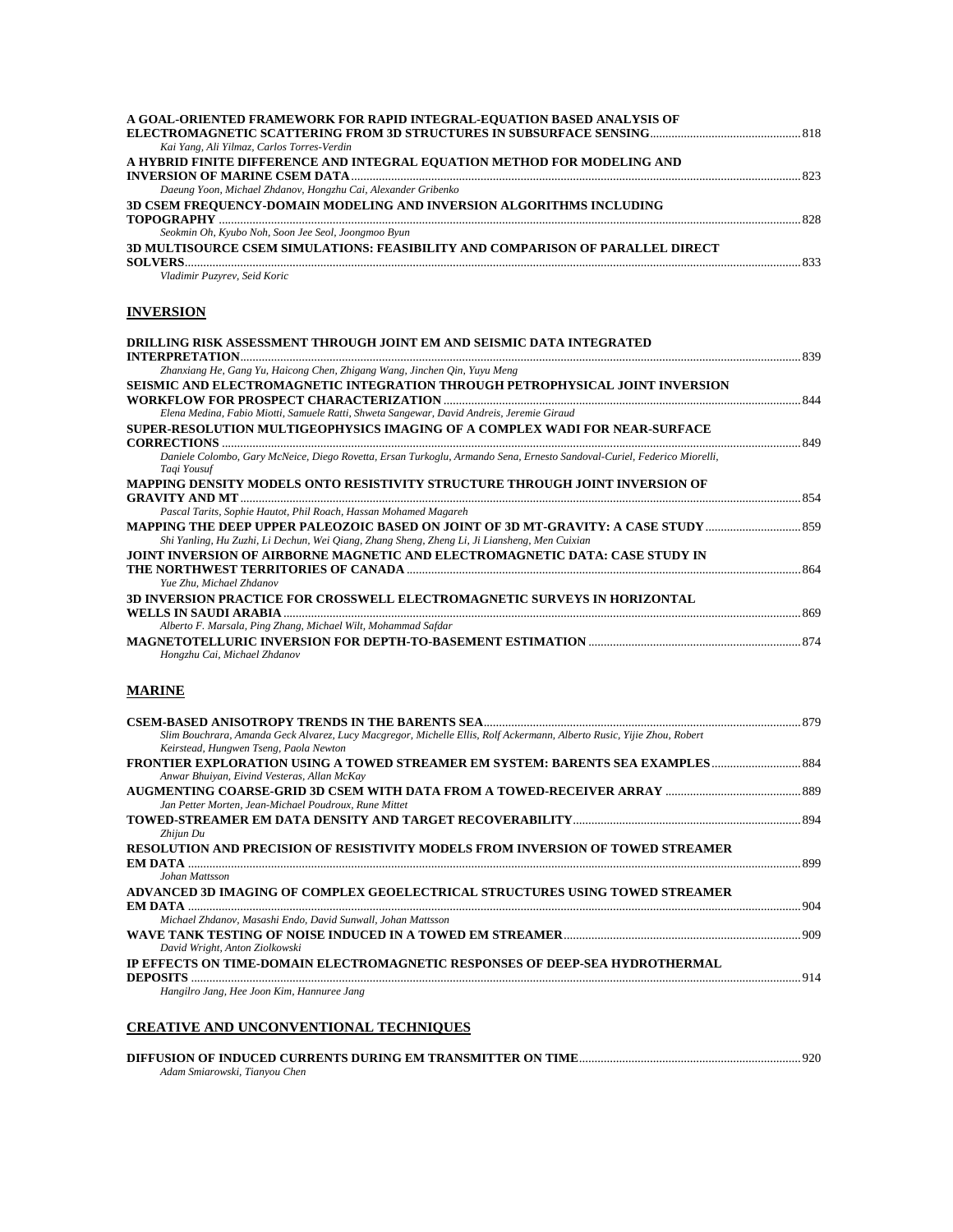**A GOAL-ORIENTED FRAMEWORK FOR RAPID INTEGRAL-EQUATION BASED ANALYSIS OF ELECTROMAGNETIC SCATTERING FROM 3D STRUCTURES IN SUBSURFACE SENSING** ........ 818
*Kai Yang, Ali Yilmaz, Carlos Torres-Verdin*

**A HYBRID FINITE DIFFERENCE AND INTEGRAL EQUATION METHOD FOR MODELING AND INVERSION OF MARINE CSEM DATA** ........ 823
*Daeung Yoon, Michael Zhdanov, Hongzhu Cai, Alexander Gribenko*

**3D CSEM FREQUENCY-DOMAIN MODELING AND INVERSION ALGORITHMS INCLUDING TOPOGRAPHY** ........ 828
*Seokmin Oh, Kyubo Noh, Soon Jee Seol, Joongmoo Byun*

**3D MULTISOURCE CSEM SIMULATIONS: FEASIBILITY AND COMPARISON OF PARALLEL DIRECT SOLVERS** ........ 833
*Vladimir Puzyrev, Seid Koric*

## INVERSION

**DRILLING RISK ASSESSMENT THROUGH JOINT EM AND SEISMIC DATA INTEGRATED INTERPRETATION** ........ 839
*Zhanxiang He, Gang Yu, Haicong Chen, Zhigang Wang, Jinchen Qin, Yuyu Meng*

**SEISMIC AND ELECTROMAGNETIC INTEGRATION THROUGH PETROPHYSICAL JOINT INVERSION WORKFLOW FOR PROSPECT CHARACTERIZATION** ........ 844
*Elena Medina, Fabio Miotti, Samuele Ratti, Shweta Sangewar, David Andreis, Jeremie Giraud*

**SUPER-RESOLUTION MULTIGEOPHYSICS IMAGING OF A COMPLEX WADI FOR NEAR-SURFACE CORRECTIONS** ........ 849
*Daniele Colombo, Gary McNeice, Diego Rovetta, Ersan Turkoglu, Armando Sena, Ernesto Sandoval-Curiel, Federico Miorelli, Taqi Yousuf*

**MAPPING DENSITY MODELS ONTO RESISTIVITY STRUCTURE THROUGH JOINT INVERSION OF GRAVITY AND MT** ........ 854
*Pascal Tarits, Sophie Hautot, Phil Roach, Hassan Mohamed Magareh*

**MAPPING THE DEEP UPPER PALEOZOIC BASED ON JOINT OF 3D MT-GRAVITY: A CASE STUDY** ........ 859
*Shi Yanling, Hu Zuzhi, Li Dechun, Wei Qiang, Zhang Sheng, Zheng Li, Ji Liansheng, Men Cuixian*

**JOINT INVERSION OF AIRBORNE MAGNETIC AND ELECTROMAGNETIC DATA: CASE STUDY IN THE NORTHWEST TERRITORIES OF CANADA** ........ 864
*Yue Zhu, Michael Zhdanov*

**3D INVERSION PRACTICE FOR CROSSWELL ELECTROMAGNETIC SURVEYS IN HORIZONTAL WELLS IN SAUDI ARABIA** ........ 869
*Alberto F. Marsala, Ping Zhang, Michael Wilt, Mohammad Safdar*

**MAGNETOTELLURIC INVERSION FOR DEPTH-TO-BASEMENT ESTIMATION** ........ 874
*Hongzhu Cai, Michael Zhdanov*

## MARINE

**CSEM-BASED ANISOTROPY TRENDS IN THE BARENTS SEA** ........ 879
*Slim Bouchrara, Amanda Geck Alvarez, Lucy Macgregor, Michelle Ellis, Rolf Ackermann, Alberto Rusic, Yijie Zhou, Robert Keirstead, Hungwen Tseng, Paola Newton*

**FRONTIER EXPLORATION USING A TOWED STREAMER EM SYSTEM: BARENTS SEA EXAMPLES** ........ 884
*Anwar Bhuiyan, Eivind Vesteras, Allan McKay*

**AUGMENTING COARSE-GRID 3D CSEM WITH DATA FROM A TOWED-RECEIVER ARRAY** ........ 889
*Jan Petter Morten, Jean-Michael Poudroux, Rune Mittet*

**TOWED-STREAMER EM DATA DENSITY AND TARGET RECOVERABILITY** ........ 894
*Zhijun Du*

**RESOLUTION AND PRECISION OF RESISTIVITY MODELS FROM INVERSION OF TOWED STREAMER EM DATA** ........ 899
*Johan Mattsson*

**ADVANCED 3D IMAGING OF COMPLEX GEOELECTRICAL STRUCTURES USING TOWED STREAMER EM DATA** ........ 904
*Michael Zhdanov, Masashi Endo, David Sunwall, Johan Mattsson*

**WAVE TANK TESTING OF NOISE INDUCED IN A TOWED EM STREAMER** ........ 909
*David Wright, Anton Ziolkowski*

**IP EFFECTS ON TIME-DOMAIN ELECTROMAGNETIC RESPONSES OF DEEP-SEA HYDROTHERMAL DEPOSITS** ........ 914
*Hangilro Jang, Hee Joon Kim, Hannuree Jang*

## CREATIVE AND UNCONVENTIONAL TECHNIQUES

**DIFFUSION OF INDUCED CURRENTS DURING EM TRANSMITTER ON TIME** ........ 920
*Adam Smiarowski, Tianyou Chen*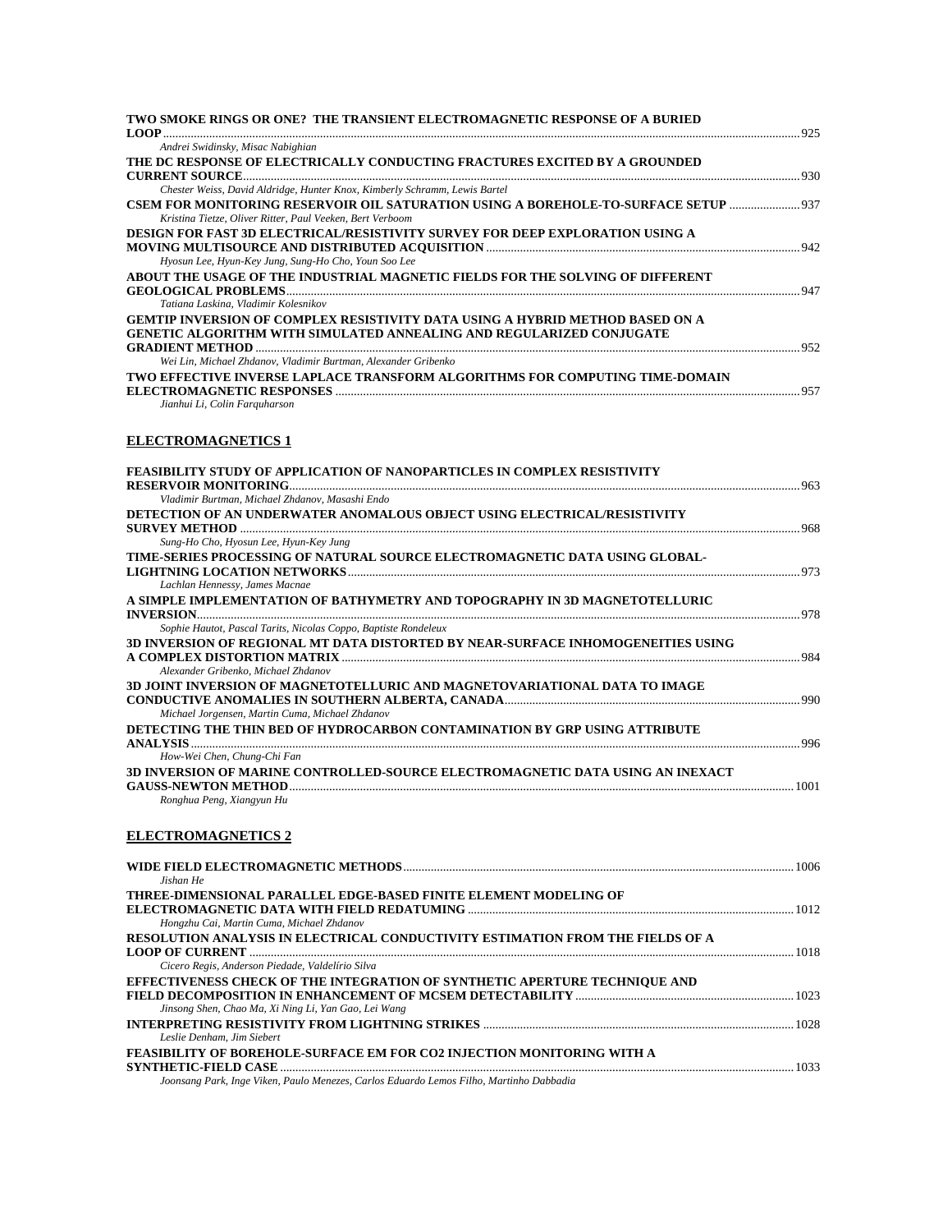**TWO SMOKE RINGS OR ONE? THE TRANSIENT ELECTROMAGNETIC RESPONSE OF A BURIED LOOP** ........ 925
*Andrei Swidinsky, Misac Nabighian*

**THE DC RESPONSE OF ELECTRICALLY CONDUCTING FRACTURES EXCITED BY A GROUNDED CURRENT SOURCE** ........ 930
*Chester Weiss, David Aldridge, Hunter Knox, Kimberly Schramm, Lewis Bartel*

**CSEM FOR MONITORING RESERVOIR OIL SATURATION USING A BOREHOLE-TO-SURFACE SETUP** ........ 937
*Kristina Tietze, Oliver Ritter, Paul Veeken, Bert Verboom*

**DESIGN FOR FAST 3D ELECTRICAL/RESISTIVITY SURVEY FOR DEEP EXPLORATION USING A MOVING MULTISOURCE AND DISTRIBUTED ACQUISITION** ........ 942
*Hyosun Lee, Hyun-Key Jung, Sung-Ho Cho, Youn Soo Lee*

**ABOUT THE USAGE OF THE INDUSTRIAL MAGNETIC FIELDS FOR THE SOLVING OF DIFFERENT GEOLOGICAL PROBLEMS** ........ 947
*Tatiana Laskina, Vladimir Kolesnikov*

**GEMTIP INVERSION OF COMPLEX RESISTIVITY DATA USING A HYBRID METHOD BASED ON A GENETIC ALGORITHM WITH SIMULATED ANNEALING AND REGULARIZED CONJUGATE GRADIENT METHOD** ........ 952
*Wei Lin, Michael Zhdanov, Vladimir Burtman, Alexander Gribenko*

**TWO EFFECTIVE INVERSE LAPLACE TRANSFORM ALGORITHMS FOR COMPUTING TIME-DOMAIN ELECTROMAGNETIC RESPONSES** ........ 957
*Jianhui Li, Colin Farquharson*

## ELECTROMAGNETICS 1

**FEASIBILITY STUDY OF APPLICATION OF NANOPARTICLES IN COMPLEX RESISTIVITY RESERVOIR MONITORING** ........ 963
*Vladimir Burtman, Michael Zhdanov, Masashi Endo*

**DETECTION OF AN UNDERWATER ANOMALOUS OBJECT USING ELECTRICAL/RESISTIVITY SURVEY METHOD** ........ 968
*Sung-Ho Cho, Hyosun Lee, Hyun-Key Jung*

**TIME-SERIES PROCESSING OF NATURAL SOURCE ELECTROMAGNETIC DATA USING GLOBAL-LIGHTNING LOCATION NETWORKS** ........ 973
*Lachlan Hennessy, James Macnae*

**A SIMPLE IMPLEMENTATION OF BATHYMETRY AND TOPOGRAPHY IN 3D MAGNETOTELLURIC INVERSION** ........ 978
*Sophie Hautot, Pascal Tarits, Nicolas Coppo, Baptiste Rondeleux*

**3D INVERSION OF REGIONAL MT DATA DISTORTED BY NEAR-SURFACE INHOMOGENEITIES USING A COMPLEX DISTORTION MATRIX** ........ 984
*Alexander Gribenko, Michael Zhdanov*

**3D JOINT INVERSION OF MAGNETOTELLURIC AND MAGNETOVARIATIONAL DATA TO IMAGE CONDUCTIVE ANOMALIES IN SOUTHERN ALBERTA, CANADA** ........ 990
*Michael Jorgensen, Martin Cuma, Michael Zhdanov*

**DETECTING THE THIN BED OF HYDROCARBON CONTAMINATION BY GRP USING ATTRIBUTE ANALYSIS** ........ 996
*How-Wei Chen, Chung-Chi Fan*

**3D INVERSION OF MARINE CONTROLLED-SOURCE ELECTROMAGNETIC DATA USING AN INEXACT GAUSS-NEWTON METHOD** ........ 1001
*Ronghua Peng, Xiangyun Hu*

## ELECTROMAGNETICS 2

**WIDE FIELD ELECTROMAGNETIC METHODS** ........ 1006
*Jishan He*

**THREE-DIMENSIONAL PARALLEL EDGE-BASED FINITE ELEMENT MODELING OF ELECTROMAGNETIC DATA WITH FIELD REDATUMING** ........ 1012
*Hongzhu Cai, Martin Cuma, Michael Zhdanov*

**RESOLUTION ANALYSIS IN ELECTRICAL CONDUCTIVITY ESTIMATION FROM THE FIELDS OF A LOOP OF CURRENT** ........ 1018
*Cicero Regis, Anderson Piedade, Valdelírio Silva*

**EFFECTIVENESS CHECK OF THE INTEGRATION OF SYNTHETIC APERTURE TECHNIQUE AND FIELD DECOMPOSITION IN ENHANCEMENT OF MCSEM DETECTABILITY** ........ 1023
*Jinsong Shen, Chao Ma, Xi Ning Li, Yan Gao, Lei Wang*

**INTERPRETING RESISTIVITY FROM LIGHTNING STRIKES** ........ 1028
*Leslie Denham, Jim Siebert*

**FEASIBILITY OF BOREHOLE-SURFACE EM FOR CO2 INJECTION MONITORING WITH A SYNTHETIC-FIELD CASE** ........ 1033
*Joonsang Park, Inge Viken, Paulo Menezes, Carlos Eduardo Lemos Filho, Martinho Dabbadia*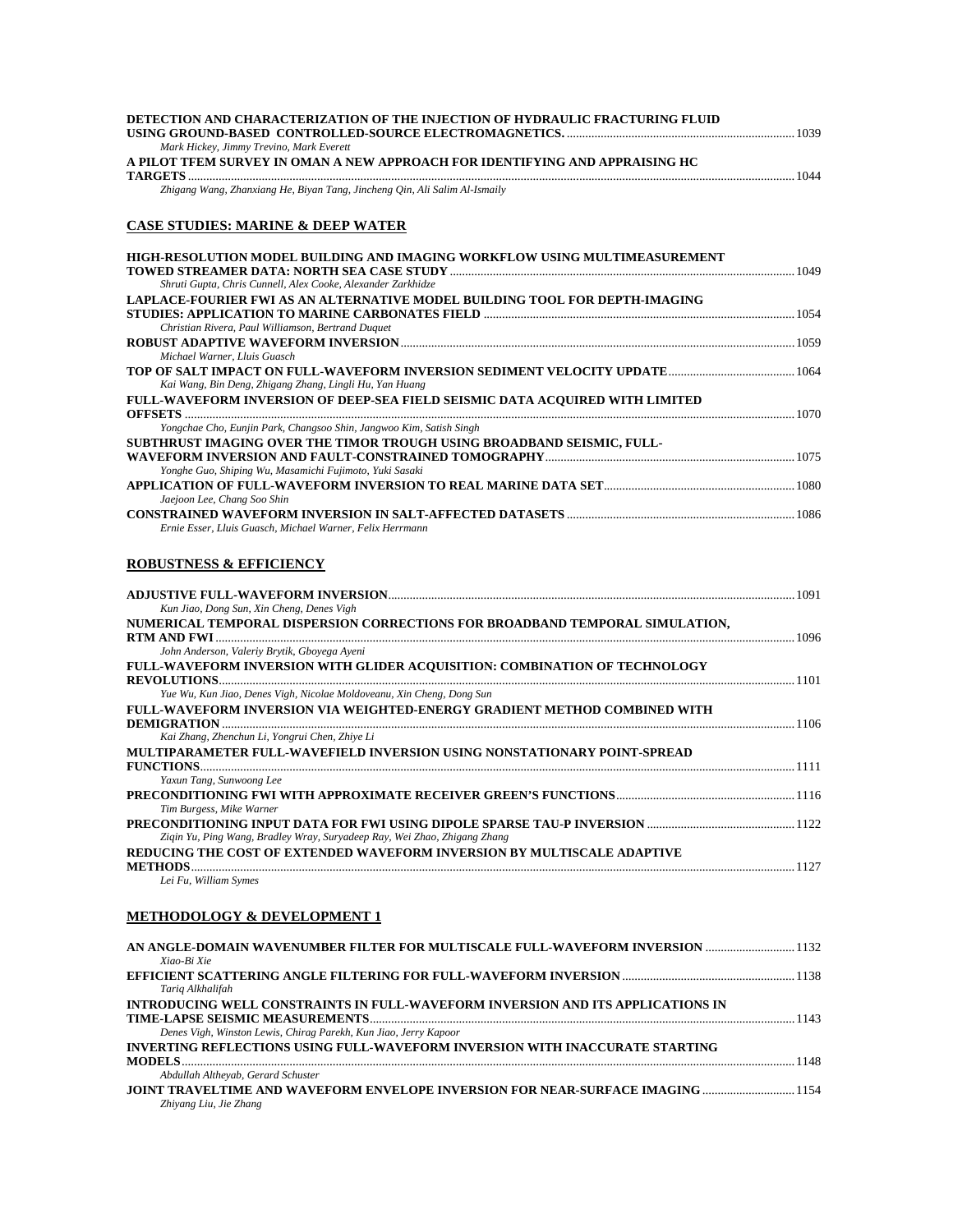**DETECTION AND CHARACTERIZATION OF THE INJECTION OF HYDRAULIC FRACTURING FLUID USING GROUND-BASED CONTROLLED-SOURCE ELECTROMAGNETICS.** ........ 1039
*Mark Hickey, Jimmy Trevino, Mark Everett*

**A PILOT TFEM SURVEY IN OMAN A NEW APPROACH FOR IDENTIFYING AND APPRAISING HC TARGETS** ........ 1044
*Zhigang Wang, Zhanxiang He, Biyan Tang, Jincheng Qin, Ali Salim Al-Ismaily*

## CASE STUDIES: MARINE & DEEP WATER

**HIGH-RESOLUTION MODEL BUILDING AND IMAGING WORKFLOW USING MULTIMEASUREMENT TOWED STREAMER DATA: NORTH SEA CASE STUDY** ........ 1049
*Shruti Gupta, Chris Cunnell, Alex Cooke, Alexander Zarkhidze*

**LAPLACE-FOURIER FWI AS AN ALTERNATIVE MODEL BUILDING TOOL FOR DEPTH-IMAGING STUDIES: APPLICATION TO MARINE CARBONATES FIELD** ........ 1054
*Christian Rivera, Paul Williamson, Bertrand Duquet*

**ROBUST ADAPTIVE WAVEFORM INVERSION** ........ 1059
*Michael Warner, Lluis Guasch*

**TOP OF SALT IMPACT ON FULL-WAVEFORM INVERSION SEDIMENT VELOCITY UPDATE** ........ 1064
*Kai Wang, Bin Deng, Zhigang Zhang, Lingli Hu, Yan Huang*

**FULL-WAVEFORM INVERSION OF DEEP-SEA FIELD SEISMIC DATA ACQUIRED WITH LIMITED OFFSETS** ........ 1070
*Yongchae Cho, Eunjin Park, Changsoo Shin, Jangwoo Kim, Satish Singh*

**SUBTHRUST IMAGING OVER THE TIMOR TROUGH USING BROADBAND SEISMIC, FULL-WAVEFORM INVERSION AND FAULT-CONSTRAINED TOMOGRAPHY** ........ 1075
*Yonghe Guo, Shiping Wu, Masamichi Fujimoto, Yuki Sasaki*

**APPLICATION OF FULL-WAVEFORM INVERSION TO REAL MARINE DATA SET** ........ 1080
*Jaejoon Lee, Chang Soo Shin*

**CONSTRAINED WAVEFORM INVERSION IN SALT-AFFECTED DATASETS** ........ 1086
*Ernie Esser, Lluis Guasch, Michael Warner, Felix Herrmann*

## ROBUSTNESS & EFFICIENCY

**ADJUSTIVE FULL-WAVEFORM INVERSION** ........ 1091
*Kun Jiao, Dong Sun, Xin Cheng, Denes Vigh*

**NUMERICAL TEMPORAL DISPERSION CORRECTIONS FOR BROADBAND TEMPORAL SIMULATION, RTM AND FWI** ........ 1096
*John Anderson, Valeriy Brytik, Gboyega Ayeni*

**FULL-WAVEFORM INVERSION WITH GLIDER ACQUISITION: COMBINATION OF TECHNOLOGY REVOLUTIONS** ........ 1101
*Yue Wu, Kun Jiao, Denes Vigh, Nicolae Moldoveanu, Xin Cheng, Dong Sun*

**FULL-WAVEFORM INVERSION VIA WEIGHTED-ENERGY GRADIENT METHOD COMBINED WITH DEMIGRATION** ........ 1106
*Kai Zhang, Zhenchun Li, Yongrui Chen, Zhiye Li*

**MULTIPARAMETER FULL-WAVEFIELD INVERSION USING NONSTATIONARY POINT-SPREAD FUNCTIONS** ........ 1111
*Yaxun Tang, Sunwoong Lee*

**PRECONDITIONING FWI WITH APPROXIMATE RECEIVER GREEN'S FUNCTIONS** ........ 1116
*Tim Burgess, Mike Warner*

**PRECONDITIONING INPUT DATA FOR FWI USING DIPOLE SPARSE TAU-P INVERSION** ........ 1122
*Ziqin Yu, Ping Wang, Bradley Wray, Suryadeep Ray, Wei Zhao, Zhigang Zhang*

**REDUCING THE COST OF EXTENDED WAVEFORM INVERSION BY MULTISCALE ADAPTIVE METHODS** ........ 1127
*Lei Fu, William Symes*

## METHODOLOGY & DEVELOPMENT 1

**AN ANGLE-DOMAIN WAVENUMBER FILTER FOR MULTISCALE FULL-WAVEFORM INVERSION** ........ 1132
*Xiao-Bi Xie*

**EFFICIENT SCATTERING ANGLE FILTERING FOR FULL-WAVEFORM INVERSION** ........ 1138
*Tariq Alkhalifah*

**INTRODUCING WELL CONSTRAINTS IN FULL-WAVEFORM INVERSION AND ITS APPLICATIONS IN TIME-LAPSE SEISMIC MEASUREMENTS** ........ 1143
*Denes Vigh, Winston Lewis, Chirag Parekh, Kun Jiao, Jerry Kapoor*

**INVERTING REFLECTIONS USING FULL-WAVEFORM INVERSION WITH INACCURATE STARTING MODELS** ........ 1148
*Abdullah Altheyab, Gerard Schuster*

**JOINT TRAVELTIME AND WAVEFORM ENVELOPE INVERSION FOR NEAR-SURFACE IMAGING** ........ 1154
*Zhiyang Liu, Jie Zhang*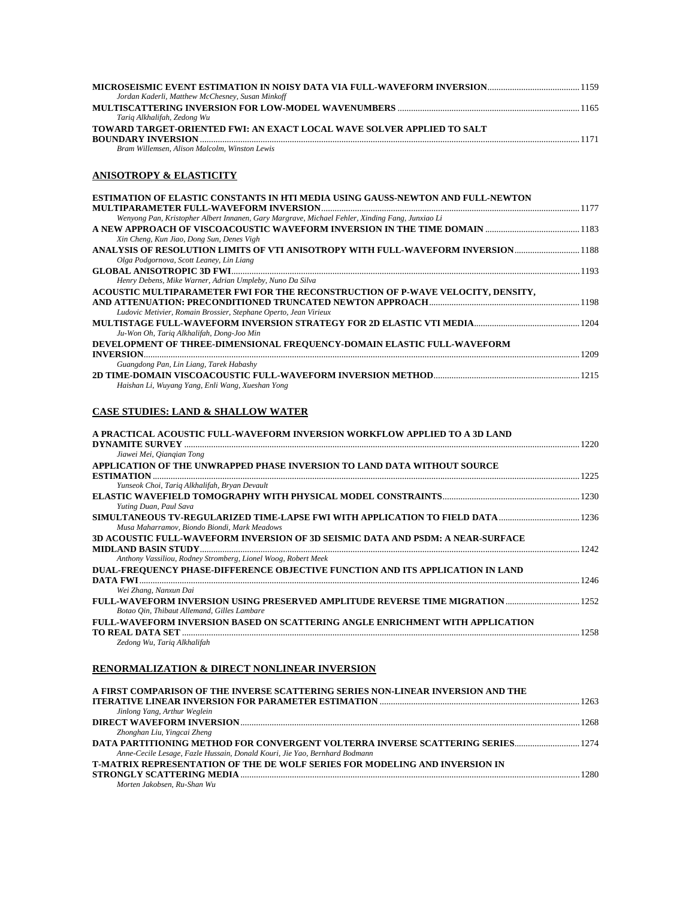**MICROSEISMIC EVENT ESTIMATION IN NOISY DATA VIA FULL-WAVEFORM INVERSION** ........................................ 1159
*Jordan Kaderli, Matthew McChesney, Susan Minkoff*

**MULTISCATTERING INVERSION FOR LOW-MODEL WAVENUMBERS** ................................................................................ 1165
*Tariq Alkhalifah, Zedong Wu*

**TOWARD TARGET-ORIENTED FWI: AN EXACT LOCAL WAVE SOLVER APPLIED TO SALT BOUNDARY INVERSION** ................................................................................................................................................................ 1171
*Bram Willemsen, Alison Malcolm, Winston Lewis*

## ANISOTROPY & ELASTICITY

**ESTIMATION OF ELASTIC CONSTANTS IN HTI MEDIA USING GAUSS-NEWTON AND FULL-NEWTON MULTIPARAMETER FULL-WAVEFORM INVERSION** ................................................................................................................ 1177
*Wenyong Pan, Kristopher Albert Innanen, Gary Margrave, Michael Fehler, Xinding Fang, Junxiao Li*

**A NEW APPROACH OF VISCOACOUSTIC WAVEFORM INVERSION IN THE TIME DOMAIN** .......................................... 1183
*Xin Cheng, Kun Jiao, Dong Sun, Denes Vigh*

**ANALYSIS OF RESOLUTION LIMITS OF VTI ANISOTROPY WITH FULL-WAVEFORM INVERSION** ............................. 1188
*Olga Podgornova, Scott Leaney, Lin Liang*

**GLOBAL ANISOTROPIC 3D FWI** ........................................................................................................................................ 1193
*Henry Debens, Mike Warner, Adrian Umpleby, Nuno Da Silva*

**ACOUSTIC MULTIPARAMETER FWI FOR THE RECONSTRUCTION OF P-WAVE VELOCITY, DENSITY, AND ATTENUATION: PRECONDITIONED TRUNCATED NEWTON APPROACH** ................................................................. 1198
*Ludovic Metivier, Romain Brossier, Stephane Operto, Jean Virieux*

**MULTISTAGE FULL-WAVEFORM INVERSION STRATEGY FOR 2D ELASTIC VTI MEDIA** ............................................... 1204
*Ju-Won Oh, Tariq Alkhalifah, Dong-Joo Min*

**DEVELOPMENT OF THREE-DIMENSIONAL FREQUENCY-DOMAIN ELASTIC FULL-WAVEFORM INVERSION** .................................................................................................................................................................... 1209
*Guangdong Pan, Lin Liang, Tarek Habashy*

**2D TIME-DOMAIN VISCOACOUSTIC FULL-WAVEFORM INVERSION METHOD** ................................................................ 1215
*Haishan Li, Wuyang Yang, Enli Wang, Xueshan Yong*

## CASE STUDIES: LAND & SHALLOW WATER

**A PRACTICAL ACOUSTIC FULL-WAVEFORM INVERSION WORKFLOW APPLIED TO A 3D LAND DYNAMITE SURVEY** ....................................................................................................................................................... 1220
*Jiawei Mei, Qianqian Tong*

**APPLICATION OF THE UNWRAPPED PHASE INVERSION TO LAND DATA WITHOUT SOURCE ESTIMATION** ................................................................................................................................................................ 1225
*Yunseok Choi, Tariq Alkhalifah, Bryan Devault*

**ELASTIC WAVEFIELD TOMOGRAPHY WITH PHYSICAL MODEL CONSTRAINTS** ........................................................... 1230
*Yuting Duan, Paul Sava*

**SIMULTANEOUS TV-REGULARIZED TIME-LAPSE FWI WITH APPLICATION TO FIELD DATA** .................................... 1236
*Musa Maharramov, Biondo Biondi, Mark Meadows*

**3D ACOUSTIC FULL-WAVEFORM INVERSION OF 3D SEISMIC DATA AND PSDM: A NEAR-SURFACE MIDLAND BASIN STUDY** .......................................................................................................................................... 1242
*Anthony Vassiliou, Rodney Stromberg, Lionel Woog, Robert Meek*

**DUAL-FREQUENCY PHASE-DIFFERENCE OBJECTIVE FUNCTION AND ITS APPLICATION IN LAND DATA FWI** ....................................................................................................................................................................... 1246
*Wei Zhang, Nanxun Dai*

**FULL-WAVEFORM INVERSION USING PRESERVED AMPLITUDE REVERSE TIME MIGRATION** ................................. 1252
*Botao Qin, Thibaut Allemand, Gilles Lambare*

**FULL-WAVEFORM INVERSION BASED ON SCATTERING ANGLE ENRICHMENT WITH APPLICATION TO REAL DATA SET** ........................................................................................................................................................... 1258
*Zedong Wu, Tariq Alkhalifah*

## RENORMALIZATION & DIRECT NONLINEAR INVERSION

**A FIRST COMPARISON OF THE INVERSE SCATTERING SERIES NON-LINEAR INVERSION AND THE ITERATIVE LINEAR INVERSION FOR PARAMETER ESTIMATION** ......................................................................... 1263
*Jinlong Yang, Arthur Weglein*

**DIRECT WAVEFORM INVERSION** ....................................................................................................................................... 1268
*Zhonghan Liu, Yingcai Zheng*

**DATA PARTITIONING METHOD FOR CONVERGENT VOLTERRA INVERSE SCATTERING SERIES** ............................. 1274
*Anne-Cecile Lesage, Fazle Hussain, Donald Kouri, Jie Yao, Bernhard Bodmann*

**T-MATRIX REPRESENTATION OF THE DE WOLF SERIES FOR MODELING AND INVERSION IN STRONGLY SCATTERING MEDIA** ..................................................................................................................................... 1280
*Morten Jakobsen, Ru-Shan Wu*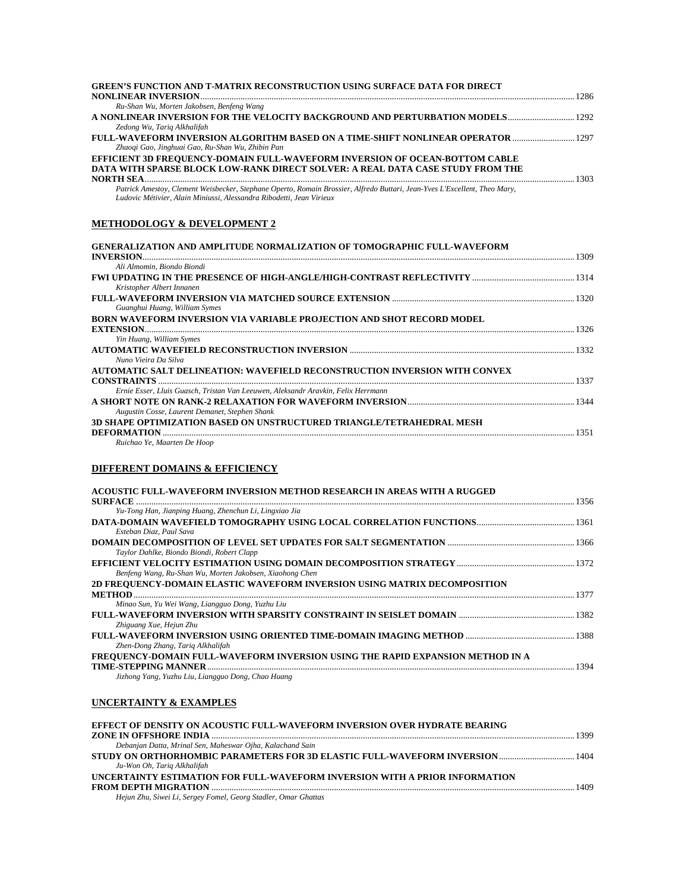**GREEN'S FUNCTION AND T-MATRIX RECONSTRUCTION USING SURFACE DATA FOR DIRECT NONLINEAR INVERSION** ........ 1286
*Ru-Shan Wu, Morten Jakobsen, Benfeng Wang*

**A NONLINEAR INVERSION FOR THE VELOCITY BACKGROUND AND PERTURBATION MODELS** ........ 1292
*Zedong Wu, Tariq Alkhalifah*

**FULL-WAVEFORM INVERSION ALGORITHM BASED ON A TIME-SHIFT NONLINEAR OPERATOR** ........ 1297
*Zhaoqi Gao, Jinghuai Gao, Ru-Shan Wu, Zhibin Pan*

**EFFICIENT 3D FREQUENCY-DOMAIN FULL-WAVEFORM INVERSION OF OCEAN-BOTTOM CABLE DATA WITH SPARSE BLOCK LOW-RANK DIRECT SOLVER: A REAL DATA CASE STUDY FROM THE NORTH SEA** ........ 1303
*Patrick Amestoy, Clement Weisbecker, Stephane Operto, Romain Brossier, Alfredo Buttari, Jean-Yves L'Excellent, Theo Mary, Ludovic Métivier, Alain Miniussi, Alessandra Ribodetti, Jean Virieux*

## METHODOLOGY & DEVELOPMENT 2

**GENERALIZATION AND AMPLITUDE NORMALIZATION OF TOMOGRAPHIC FULL-WAVEFORM INVERSION** ........ 1309
*Ali Almomin, Biondo Biondi*

**FWI UPDATING IN THE PRESENCE OF HIGH-ANGLE/HIGH-CONTRAST REFLECTIVITY** ........ 1314
*Kristopher Albert Innanen*

**FULL-WAVEFORM INVERSION VIA MATCHED SOURCE EXTENSION** ........ 1320
*Guanghui Huang, William Symes*

**BORN WAVEFORM INVERSION VIA VARIABLE PROJECTION AND SHOT RECORD MODEL EXTENSION** ........ 1326
*Yin Huang, William Symes*

**AUTOMATIC WAVEFIELD RECONSTRUCTION INVERSION** ........ 1332
*Nuno Vieira Da Silva*

**AUTOMATIC SALT DELINEATION: WAVEFIELD RECONSTRUCTION INVERSION WITH CONVEX CONSTRAINTS** ........ 1337
*Ernie Esser, Lluis Guasch, Tristan Van Leeuwen, Aleksandr Aravkin, Felix Herrmann*

**A SHORT NOTE ON RANK-2 RELAXATION FOR WAVEFORM INVERSION** ........ 1344
*Augustin Cosse, Laurent Demanet, Stephen Shank*

**3D SHAPE OPTIMIZATION BASED ON UNSTRUCTURED TRIANGLE/TETRAHEDRAL MESH DEFORMATION** ........ 1351
*Ruichao Ye, Maarten De Hoop*

## DIFFERENT DOMAINS & EFFICIENCY

**ACOUSTIC FULL-WAVEFORM INVERSION METHOD RESEARCH IN AREAS WITH A RUGGED SURFACE** ........ 1356
*Yu-Tong Han, Jianping Huang, Zhenchun Li, Lingxiao Jia*

**DATA-DOMAIN WAVEFIELD TOMOGRAPHY USING LOCAL CORRELATION FUNCTIONS** ........ 1361
*Esteban Diaz, Paul Sava*

**DOMAIN DECOMPOSITION OF LEVEL SET UPDATES FOR SALT SEGMENTATION** ........ 1366
*Taylor Dahlke, Biondo Biondi, Robert Clapp*

**EFFICIENT VELOCITY ESTIMATION USING DOMAIN DECOMPOSITION STRATEGY** ........ 1372
*Benfeng Wang, Ru-Shan Wu, Morten Jakobsen, Xiaohong Chen*

**2D FREQUENCY-DOMAIN ELASTIC WAVEFORM INVERSION USING MATRIX DECOMPOSITION METHOD** ........ 1377
*Minao Sun, Yu Wei Wang, Liangguo Dong, Yuzhu Liu*

**FULL-WAVEFORM INVERSION WITH SPARSITY CONSTRAINT IN SEISLET DOMAIN** ........ 1382
*Zhiguang Xue, Hejun Zhu*

**FULL-WAVEFORM INVERSION USING ORIENTED TIME-DOMAIN IMAGING METHOD** ........ 1388
*Zhen-Dong Zhang, Tariq Alkhalifah*

**FREQUENCY-DOMAIN FULL-WAVEFORM INVERSION USING THE RAPID EXPANSION METHOD IN A TIME-STEPPING MANNER** ........ 1394
*Jizhong Yang, Yuzhu Liu, Liangguo Dong, Chao Huang*

## UNCERTAINTY & EXAMPLES

**EFFECT OF DENSITY ON ACOUSTIC FULL-WAVEFORM INVERSION OVER HYDRATE BEARING ZONE IN OFFSHORE INDIA** ........ 1399
*Debanjan Datta, Mrinal Sen, Maheswar Ojha, Kalachand Sain*

**STUDY ON ORTHORHOMBIC PARAMETERS FOR 3D ELASTIC FULL-WAVEFORM INVERSION** ........ 1404
*Ju-Won Oh, Tariq Alkhalifah*

**UNCERTAINTY ESTIMATION FOR FULL-WAVEFORM INVERSION WITH A PRIOR INFORMATION FROM DEPTH MIGRATION** ........ 1409
*Hejun Zhu, Siwei Li, Sergey Fomel, Georg Stadler, Omar Ghattas*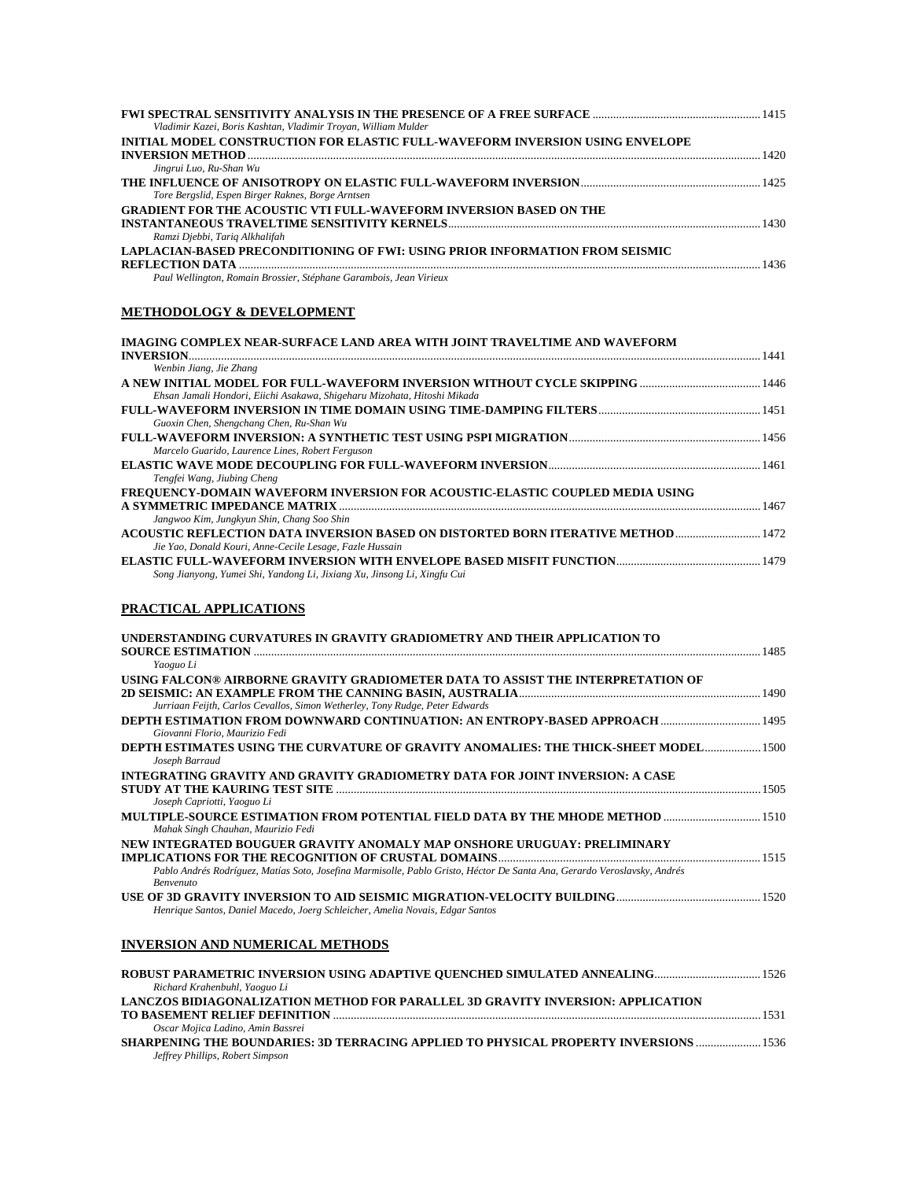**FWI SPECTRAL SENSITIVITY ANALYSIS IN THE PRESENCE OF A FREE SURFACE** ........................................................ 1415
*Vladimir Kazei, Boris Kashtan, Vladimir Troyan, William Mulder*

**INITIAL MODEL CONSTRUCTION FOR ELASTIC FULL-WAVEFORM INVERSION USING ENVELOPE INVERSION METHOD** ........................................................ 1420
*Jingrui Luo, Ru-Shan Wu*

**THE INFLUENCE OF ANISOTROPY ON ELASTIC FULL-WAVEFORM INVERSION** ........................................................ 1425
*Tore Bergslid, Espen Birger Raknes, Borge Arntsen*

**GRADIENT FOR THE ACOUSTIC VTI FULL-WAVEFORM INVERSION BASED ON THE INSTANTANEOUS TRAVELTIME SENSITIVITY KERNELS** ........................................................ 1430
*Ramzi Djebbi, Tariq Alkhalifah*

**LAPLACIAN-BASED PRECONDITIONING OF FWI: USING PRIOR INFORMATION FROM SEISMIC REFLECTION DATA** ........................................................ 1436
*Paul Wellington, Romain Brossier, Stéphane Garambois, Jean Virieux*

## METHODOLOGY & DEVELOPMENT

**IMAGING COMPLEX NEAR-SURFACE LAND AREA WITH JOINT TRAVELTIME AND WAVEFORM INVERSION** ........................................................ 1441
*Wenbin Jiang, Jie Zhang*

**A NEW INITIAL MODEL FOR FULL-WAVEFORM INVERSION WITHOUT CYCLE SKIPPING** ........................................................ 1446
*Ehsan Jamali Hondori, Eiichi Asakawa, Shigeharu Mizohata, Hitoshi Mikada*

**FULL-WAVEFORM INVERSION IN TIME DOMAIN USING TIME-DAMPING FILTERS** ........................................................ 1451
*Guoxin Chen, Shengchang Chen, Ru-Shan Wu*

**FULL-WAVEFORM INVERSION: A SYNTHETIC TEST USING PSPI MIGRATION** ........................................................ 1456
*Marcelo Guarido, Laurence Lines, Robert Ferguson*

**ELASTIC WAVE MODE DECOUPLING FOR FULL-WAVEFORM INVERSION** ........................................................ 1461
*Tengfei Wang, Jiubing Cheng*

**FREQUENCY-DOMAIN WAVEFORM INVERSION FOR ACOUSTIC-ELASTIC COUPLED MEDIA USING A SYMMETRIC IMPEDANCE MATRIX** ........................................................ 1467
*Jangwoo Kim, Jungkyun Shin, Chang Soo Shin*

**ACOUSTIC REFLECTION DATA INVERSION BASED ON DISTORTED BORN ITERATIVE METHOD** ........................................................ 1472
*Jie Yao, Donald Kouri, Anne-Cecile Lesage, Fazle Hussain*

**ELASTIC FULL-WAVEFORM INVERSION WITH ENVELOPE BASED MISFIT FUNCTION** ........................................................ 1479
*Song Jianyong, Yumei Shi, Yandong Li, Jixiang Xu, Jinsong Li, Xingfu Cui*

## PRACTICAL APPLICATIONS

**UNDERSTANDING CURVATURES IN GRAVITY GRADIOMETRY AND THEIR APPLICATION TO SOURCE ESTIMATION** ........................................................ 1485
*Yaoguo Li*

**USING FALCON® AIRBORNE GRAVITY GRADIOMETER DATA TO ASSIST THE INTERPRETATION OF 2D SEISMIC: AN EXAMPLE FROM THE CANNING BASIN, AUSTRALIA** ........................................................ 1490
*Jurriaan Feijth, Carlos Cevallos, Simon Wetherley, Tony Rudge, Peter Edwards*

**DEPTH ESTIMATION FROM DOWNWARD CONTINUATION: AN ENTROPY-BASED APPROACH** ........................................................ 1495
*Giovanni Florio, Maurizio Fedi*

**DEPTH ESTIMATES USING THE CURVATURE OF GRAVITY ANOMALIES: THE THICK-SHEET MODEL** ........................................................ 1500
*Joseph Barraud*

**INTEGRATING GRAVITY AND GRAVITY GRADIOMETRY DATA FOR JOINT INVERSION: A CASE STUDY AT THE KAURING TEST SITE** ........................................................ 1505
*Joseph Capriotti, Yaoguo Li*

**MULTIPLE-SOURCE ESTIMATION FROM POTENTIAL FIELD DATA BY THE MHODE METHOD** ........................................................ 1510
*Mahak Singh Chauhan, Maurizio Fedi*

**NEW INTEGRATED BOUGUER GRAVITY ANOMALY MAP ONSHORE URUGUAY: PRELIMINARY IMPLICATIONS FOR THE RECOGNITION OF CRUSTAL DOMAINS** ........................................................ 1515
*Pablo Andrés Rodríguez, Matías Soto, Josefina Marmisolle, Pablo Gristo, Héctor De Santa Ana, Gerardo Veroslavsky, Andrés Benvenuto*

**USE OF 3D GRAVITY INVERSION TO AID SEISMIC MIGRATION-VELOCITY BUILDING** ........................................................ 1520
*Henrique Santos, Daniel Macedo, Joerg Schleicher, Amelia Novais, Edgar Santos*

## INVERSION AND NUMERICAL METHODS

**ROBUST PARAMETRIC INVERSION USING ADAPTIVE QUENCHED SIMULATED ANNEALING** ........................................................ 1526
*Richard Krahenbuhl, Yaoguo Li*

**LANCZOS BIDIAGONALIZATION METHOD FOR PARALLEL 3D GRAVITY INVERSION: APPLICATION TO BASEMENT RELIEF DEFINITION** ........................................................ 1531
*Oscar Mojica Ladino, Amin Bassrei*

**SHARPENING THE BOUNDARIES: 3D TERRACING APPLIED TO PHYSICAL PROPERTY INVERSIONS** ........................................................ 1536
*Jeffrey Phillips, Robert Simpson*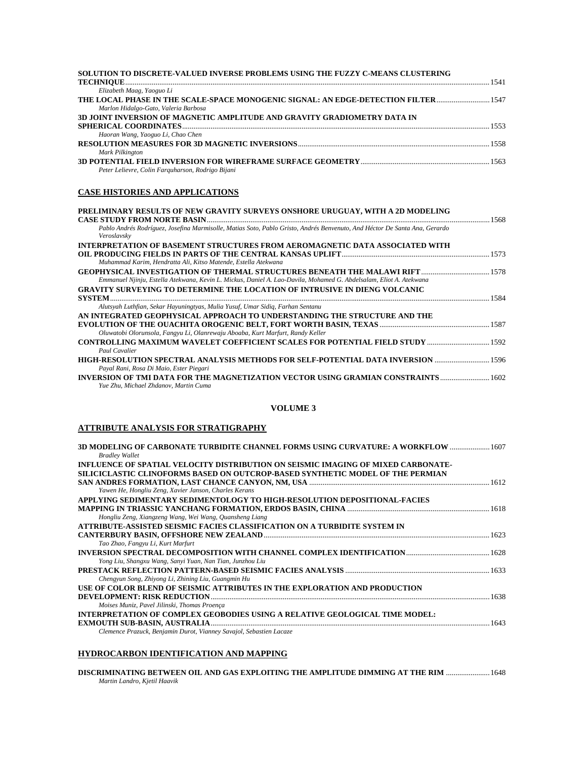**SOLUTION TO DISCRETE-VALUED INVERSE PROBLEMS USING THE FUZZY C-MEANS CLUSTERING TECHNIQUE** ........ 1541
*Elizabeth Maag, Yaoguo Li*

**THE LOCAL PHASE IN THE SCALE-SPACE MONOGENIC SIGNAL: AN EDGE-DETECTION FILTER** ........ 1547
*Marlon Hidalgo-Gato, Valeria Barbosa*

**3D JOINT INVERSION OF MAGNETIC AMPLITUDE AND GRAVITY GRADIOMETRY DATA IN SPHERICAL COORDINATES** ........ 1553
*Haoran Wang, Yaoguo Li, Chao Chen*

**RESOLUTION MEASURES FOR 3D MAGNETIC INVERSIONS** ........ 1558
*Mark Pilkington*

**3D POTENTIAL FIELD INVERSION FOR WIREFRAME SURFACE GEOMETRY** ........ 1563
*Peter Lelievre, Colin Farquharson, Rodrigo Bijani*

## CASE HISTORIES AND APPLICATIONS

**PRELIMINARY RESULTS OF NEW GRAVITY SURVEYS ONSHORE URUGUAY, WITH A 2D MODELING CASE STUDY FROM NORTE BASIN** ........ 1568
*Pablo Andrés Rodríguez, Josefina Marmisolle, Matias Soto, Pablo Gristo, Andrés Benvenuto, And Héctor De Santa Ana, Gerardo Veroslavsky*

**INTERPRETATION OF BASEMENT STRUCTURES FROM AEROMAGNETIC DATA ASSOCIATED WITH OIL PRODUCING FIELDS IN PARTS OF THE CENTRAL KANSAS UPLIFT** ........ 1573
*Muhammad Karim, Hendratta Ali, Kitso Matende, Estella Atekwana*

**GEOPHYSICAL INVESTIGATION OF THERMAL STRUCTURES BENEATH THE MALAWI RIFT** ........ 1578
*Emmanuel Njinju, Estella Atekwana, Kevin L. Mickus, Daniel A. Lao-Davila, Mohamed G. Abdelsalam, Eliot A. Atekwana*

**GRAVITY SURVEYING TO DETERMINE THE LOCATION OF INTRUSIVE IN DIENG VOLCANIC SYSTEM** ........ 1584
*Alutsyah Luthfian, Sekar Hayuningtyas, Mulia Yusuf, Umar Sidiq, Farhan Sentanu*

**AN INTEGRATED GEOPHYSICAL APPROACH TO UNDERSTANDING THE STRUCTURE AND THE EVOLUTION OF THE OUACHITA OROGENIC BELT, FORT WORTH BASIN, TEXAS** ........ 1587
*Oluwatobi Olorunsola, Fangyu Li, Olanrewaju Aboaba, Kurt Marfurt, Randy Keller*

**CONTROLLING MAXIMUM WAVELET COEFFICIENT SCALES FOR POTENTIAL FIELD STUDY** ........ 1592
*Paul Cavalier*

**HIGH-RESOLUTION SPECTRAL ANALYSIS METHODS FOR SELF-POTENTIAL DATA INVERSION** ........ 1596
*Payal Rani, Rosa Di Maio, Ester Piegari*

**INVERSION OF TMI DATA FOR THE MAGNETIZATION VECTOR USING GRAMIAN CONSTRAINTS** ........ 1602
*Yue Zhu, Michael Zhdanov, Martin Cuma*

# VOLUME 3

## ATTRIBUTE ANALYSIS FOR STRATIGRAPHY

**3D MODELING OF CARBONATE TURBIDITE CHANNEL FORMS USING CURVATURE: A WORKFLOW** ........ 1607
*Bradley Wallet*

**INFLUENCE OF SPATIAL VELOCITY DISTRIBUTION ON SEISMIC IMAGING OF MIXED CARBONATE-SILICICLASTIC CLINOFORMS BASED ON OUTCROP-BASED SYNTHETIC MODEL OF THE PERMIAN SAN ANDRES FORMATION, LAST CHANCE CANYON, NM, USA** ........ 1612
*Yawen He, Hongliu Zeng, Xavier Janson, Charles Kerans*

**APPLYING SEDIMENTARY SEDIMENTOLOGY TO HIGH-RESOLUTION DEPOSITIONAL-FACIES MAPPING IN TRIASSIC YANCHANG FORMATION, ERDOS BASIN, CHINA** ........ 1618
*Hongliu Zeng, Xiangzeng Wang, Wei Wang, Quansheng Liang*

**ATTRIBUTE-ASSISTED SEISMIC FACIES CLASSIFICATION ON A TURBIDITE SYSTEM IN CANTERBURY BASIN, OFFSHORE NEW ZEALAND** ........ 1623
*Tao Zhao, Fangyu Li, Kurt Marfurt*

**INVERSION SPECTRAL DECOMPOSITION WITH CHANNEL COMPLEX IDENTIFICATION** ........ 1628
*Yong Liu, Shangxu Wang, Sanyi Yuan, Nan Tian, Junzhou Liu*

**PRESTACK REFLECTION PATTERN-BASED SEISMIC FACIES ANALYSIS** ........ 1633
*Chengyun Song, Zhiyong Li, Zhining Liu, Guangmin Hu*

**USE OF COLOR BLEND OF SEISMIC ATTRIBUTES IN THE EXPLORATION AND PRODUCTION DEVELOPMENT: RISK REDUCTION** ........ 1638
*Moises Muniz, Pavel Jilinski, Thomas Proença*

**INTERPRETATION OF COMPLEX GEOBODIES USING A RELATIVE GEOLOGICAL TIME MODEL: EXMOUTH SUB-BASIN, AUSTRALIA** ........ 1643
*Clemence Prazuck, Benjamin Durot, Vianney Savajol, Sebastien Lacaze*

## HYDROCARBON IDENTIFICATION AND MAPPING

**DISCRIMINATING BETWEEN OIL AND GAS EXPLOITING THE AMPLITUDE DIMMING AT THE RIM** ........ 1648
*Martin Landro, Kjetil Haavik*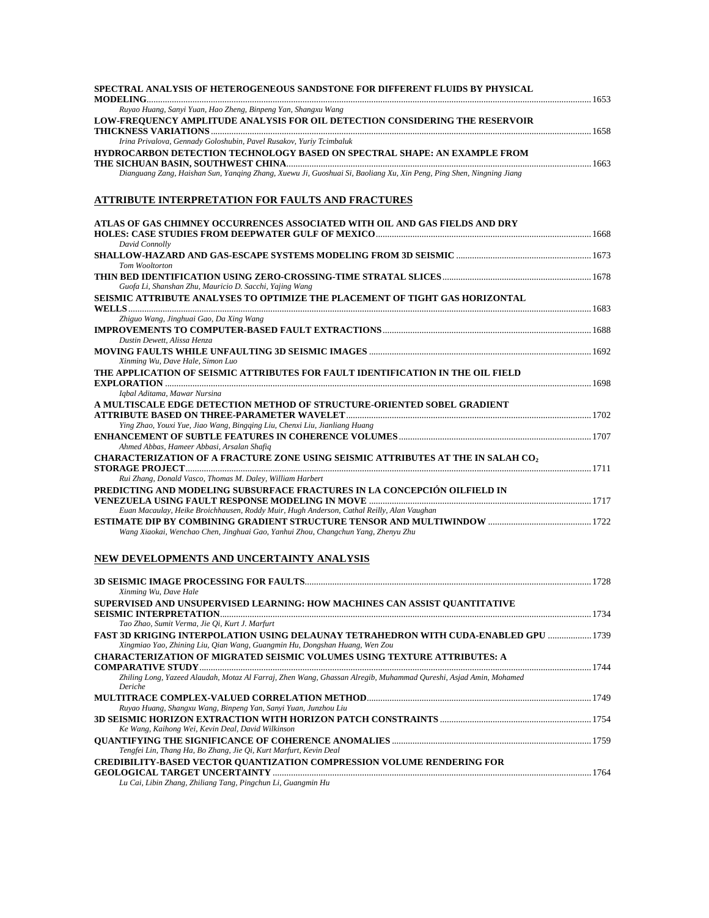**SPECTRAL ANALYSIS OF HETEROGENEOUS SANDSTONE FOR DIFFERENT FLUIDS BY PHYSICAL MODELING** ........ 1653
*Ruyao Huang, Sanyi Yuan, Hao Zheng, Binpeng Yan, Shangxu Wang*

**LOW-FREQUENCY AMPLITUDE ANALYSIS FOR OIL DETECTION CONSIDERING THE RESERVOIR THICKNESS VARIATIONS** ........ 1658
*Irina Privalova, Gennady Goloshubin, Pavel Rusakov, Yuriy Tcimbaluk*

**HYDROCARBON DETECTION TECHNOLOGY BASED ON SPECTRAL SHAPE: AN EXAMPLE FROM THE SICHUAN BASIN, SOUTHWEST CHINA** ........ 1663
*Dianguang Zang, Haishan Sun, Yanqing Zhang, Xuewu Ji, Guoshuai Si, Baoliang Xu, Xin Peng, Ping Shen, Ningning Jiang*

## ATTRIBUTE INTERPRETATION FOR FAULTS AND FRACTURES

**ATLAS OF GAS CHIMNEY OCCURRENCES ASSOCIATED WITH OIL AND GAS FIELDS AND DRY HOLES: CASE STUDIES FROM DEEPWATER GULF OF MEXICO** ........ 1668
*David Connolly*

**SHALLOW-HAZARD AND GAS-ESCAPE SYSTEMS MODELING FROM 3D SEISMIC** ........ 1673
*Tom Wooltorton*

**THIN BED IDENTIFICATION USING ZERO-CROSSING-TIME STRATAL SLICES** ........ 1678
*Guofa Li, Shanshan Zhu, Mauricio D. Sacchi, Yajing Wang*

**SEISMIC ATTRIBUTE ANALYSES TO OPTIMIZE THE PLACEMENT OF TIGHT GAS HORIZONTAL WELLS** ........ 1683
*Zhiguo Wang, Jinghuai Gao, Da Xing Wang*

**IMPROVEMENTS TO COMPUTER-BASED FAULT EXTRACTIONS** ........ 1688
*Dustin Dewett, Alissa Henza*

**MOVING FAULTS WHILE UNFAULTING 3D SEISMIC IMAGES** ........ 1692
*Xinming Wu, Dave Hale, Simon Luo*

**THE APPLICATION OF SEISMIC ATTRIBUTES FOR FAULT IDENTIFICATION IN THE OIL FIELD EXPLORATION** ........ 1698
*Iqbal Aditama, Mawar Nursina*

**A MULTISCALE EDGE DETECTION METHOD OF STRUCTURE-ORIENTED SOBEL GRADIENT ATTRIBUTE BASED ON THREE-PARAMETER WAVELET** ........ 1702
*Ying Zhao, Youxi Yue, Jiao Wang, Bingqing Liu, Chenxi Liu, Jianliang Huang*

**ENHANCEMENT OF SUBTLE FEATURES IN COHERENCE VOLUMES** ........ 1707
*Ahmed Abbas, Hameer Abbasi, Arsalan Shafiq*

**CHARACTERIZATION OF A FRACTURE ZONE USING SEISMIC ATTRIBUTES AT THE IN SALAH $CO_2$ STORAGE PROJECT** ........ 1711
*Rui Zhang, Donald Vasco, Thomas M. Daley, William Harbert*

**PREDICTING AND MODELING SUBSURFACE FRACTURES IN LA CONCEPCIÓN OILFIELD IN VENEZUELA USING FAULT RESPONSE MODELING IN MOVE** ........ 1717
*Euan Macaulay, Heike Broichhausen, Roddy Muir, Hugh Anderson, Cathal Reilly, Alan Vaughan*

**ESTIMATE DIP BY COMBINING GRADIENT STRUCTURE TENSOR AND MULTIWINDOW** ........ 1722
*Wang Xiaokai, Wenchao Chen, Jinghuai Gao, Yanhui Zhou, Changchun Yang, Zhenyu Zhu*

## NEW DEVELOPMENTS AND UNCERTAINTY ANALYSIS

**3D SEISMIC IMAGE PROCESSING FOR FAULTS** ........ 1728
*Xinming Wu, Dave Hale*

**SUPERVISED AND UNSUPERVISED LEARNING: HOW MACHINES CAN ASSIST QUANTITATIVE SEISMIC INTERPRETATION** ........ 1734
*Tao Zhao, Sumit Verma, Jie Qi, Kurt J. Marfurt*

**FAST 3D KRIGING INTERPOLATION USING DELAUNAY TETRAHEDRON WITH CUDA-ENABLED GPU** ........ 1739
*Xingmiao Yao, Zhining Liu, Qian Wang, Guangmin Hu, Dongshan Huang, Wen Zou*

**CHARACTERIZATION OF MIGRATED SEISMIC VOLUMES USING TEXTURE ATTRIBUTES: A COMPARATIVE STUDY** ........ 1744
*Zhiling Long, Yazeed Alaudah, Motaz Al Farraj, Zhen Wang, Ghassan Alregib, Muhammad Qureshi, Asjad Amin, Mohamed Deriche*

**MULTITRACE COMPLEX-VALUED CORRELATION METHOD** ........ 1749
*Ruyao Huang, Shangxu Wang, Binpeng Yan, Sanyi Yuan, Junzhou Liu*

**3D SEISMIC HORIZON EXTRACTION WITH HORIZON PATCH CONSTRAINTS** ........ 1754
*Ke Wang, Kaihong Wei, Kevin Deal, David Wilkinson*

**QUANTIFYING THE SIGNIFICANCE OF COHERENCE ANOMALIES** ........ 1759
*Tengfei Lin, Thang Ha, Bo Zhang, Jie Qi, Kurt Marfurt, Kevin Deal*

**CREDIBILITY-BASED VECTOR QUANTIZATION COMPRESSION VOLUME RENDERING FOR GEOLOGICAL TARGET UNCERTAINTY** ........ 1764
*Lu Cai, Libin Zhang, Zhiliang Tang, Pingchun Li, Guangmin Hu*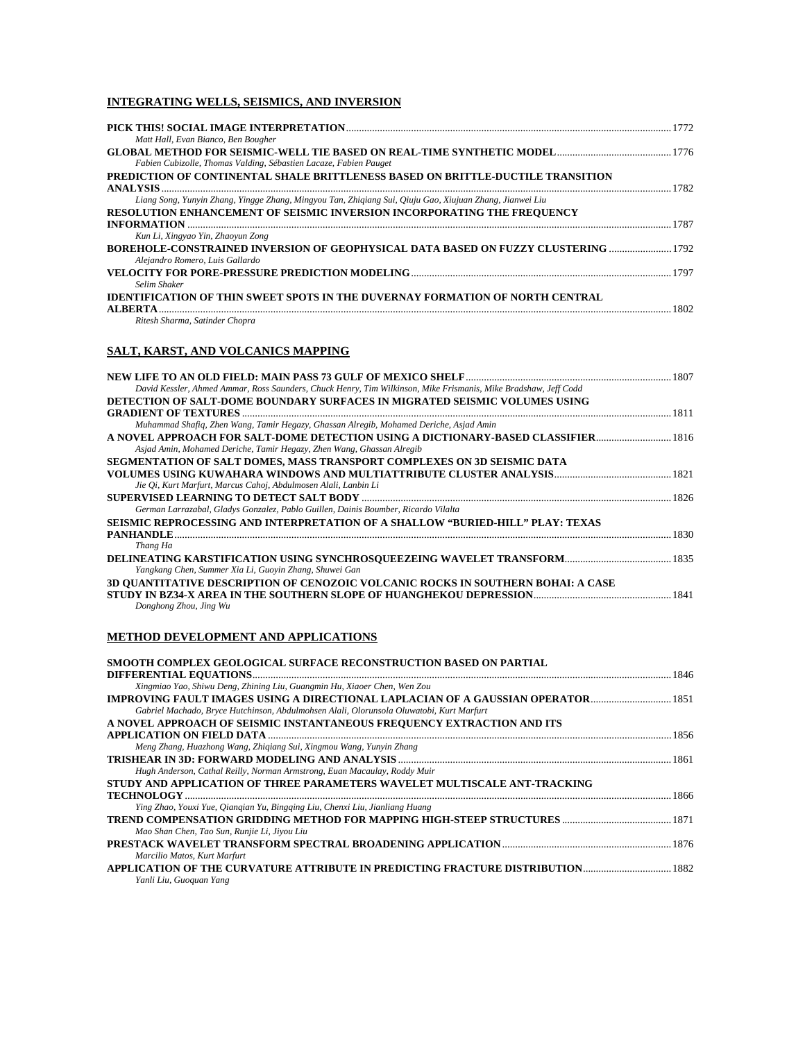## INTEGRATING WELLS, SEISMICS, AND INVERSION

**PICK THIS! SOCIAL IMAGE INTERPRETATION** ........ 1772
*Matt Hall, Evan Bianco, Ben Bougher*

**GLOBAL METHOD FOR SEISMIC-WELL TIE BASED ON REAL-TIME SYNTHETIC MODEL** ........ 1776
*Fabien Cubizolle, Thomas Valding, Sébastien Lacaze, Fabien Pauget*

**PREDICTION OF CONTINENTAL SHALE BRITTLENESS BASED ON BRITTLE-DUCTILE TRANSITION ANALYSIS** ........ 1782
*Liang Song, Yunyin Zhang, Yingge Zhang, Mingyou Tan, Zhiqiang Sui, Qiuju Gao, Xiujuan Zhang, Jianwei Liu*

**RESOLUTION ENHANCEMENT OF SEISMIC INVERSION INCORPORATING THE FREQUENCY INFORMATION** ........ 1787
*Kun Li, Xingyao Yin, Zhaoyun Zong*

**BOREHOLE-CONSTRAINED INVERSION OF GEOPHYSICAL DATA BASED ON FUZZY CLUSTERING** ........ 1792
*Alejandro Romero, Luis Gallardo*

**VELOCITY FOR PORE-PRESSURE PREDICTION MODELING** ........ 1797
*Selim Shaker*

**IDENTIFICATION OF THIN SWEET SPOTS IN THE DUVERNAY FORMATION OF NORTH CENTRAL ALBERTA** ........ 1802
*Ritesh Sharma, Satinder Chopra*

## SALT, KARST, AND VOLCANICS MAPPING

**NEW LIFE TO AN OLD FIELD: MAIN PASS 73 GULF OF MEXICO SHELF** ........ 1807
*David Kessler, Ahmed Ammar, Ross Saunders, Chuck Henry, Tim Wilkinson, Mike Frismanis, Mike Bradshaw, Jeff Codd*

**DETECTION OF SALT-DOME BOUNDARY SURFACES IN MIGRATED SEISMIC VOLUMES USING GRADIENT OF TEXTURES** ........ 1811
*Muhammad Shafiq, Zhen Wang, Tamir Hegazy, Ghassan Alregib, Mohamed Deriche, Asjad Amin*

**A NOVEL APPROACH FOR SALT-DOME DETECTION USING A DICTIONARY-BASED CLASSIFIER** ........ 1816
*Asjad Amin, Mohamed Deriche, Tamir Hegazy, Zhen Wang, Ghassan Alregib*

**SEGMENTATION OF SALT DOMES, MASS TRANSPORT COMPLEXES ON 3D SEISMIC DATA VOLUMES USING KUWAHARA WINDOWS AND MULTIATTRIBUTE CLUSTER ANALYSIS** ........ 1821
*Jie Qi, Kurt Marfurt, Marcus Cahoj, Abdulmosen Alali, Lanbin Li*

**SUPERVISED LEARNING TO DETECT SALT BODY** ........ 1826
*German Larrazabal, Gladys Gonzalez, Pablo Guillen, Dainis Boumber, Ricardo Vilalta*

**SEISMIC REPROCESSING AND INTERPRETATION OF A SHALLOW "BURIED-HILL" PLAY: TEXAS PANHANDLE** ........ 1830
*Thang Ha*

**DELINEATING KARSTIFICATION USING SYNCHROSQUEEZEING WAVELET TRANSFORM** ........ 1835
*Yangkang Chen, Summer Xia Li, Guoyin Zhang, Shuwei Gan*

**3D QUANTITATIVE DESCRIPTION OF CENOZOIC VOLCANIC ROCKS IN SOUTHERN BOHAI: A CASE STUDY IN BZ34-X AREA IN THE SOUTHERN SLOPE OF HUANGHEKOU DEPRESSION** ........ 1841
*Donghong Zhou, Jing Wu*

## METHOD DEVELOPMENT AND APPLICATIONS

**SMOOTH COMPLEX GEOLOGICAL SURFACE RECONSTRUCTION BASED ON PARTIAL DIFFERENTIAL EQUATIONS** ........ 1846
*Xingmiao Yao, Shiwu Deng, Zhining Liu, Guangmin Hu, Xiaoer Chen, Wen Zou*

**IMPROVING FAULT IMAGES USING A DIRECTIONAL LAPLACIAN OF A GAUSSIAN OPERATOR** ........ 1851
*Gabriel Machado, Bryce Hutchinson, Abdulmohsen Alali, Olorunsola Oluwatobi, Kurt Marfurt*

**A NOVEL APPROACH OF SEISMIC INSTANTANEOUS FREQUENCY EXTRACTION AND ITS APPLICATION ON FIELD DATA** ........ 1856
*Meng Zhang, Huazhong Wang, Zhiqiang Sui, Xingmou Wang, Yunyin Zhang*

**TRISHEAR IN 3D: FORWARD MODELING AND ANALYSIS** ........ 1861
*Hugh Anderson, Cathal Reilly, Norman Armstrong, Euan Macaulay, Roddy Muir*

**STUDY AND APPLICATION OF THREE PARAMETERS WAVELET MULTISCALE ANT-TRACKING TECHNOLOGY** ........ 1866
*Ying Zhao, Youxi Yue, Qianqian Yu, Bingqing Liu, Chenxi Liu, Jianliang Huang*

**TREND COMPENSATION GRIDDING METHOD FOR MAPPING HIGH-STEEP STRUCTURES** ........ 1871
*Mao Shan Chen, Tao Sun, Runjie Li, Jiyou Liu*

**PRESTACK WAVELET TRANSFORM SPECTRAL BROADENING APPLICATION** ........ 1876
*Marcilio Matos, Kurt Marfurt*

**APPLICATION OF THE CURVATURE ATTRIBUTE IN PREDICTING FRACTURE DISTRIBUTION** ........ 1882
*Yanli Liu, Guoquan Yang*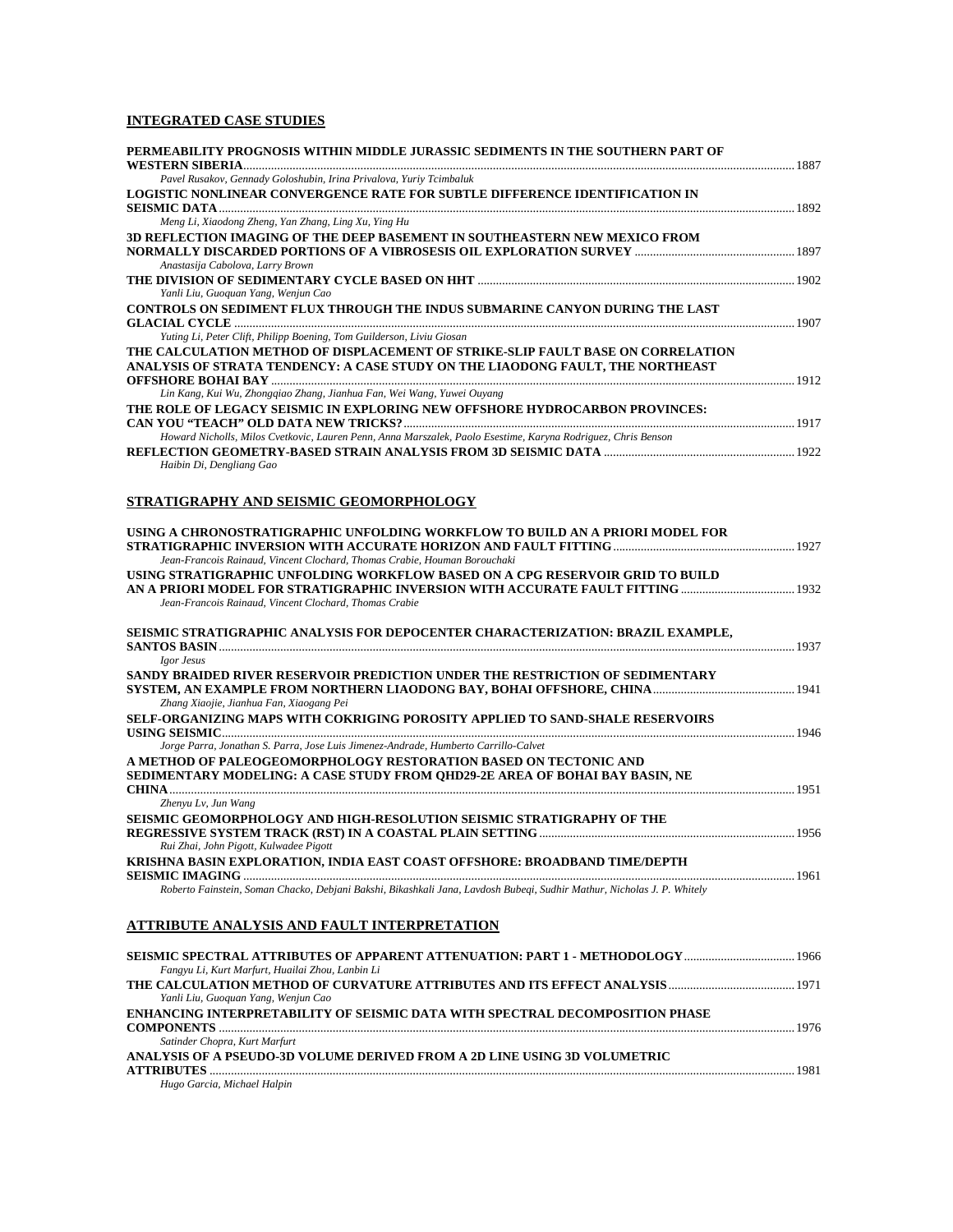## INTEGRATED CASE STUDIES

**PERMEABILITY PROGNOSIS WITHIN MIDDLE JURASSIC SEDIMENTS IN THE SOUTHERN PART OF WESTERN SIBERIA** ........ 1887
*Pavel Rusakov, Gennady Goloshubin, Irina Privalova, Yuriy Tcimbaluk*

**LOGISTIC NONLINEAR CONVERGENCE RATE FOR SUBTLE DIFFERENCE IDENTIFICATION IN SEISMIC DATA** ........ 1892
*Meng Li, Xiaodong Zheng, Yan Zhang, Ling Xu, Ying Hu*

**3D REFLECTION IMAGING OF THE DEEP BASEMENT IN SOUTHEASTERN NEW MEXICO FROM NORMALLY DISCARDED PORTIONS OF A VIBROSESIS OIL EXPLORATION SURVEY** ........ 1897
*Anastasija Cabolova, Larry Brown*

**THE DIVISION OF SEDIMENTARY CYCLE BASED ON HHT** ........ 1902
*Yanli Liu, Guoquan Yang, Wenjun Cao*

**CONTROLS ON SEDIMENT FLUX THROUGH THE INDUS SUBMARINE CANYON DURING THE LAST GLACIAL CYCLE** ........ 1907
*Yuting Li, Peter Clift, Philipp Boening, Tom Guilderson, Liviu Giosan*

**THE CALCULATION METHOD OF DISPLACEMENT OF STRIKE-SLIP FAULT BASE ON CORRELATION ANALYSIS OF STRATA TENDENCY: A CASE STUDY ON THE LIAODONG FAULT, THE NORTHEAST OFFSHORE BOHAI BAY** ........ 1912
*Lin Kang, Kui Wu, Zhongqiao Zhang, Jianhua Fan, Wei Wang, Yuwei Ouyang*

**THE ROLE OF LEGACY SEISMIC IN EXPLORING NEW OFFSHORE HYDROCARBON PROVINCES: CAN YOU "TEACH" OLD DATA NEW TRICKS?** ........ 1917
*Howard Nicholls, Milos Cvetkovic, Lauren Penn, Anna Marszalek, Paolo Esestime, Karyna Rodriguez, Chris Benson*

**REFLECTION GEOMETRY-BASED STRAIN ANALYSIS FROM 3D SEISMIC DATA** ........ 1922
*Haibin Di, Dengliang Gao*

## STRATIGRAPHY AND SEISMIC GEOMORPHOLOGY

**USING A CHRONOSTRATIGRAPHIC UNFOLDING WORKFLOW TO BUILD AN A PRIORI MODEL FOR STRATIGRAPHIC INVERSION WITH ACCURATE HORIZON AND FAULT FITTING** ........ 1927
*Jean-Francois Rainaud, Vincent Clochard, Thomas Crabie, Houman Borouchaki*

**USING STRATIGRAPHIC UNFOLDING WORKFLOW BASED ON A CPG RESERVOIR GRID TO BUILD AN A PRIORI MODEL FOR STRATIGRAPHIC INVERSION WITH ACCURATE FAULT FITTING** ........ 1932
*Jean-Francois Rainaud, Vincent Clochard, Thomas Crabie*

**SEISMIC STRATIGRAPHIC ANALYSIS FOR DEPOCENTER CHARACTERIZATION: BRAZIL EXAMPLE, SANTOS BASIN** ........ 1937
*Igor Jesus*

**SANDY BRAIDED RIVER RESERVOIR PREDICTION UNDER THE RESTRICTION OF SEDIMENTARY SYSTEM, AN EXAMPLE FROM NORTHERN LIAODONG BAY, BOHAI OFFSHORE, CHINA** ........ 1941
*Zhang Xiaojie, Jianhua Fan, Xiaogang Pei*

**SELF-ORGANIZING MAPS WITH COKRIGING POROSITY APPLIED TO SAND-SHALE RESERVOIRS USING SEISMIC** ........ 1946
*Jorge Parra, Jonathan S. Parra, Jose Luis Jimenez-Andrade, Humberto Carrillo-Calvet*

**A METHOD OF PALEOGEOMORPHOLOGY RESTORATION BASED ON TECTONIC AND SEDIMENTARY MODELING: A CASE STUDY FROM QHD29-2E AREA OF BOHAI BAY BASIN, NE CHINA** ........ 1951
*Zhenyu Lv, Jun Wang*

**SEISMIC GEOMORPHOLOGY AND HIGH-RESOLUTION SEISMIC STRATIGRAPHY OF THE REGRESSIVE SYSTEM TRACK (RST) IN A COASTAL PLAIN SETTING** ........ 1956
*Rui Zhai, John Pigott, Kulwadee Pigott*

**KRISHNA BASIN EXPLORATION, INDIA EAST COAST OFFSHORE: BROADBAND TIME/DEPTH SEISMIC IMAGING** ........ 1961
*Roberto Fainstein, Soman Chacko, Debjani Bakshi, Bikashkali Jana, Lavdosh Bubeqi, Sudhir Mathur, Nicholas J. P. Whitely*

## ATTRIBUTE ANALYSIS AND FAULT INTERPRETATION

**SEISMIC SPECTRAL ATTRIBUTES OF APPARENT ATTENUATION: PART 1 - METHODOLOGY** ........ 1966
*Fangyu Li, Kurt Marfurt, Huailai Zhou, Lanbin Li*

**THE CALCULATION METHOD OF CURVATURE ATTRIBUTES AND ITS EFFECT ANALYSIS** ........ 1971
*Yanli Liu, Guoquan Yang, Wenjun Cao*

**ENHANCING INTERPRETABILITY OF SEISMIC DATA WITH SPECTRAL DECOMPOSITION PHASE COMPONENTS** ........ 1976
*Satinder Chopra, Kurt Marfurt*

**ANALYSIS OF A PSEUDO-3D VOLUME DERIVED FROM A 2D LINE USING 3D VOLUMETRIC ATTRIBUTES** ........ 1981
*Hugo Garcia, Michael Halpin*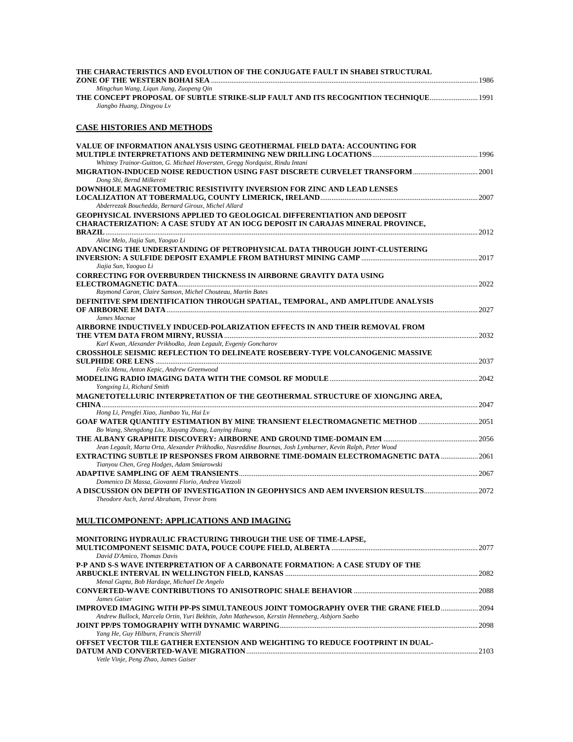**THE CHARACTERISTICS AND EVOLUTION OF THE CONJUGATE FAULT IN SHABEI STRUCTURAL ZONE OF THE WESTERN BOHAI SEA** .......... 1986
*Mingchun Wang, Liqun Jiang, Zuopeng Qin*

**THE CONCEPT PROPOSAL OF SUBTLE STRIKE-SLIP FAULT AND ITS RECOGNITION TECHNIQUE** .......... 1991
*Jiangbo Huang, Dingyou Lv*

## CASE HISTORIES AND METHODS

**VALUE OF INFORMATION ANALYSIS USING GEOTHERMAL FIELD DATA: ACCOUNTING FOR MULTIPLE INTERPRETATIONS AND DETERMINING NEW DRILLING LOCATIONS** .......... 1996
*Whitney Trainor-Guitton, G. Michael Hoversten, Gregg Nordquist, Rindu Intani*

**MIGRATION-INDUCED NOISE REDUCTION USING FAST DISCRETE CURVELET TRANSFORM** .......... 2001
*Dong Shi, Bernd Milkereit*

**DOWNHOLE MAGNETOMETRIC RESISTIVITY INVERSION FOR ZINC AND LEAD LENSES LOCALIZATION AT TOBERMALUG, COUNTY LIMERICK, IRELAND** .......... 2007
*Abderrezak Bouchedda, Bernard Giroux, Michel Allard*

**GEOPHYSICAL INVERSIONS APPLIED TO GEOLOGICAL DIFFERENTIATION AND DEPOSIT CHARACTERIZATION: A CASE STUDY AT AN IOCG DEPOSIT IN CARAJAS MINERAL PROVINCE, BRAZIL** .......... 2012
*Aline Melo, Jiajia Sun, Yaoguo Li*

**ADVANCING THE UNDERSTANDING OF PETROPHYSICAL DATA THROUGH JOINT-CLUSTERING INVERSION: A SULFIDE DEPOSIT EXAMPLE FROM BATHURST MINING CAMP** .......... 2017
*Jiajia Sun, Yaoguo Li*

**CORRECTING FOR OVERBURDEN THICKNESS IN AIRBORNE GRAVITY DATA USING ELECTROMAGNETIC DATA** .......... 2022
*Raymond Caron, Claire Samson, Michel Chouteau, Martin Bates*

**DEFINITIVE SPM IDENTIFICATION THROUGH SPATIAL, TEMPORAL, AND AMPLITUDE ANALYSIS OF AIRBORNE EM DATA** .......... 2027
*James Macnae*

**AIRBORNE INDUCTIVELY INDUCED-POLARIZATION EFFECTS IN AND THEIR REMOVAL FROM THE VTEM DATA FROM MIRNY, RUSSIA** .......... 2032
*Karl Kwan, Alexander Prikhodko, Jean Legault, Evgeniy Goncharov*

**CROSSHOLE SEISMIC REFLECTION TO DELINEATE ROSEBERY-TYPE VOLCANOGENIC MASSIVE SULPHIDE ORE LENS** .......... 2037
*Felix Menu, Anton Kepic, Andrew Greenwood*

**MODELING RADIO IMAGING DATA WITH THE COMSOL RF MODULE** .......... 2042
*Yongxing Li, Richard Smith*

**MAGNETOTELLURIC INTERPRETATION OF THE GEOTHERMAL STRUCTURE OF XIONGJING AREA, CHINA** .......... 2047
*Hong Li, Pengfei Xiao, Jianbao Yu, Hui Lv*

**GOAF WATER QUANTITY ESTIMATION BY MINE TRANSIENT ELECTROMAGNETIC METHOD** .......... 2051
*Bo Wang, Shengdong Liu, Xiayang Zhang, Lanying Huang*

**THE ALBANY GRAPHITE DISCOVERY: AIRBORNE AND GROUND TIME-DOMAIN EM** .......... 2056
*Jean Legault, Marta Orta, Alexander Prikhodko, Nasreddine Bournas, Josh Lymburner, Kevin Ralph, Peter Wood*

**EXTRACTING SUBTLE IP RESPONSES FROM AIRBORNE TIME-DOMAIN ELECTROMAGNETIC DATA** .......... 2061
*Tianyou Chen, Greg Hodges, Adam Smiarowski*

**ADAPTIVE SAMPLING OF AEM TRANSIENTS** .......... 2067
*Domenico Di Massa, Giovanni Florio, Andrea Viezzoli*

**A DISCUSSION ON DEPTH OF INVESTIGATION IN GEOPHYSICS AND AEM INVERSION RESULTS** .......... 2072
*Theodore Asch, Jared Abraham, Trevor Irons*

## MULTICOMPONENT: APPLICATIONS AND IMAGING

**MONITORING HYDRAULIC FRACTURING THROUGH THE USE OF TIME-LAPSE, MULTICOMPONENT SEISMIC DATA, POUCE COUPE FIELD, ALBERTA** .......... 2077
*David D'Amico, Thomas Davis*

**P-P AND S-S WAVE INTERPRETATION OF A CARBONATE FORMATION: A CASE STUDY OF THE ARBUCKLE INTERVAL IN WELLINGTON FIELD, KANSAS** .......... 2082
*Menal Gupta, Bob Hardage, Michael De Angelo*

**CONVERTED-WAVE CONTRIBUTIONS TO ANISOTROPIC SHALE BEHAVIOR** .......... 2088
*James Gaiser*

**IMPROVED IMAGING WITH PP-PS SIMULTANEOUS JOINT TOMOGRAPHY OVER THE GRANE FIELD** .......... 2094
*Andrew Bullock, Marcela Ortin, Yuri Bekhtin, John Mathewson, Kerstin Henneberg, Asbjorn Saebo*

**JOINT PP/PS TOMOGRAPHY WITH DYNAMIC WARPING** .......... 2098
*Yang He, Guy Hilburn, Francis Sherrill*

**OFFSET VECTOR TILE GATHER EXTENSION AND WEIGHTING TO REDUCE FOOTPRINT IN DUAL-DATUM AND CONVERTED-WAVE MIGRATION** .......... 2103
*Vetle Vinje, Peng Zhao, James Gaiser*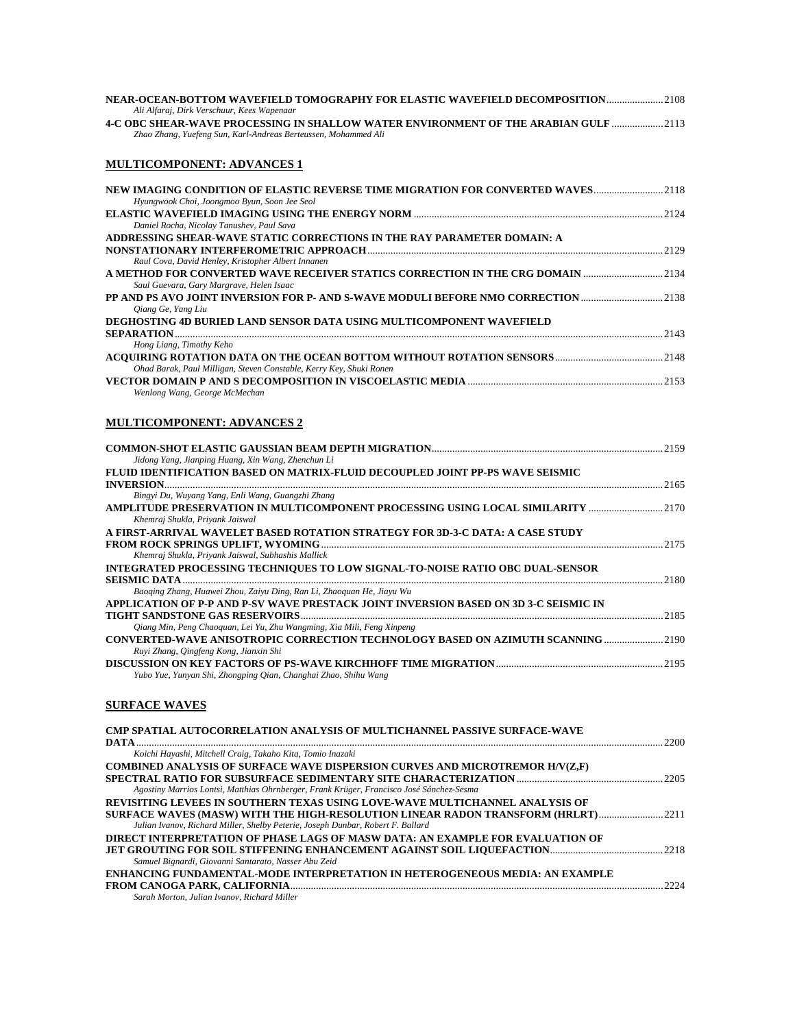**NEAR-OCEAN-BOTTOM WAVEFIELD TOMOGRAPHY FOR ELASTIC WAVEFIELD DECOMPOSITION** ...................... 2108
*Ali Alfaraj, Dirk Verschuur, Kees Wapenaar*

**4-C OBC SHEAR-WAVE PROCESSING IN SHALLOW WATER ENVIRONMENT OF THE ARABIAN GULF** .................... 2113
*Zhao Zhang, Yuefeng Sun, Karl-Andreas Berteussen, Mohammed Ali*

## MULTICOMPONENT: ADVANCES 1

**NEW IMAGING CONDITION OF ELASTIC REVERSE TIME MIGRATION FOR CONVERTED WAVES** ........................... 2118
*Hyungwook Choi, Joongmoo Byun, Soon Jee Seol*

**ELASTIC WAVEFIELD IMAGING USING THE ENERGY NORM** ................................................................................ 2124
*Daniel Rocha, Nicolay Tanushev, Paul Sava*

**ADDRESSING SHEAR-WAVE STATIC CORRECTIONS IN THE RAY PARAMETER DOMAIN: A NONSTATIONARY INTERFEROMETRIC APPROACH** ................................................................................ 2129
*Raul Cova, David Henley, Kristopher Albert Innanen*

**A METHOD FOR CONVERTED WAVE RECEIVER STATICS CORRECTION IN THE CRG DOMAIN** ............................... 2134
*Saul Guevara, Gary Margrave, Helen Isaac*

**PP AND PS AVO JOINT INVERSION FOR P- AND S-WAVE MODULI BEFORE NMO CORRECTION** ................................ 2138
*Qiang Ge, Yang Liu*

**DEGHOSTING 4D BURIED LAND SENSOR DATA USING MULTICOMPONENT WAVEFIELD SEPARATION** ................................................................................ 2143
*Hong Liang, Timothy Keho*

**ACQUIRING ROTATION DATA ON THE OCEAN BOTTOM WITHOUT ROTATION SENSORS** ......................................... 2148
*Ohad Barak, Paul Milligan, Steven Constable, Kerry Key, Shuki Ronen*

**VECTOR DOMAIN P AND S DECOMPOSITION IN VISCOELASTIC MEDIA** ........................................................... 2153
*Wenlong Wang, George McMechan*

## MULTICOMPONENT: ADVANCES 2

**COMMON-SHOT ELASTIC GAUSSIAN BEAM DEPTH MIGRATION** ........................................................................ 2159
*Jidong Yang, Jianping Huang, Xin Wang, Zhenchun Li*

**FLUID IDENTIFICATION BASED ON MATRIX-FLUID DECOUPLED JOINT PP-PS WAVE SEISMIC INVERSION** ................................................................................ 2165
*Bingyi Du, Wuyang Yang, Enli Wang, Guangzhi Zhang*

**AMPLITUDE PRESERVATION IN MULTICOMPONENT PROCESSING USING LOCAL SIMILARITY** ............................. 2170
*Khemraj Shukla, Priyank Jaiswal*

**A FIRST-ARRIVAL WAVELET BASED ROTATION STRATEGY FOR 3D-3-C DATA: A CASE STUDY FROM ROCK SPRINGS UPLIFT, WYOMING** ................................................................................ 2175
*Khemraj Shukla, Priyank Jaiswal, Subhashis Mallick*

**INTEGRATED PROCESSING TECHNIQUES TO LOW SIGNAL-TO-NOISE RATIO OBC DUAL-SENSOR SEISMIC DATA** ................................................................................ 2180
*Baoqing Zhang, Huawei Zhou, Zaiyu Ding, Ran Li, Zhaoquan He, Jiayu Wu*

**APPLICATION OF P-P AND P-SV WAVE PRESTACK JOINT INVERSION BASED ON 3D 3-C SEISMIC IN TIGHT SANDSTONE GAS RESERVOIRS** ................................................................................ 2185
*Qiang Min, Peng Chaoquan, Lei Yu, Zhu Wangming, Xia Mili, Feng Xinpeng*

**CONVERTED-WAVE ANISOTROPIC CORRECTION TECHNOLOGY BASED ON AZIMUTH SCANNING** ....................... 2190
*Ruyi Zhang, Qingfeng Kong, Jianxin Shi*

**DISCUSSION ON KEY FACTORS OF PS-WAVE KIRCHHOFF TIME MIGRATION** ................................................ 2195
*Yubo Yue, Yunyan Shi, Zhongping Qian, Changhai Zhao, Shihu Wang*

## SURFACE WAVES

**CMP SPATIAL AUTOCORRELATION ANALYSIS OF MULTICHANNEL PASSIVE SURFACE-WAVE DATA** ................................................................................ 2200
*Koichi Hayashi, Mitchell Craig, Takaho Kita, Tomio Inazaki*

**COMBINED ANALYSIS OF SURFACE WAVE DISPERSION CURVES AND MICROTREMOR H/V(Z,F) SPECTRAL RATIO FOR SUBSURFACE SEDIMENTARY SITE CHARACTERIZATION** ........................................ 2205
*Agostiny Marrios Lontsi, Matthias Ohrnberger, Frank Krüger, Francisco José Sánchez-Sesma*

**REVISITING LEVEES IN SOUTHERN TEXAS USING LOVE-WAVE MULTICHANNEL ANALYSIS OF SURFACE WAVES (MASW) WITH THE HIGH-RESOLUTION LINEAR RADON TRANSFORM (HRLRT)** ......................... 2211
*Julian Ivanov, Richard Miller, Shelby Peterie, Joseph Dunbar, Robert F. Ballard*

**DIRECT INTERPRETATION OF PHASE LAGS OF MASW DATA: AN EXAMPLE FOR EVALUATION OF JET GROUTING FOR SOIL STIFFENING ENHANCEMENT AGAINST SOIL LIQUEFACTION** ........................................... 2218
*Samuel Bignardi, Giovanni Santarato, Nasser Abu Zeid*

**ENHANCING FUNDAMENTAL-MODE INTERPRETATION IN HETEROGENEOUS MEDIA: AN EXAMPLE FROM CANOGA PARK, CALIFORNIA** ................................................................................ 2224
*Sarah Morton, Julian Ivanov, Richard Miller*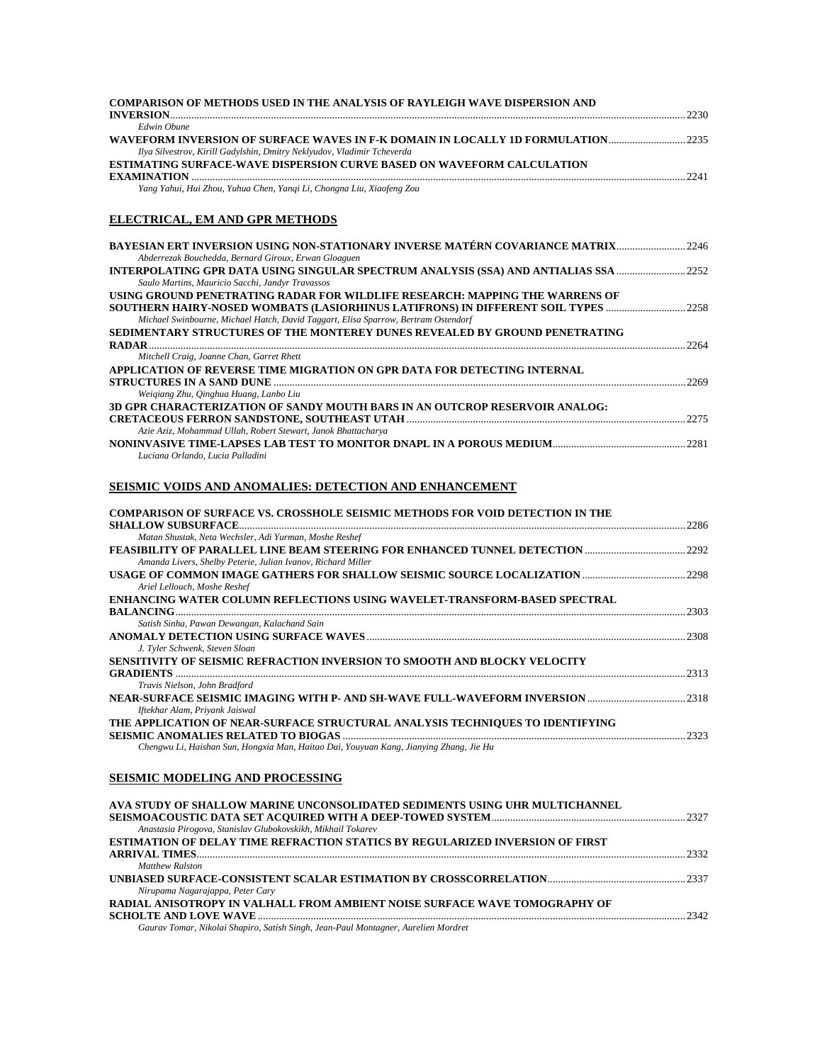**COMPARISON OF METHODS USED IN THE ANALYSIS OF RAYLEIGH WAVE DISPERSION AND INVERSION** ........ 2230
*Edwin Obune*

**WAVEFORM INVERSION OF SURFACE WAVES IN F-K DOMAIN IN LOCALLY 1D FORMULATION** ........ 2235
*Ilya Silvestrov, Kirill Gadylshin, Dmitry Neklyudov, Vladimir Tcheverda*

**ESTIMATING SURFACE-WAVE DISPERSION CURVE BASED ON WAVEFORM CALCULATION EXAMINATION** ........ 2241
*Yang Yahui, Hui Zhou, Yuhua Chen, Yanqi Li, Chongna Liu, Xiaofeng Zou*

## ELECTRICAL, EM AND GPR METHODS

**BAYESIAN ERT INVERSION USING NON-STATIONARY INVERSE MATÉRN COVARIANCE MATRIX** ........ 2246
*Abderrezak Bouchedda, Bernard Giroux, Erwan Gloaguen*

**INTERPOLATING GPR DATA USING SINGULAR SPECTRUM ANALYSIS (SSA) AND ANTIALIAS SSA** ........ 2252
*Saulo Martins, Mauricio Sacchi, Jandyr Travassos*

**USING GROUND PENETRATING RADAR FOR WILDLIFE RESEARCH: MAPPING THE WARRENS OF SOUTHERN HAIRY-NOSED WOMBATS (LASIORHINUS LATIFRONS) IN DIFFERENT SOIL TYPES** ........ 2258
*Michael Swinbourne, Michael Hatch, David Taggart, Elisa Sparrow, Bertram Ostendorf*

**SEDIMENTARY STRUCTURES OF THE MONTEREY DUNES REVEALED BY GROUND PENETRATING RADAR** ........ 2264
*Mitchell Craig, Joanne Chan, Garret Rhett*

**APPLICATION OF REVERSE TIME MIGRATION ON GPR DATA FOR DETECTING INTERNAL STRUCTURES IN A SAND DUNE** ........ 2269
*Weiqiang Zhu, Qinghua Huang, Lanbo Liu*

**3D GPR CHARACTERIZATION OF SANDY MOUTH BARS IN AN OUTCROP RESERVOIR ANALOG: CRETACEOUS FERRON SANDSTONE, SOUTHEAST UTAH** ........ 2275
*Azie Aziz, Mohammad Ullah, Robert Stewart, Janok Bhattacharya*

**NONINVASIVE TIME-LAPSES LAB TEST TO MONITOR DNAPL IN A POROUS MEDIUM** ........ 2281
*Luciana Orlando, Lucia Palladini*

## SEISMIC VOIDS AND ANOMALIES: DETECTION AND ENHANCEMENT

**COMPARISON OF SURFACE VS. CROSSHOLE SEISMIC METHODS FOR VOID DETECTION IN THE SHALLOW SUBSURFACE** ........ 2286
*Matan Shustak, Neta Wechsler, Adi Yurman, Moshe Reshef*

**FEASIBILITY OF PARALLEL LINE BEAM STEERING FOR ENHANCED TUNNEL DETECTION** ........ 2292
*Amanda Livers, Shelby Peterie, Julian Ivanov, Richard Miller*

**USAGE OF COMMON IMAGE GATHERS FOR SHALLOW SEISMIC SOURCE LOCALIZATION** ........ 2298
*Ariel Lellouch, Moshe Reshef*

**ENHANCING WATER COLUMN REFLECTIONS USING WAVELET-TRANSFORM-BASED SPECTRAL BALANCING** ........ 2303
*Satish Sinha, Pawan Dewangan, Kalachand Sain*

**ANOMALY DETECTION USING SURFACE WAVES** ........ 2308
*J. Tyler Schwenk, Steven Sloan*

**SENSITIVITY OF SEISMIC REFRACTION INVERSION TO SMOOTH AND BLOCKY VELOCITY GRADIENTS** ........ 2313
*Travis Nielson, John Bradford*

**NEAR-SURFACE SEISMIC IMAGING WITH P- AND SH-WAVE FULL-WAVEFORM INVERSION** ........ 2318
*Iftekhar Alam, Priyank Jaiswal*

**THE APPLICATION OF NEAR-SURFACE STRUCTURAL ANALYSIS TECHNIQUES TO IDENTIFYING SEISMIC ANOMALIES RELATED TO BIOGAS** ........ 2323
*Chengwu Li, Haishan Sun, Hongxia Man, Haitao Dai, Youyuan Kang, Jianying Zhang, Jie Hu*

## SEISMIC MODELING AND PROCESSING

**AVA STUDY OF SHALLOW MARINE UNCONSOLIDATED SEDIMENTS USING UHR MULTICHANNEL SEISMOACOUSTIC DATA SET ACQUIRED WITH A DEEP-TOWED SYSTEM** ........ 2327
*Anastasia Pirogova, Stanislav Glubokovskikh, Mikhail Tokarev*

**ESTIMATION OF DELAY TIME REFRACTION STATICS BY REGULARIZED INVERSION OF FIRST ARRIVAL TIMES** ........ 2332
*Matthew Ralston*

**UNBIASED SURFACE-CONSISTENT SCALAR ESTIMATION BY CROSSCORRELATION** ........ 2337
*Nirupama Nagarajappa, Peter Cary*

**RADIAL ANISOTROPY IN VALHALL FROM AMBIENT NOISE SURFACE WAVE TOMOGRAPHY OF SCHOLTE AND LOVE WAVE** ........ 2342
*Gaurav Tomar, Nikolai Shapiro, Satish Singh, Jean-Paul Montagner, Aurelien Mordret*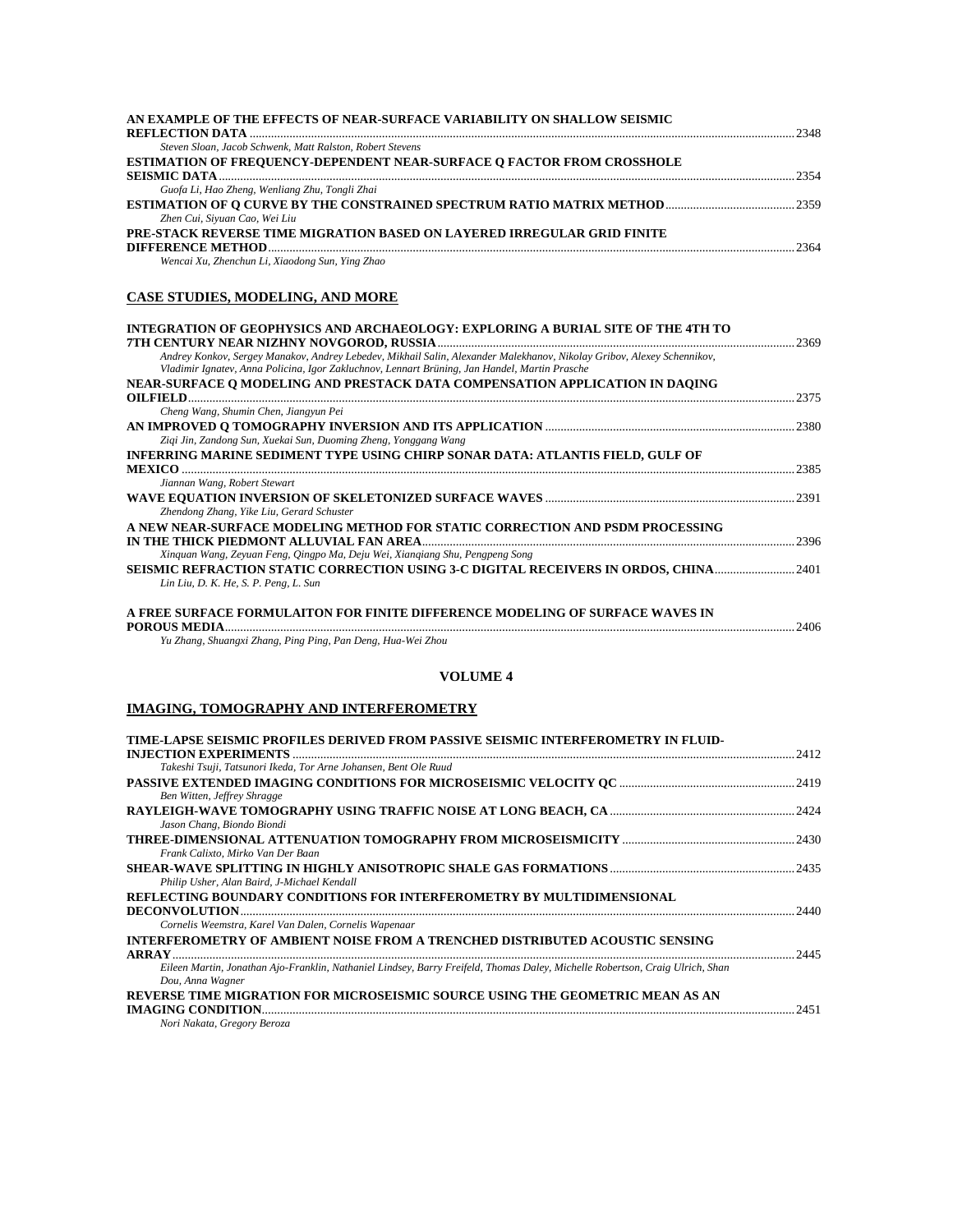**AN EXAMPLE OF THE EFFECTS OF NEAR-SURFACE VARIABILITY ON SHALLOW SEISMIC REFLECTION DATA** ........ 2348
*Steven Sloan, Jacob Schwenk, Matt Ralston, Robert Stevens*

**ESTIMATION OF FREQUENCY-DEPENDENT NEAR-SURFACE Q FACTOR FROM CROSSHOLE SEISMIC DATA** ........ 2354
*Guofa Li, Hao Zheng, Wenliang Zhu, Tongli Zhai*

**ESTIMATION OF Q CURVE BY THE CONSTRAINED SPECTRUM RATIO MATRIX METHOD** ........ 2359
*Zhen Cui, Siyuan Cao, Wei Liu*

**PRE-STACK REVERSE TIME MIGRATION BASED ON LAYERED IRREGULAR GRID FINITE DIFFERENCE METHOD** ........ 2364
*Wencai Xu, Zhenchun Li, Xiaodong Sun, Ying Zhao*

## CASE STUDIES, MODELING, AND MORE

**INTEGRATION OF GEOPHYSICS AND ARCHAEOLOGY: EXPLORING A BURIAL SITE OF THE 4TH TO 7TH CENTURY NEAR NIZHNY NOVGOROD, RUSSIA** ........ 2369
*Andrey Konkov, Sergey Manakov, Andrey Lebedev, Mikhail Salin, Alexander Malekhanov, Nikolay Gribov, Alexey Schennikov, Vladimir Ignatev, Anna Policina, Igor Zakluchnov, Lennart Brüning, Jan Handel, Martin Prasche*

**NEAR-SURFACE Q MODELING AND PRESTACK DATA COMPENSATION APPLICATION IN DAQING OILFIELD** ........ 2375
*Cheng Wang, Shumin Chen, Jiangyun Pei*

**AN IMPROVED Q TOMOGRAPHY INVERSION AND ITS APPLICATION** ........ 2380
*Ziqi Jin, Zandong Sun, Xuekai Sun, Duoming Zheng, Yonggang Wang*

**INFERRING MARINE SEDIMENT TYPE USING CHIRP SONAR DATA: ATLANTIS FIELD, GULF OF MEXICO** ........ 2385
*Jiannan Wang, Robert Stewart*

**WAVE EQUATION INVERSION OF SKELETONIZED SURFACE WAVES** ........ 2391
*Zhendong Zhang, Yike Liu, Gerard Schuster*

**A NEW NEAR-SURFACE MODELING METHOD FOR STATIC CORRECTION AND PSDM PROCESSING IN THE THICK PIEDMONT ALLUVIAL FAN AREA** ........ 2396
*Xinquan Wang, Zeyuan Feng, Qingpo Ma, Deju Wei, Xianqiang Shu, Pengpeng Song*

**SEISMIC REFRACTION STATIC CORRECTION USING 3-C DIGITAL RECEIVERS IN ORDOS, CHINA** ........ 2401
*Lin Liu, D. K. He, S. P. Peng, L. Sun*

**A FREE SURFACE FORMULAITON FOR FINITE DIFFERENCE MODELING OF SURFACE WAVES IN POROUS MEDIA** ........ 2406
*Yu Zhang, Shuangxi Zhang, Ping Ping, Pan Deng, Hua-Wei Zhou*

# VOLUME 4

## IMAGING, TOMOGRAPHY AND INTERFEROMETRY

**TIME-LAPSE SEISMIC PROFILES DERIVED FROM PASSIVE SEISMIC INTERFEROMETRY IN FLUID-INJECTION EXPERIMENTS** ........ 2412
*Takeshi Tsuji, Tatsunori Ikeda, Tor Arne Johansen, Bent Ole Ruud*

**PASSIVE EXTENDED IMAGING CONDITIONS FOR MICROSEISMIC VELOCITY QC** ........ 2419
*Ben Witten, Jeffrey Shragge*

**RAYLEIGH-WAVE TOMOGRAPHY USING TRAFFIC NOISE AT LONG BEACH, CA** ........ 2424
*Jason Chang, Biondo Biondi*

**THREE-DIMENSIONAL ATTENUATION TOMOGRAPHY FROM MICROSEISMICITY** ........ 2430
*Frank Calixto, Mirko Van Der Baan*

**SHEAR-WAVE SPLITTING IN HIGHLY ANISOTROPIC SHALE GAS FORMATIONS** ........ 2435
*Philip Usher, Alan Baird, J-Michael Kendall*

**REFLECTING BOUNDARY CONDITIONS FOR INTERFEROMETRY BY MULTIDIMENSIONAL DECONVOLUTION** ........ 2440
*Cornelis Weemstra, Karel Van Dalen, Cornelis Wapenaar*

**INTERFEROMETRY OF AMBIENT NOISE FROM A TRENCHED DISTRIBUTED ACOUSTIC SENSING ARRAY** ........ 2445
*Eileen Martin, Jonathan Ajo-Franklin, Nathaniel Lindsey, Barry Freifeld, Thomas Daley, Michelle Robertson, Craig Ulrich, Shan Dou, Anna Wagner*

**REVERSE TIME MIGRATION FOR MICROSEISMIC SOURCE USING THE GEOMETRIC MEAN AS AN IMAGING CONDITION** ........ 2451
*Nori Nakata, Gregory Beroza*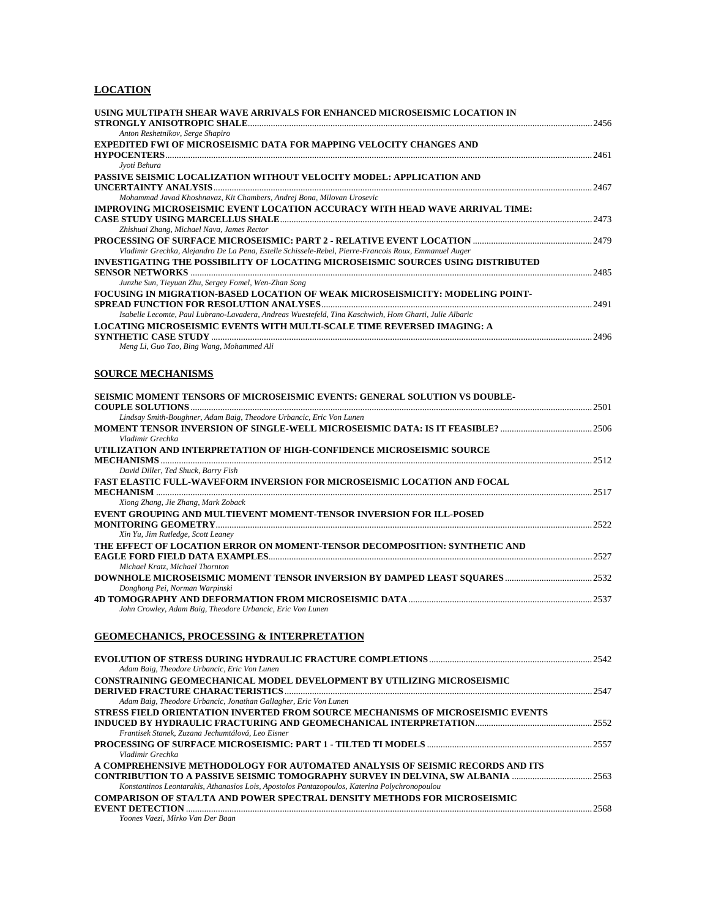## LOCATION

**USING MULTIPATH SHEAR WAVE ARRIVALS FOR ENHANCED MICROSEISMIC LOCATION IN STRONGLY ANISOTROPIC SHALE** ........ 2456
*Anton Reshetnikov, Serge Shapiro*

**EXPEDITED FWI OF MICROSEISMIC DATA FOR MAPPING VELOCITY CHANGES AND HYPOCENTERS** ........ 2461
*Jyoti Behura*

**PASSIVE SEISMIC LOCALIZATION WITHOUT VELOCITY MODEL: APPLICATION AND UNCERTAINTY ANALYSIS** ........ 2467
*Mohammad Javad Khoshnavaz, Kit Chambers, Andrej Bona, Milovan Urosevic*

**IMPROVING MICROSEISMIC EVENT LOCATION ACCURACY WITH HEAD WAVE ARRIVAL TIME: CASE STUDY USING MARCELLUS SHALE** ........ 2473
*Zhishuai Zhang, Michael Nava, James Rector*

**PROCESSING OF SURFACE MICROSEISMIC: PART 2 - RELATIVE EVENT LOCATION** ........ 2479
*Vladimir Grechka, Alejandro De La Pena, Estelle Schisselé-Rebel, Pierre-Francois Roux, Emmanuel Auger*

**INVESTIGATING THE POSSIBILITY OF LOCATING MICROSEISMIC SOURCES USING DISTRIBUTED SENSOR NETWORKS** ........ 2485
*Junzhe Sun, Tieyuan Zhu, Sergey Fomel, Wen-Zhan Song*

**FOCUSING IN MIGRATION-BASED LOCATION OF WEAK MICROSEISMICITY: MODELING POINT-SPREAD FUNCTION FOR RESOLUTION ANALYSES** ........ 2491
*Isabelle Lecomte, Paul Lubrano-Lavadera, Andreas Wuestefeld, Tina Kaschwich, Hom Gharti, Julie Albaric*

**LOCATING MICROSEISMIC EVENTS WITH MULTI-SCALE TIME REVERSED IMAGING: A SYNTHETIC CASE STUDY** ........ 2496
*Meng Li, Guo Tao, Bing Wang, Mohammed Ali*

## SOURCE MECHANISMS

**SEISMIC MOMENT TENSORS OF MICROSEISMIC EVENTS: GENERAL SOLUTION VS DOUBLE-COUPLE SOLUTIONS** ........ 2501
*Lindsay Smith-Boughner, Adam Baig, Theodore Urbancic, Eric Von Lunen*

**MOMENT TENSOR INVERSION OF SINGLE-WELL MICROSEISMIC DATA: IS IT FEASIBLE?** ........ 2506
*Vladimir Grechka*

**UTILIZATION AND INTERPRETATION OF HIGH-CONFIDENCE MICROSEISMIC SOURCE MECHANISMS** ........ 2512
*David Diller, Ted Shuck, Barry Fish*

**FAST ELASTIC FULL-WAVEFORM INVERSION FOR MICROSEISMIC LOCATION AND FOCAL MECHANISM** ........ 2517
*Xiong Zhang, Jie Zhang, Mark Zoback*

**EVENT GROUPING AND MULTIEVENT MOMENT-TENSOR INVERSION FOR ILL-POSED MONITORING GEOMETRY** ........ 2522
*Xin Yu, Jim Rutledge, Scott Leaney*

**THE EFFECT OF LOCATION ERROR ON MOMENT-TENSOR DECOMPOSITION: SYNTHETIC AND EAGLE FORD FIELD DATA EXAMPLES** ........ 2527
*Michael Kratz, Michael Thornton*

**DOWNHOLE MICROSEISMIC MOMENT TENSOR INVERSION BY DAMPED LEAST SQUARES** ........ 2532
*Donghong Pei, Norman Warpinski*

**4D TOMOGRAPHY AND DEFORMATION FROM MICROSEISMIC DATA** ........ 2537
*John Crowley, Adam Baig, Theodore Urbancic, Eric Von Lunen*

## GEOMECHANICS, PROCESSING & INTERPRETATION

**EVOLUTION OF STRESS DURING HYDRAULIC FRACTURE COMPLETIONS** ........ 2542
*Adam Baig, Theodore Urbancic, Eric Von Lunen*

**CONSTRAINING GEOMECHANICAL MODEL DEVELOPMENT BY UTILIZING MICROSEISMIC DERIVED FRACTURE CHARACTERISTICS** ........ 2547
*Adam Baig, Theodore Urbancic, Jonathan Gallagher, Eric Von Lunen*

**STRESS FIELD ORIENTATION INVERTED FROM SOURCE MECHANISMS OF MICROSEISMIC EVENTS INDUCED BY HYDRAULIC FRACTURING AND GEOMECHANICAL INTERPRETATION** ........ 2552
*Frantisek Stanek, Zuzana Jechumtálová, Leo Eisner*

**PROCESSING OF SURFACE MICROSEISMIC: PART 1 - TILTED TI MODELS** ........ 2557
*Vladimir Grechka*

**A COMPREHENSIVE METHODOLOGY FOR AUTOMATED ANALYSIS OF SEISMIC RECORDS AND ITS CONTRIBUTION TO A PASSIVE SEISMIC TOMOGRAPHY SURVEY IN DELVINA, SW ALBANIA** ........ 2563
*Konstantinos Leontarakis, Athanasios Lois, Apostolos Pantazopoulos, Katerina Polychronopoulou*

**COMPARISON OF STA/LTA AND POWER SPECTRAL DENSITY METHODS FOR MICROSEISMIC EVENT DETECTION** ........ 2568
*Yoones Vaezi, Mirko Van Der Baan*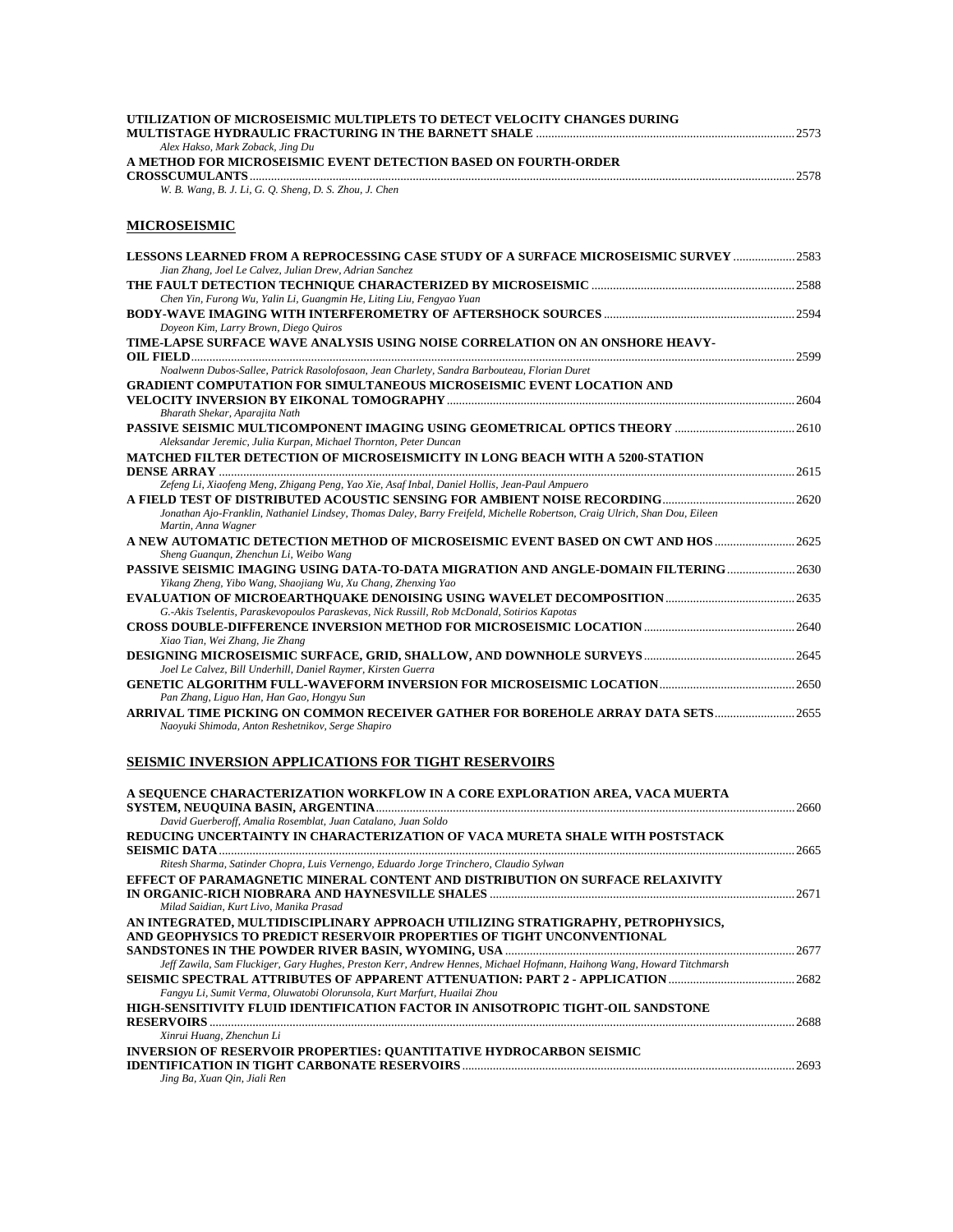**UTILIZATION OF MICROSEISMIC MULTIPLETS TO DETECT VELOCITY CHANGES DURING MULTISTAGE HYDRAULIC FRACTURING IN THE BARNETT SHALE** ........ 2573
*Alex Hakso, Mark Zoback, Jing Du*

**A METHOD FOR MICROSEISMIC EVENT DETECTION BASED ON FOURTH-ORDER CROSSCUMULANTS** ........ 2578
*W. B. Wang, B. J. Li, G. Q. Sheng, D. S. Zhou, J. Chen*

## MICROSEISMIC

**LESSONS LEARNED FROM A REPROCESSING CASE STUDY OF A SURFACE MICROSEISMIC SURVEY** ........ 2583
*Jian Zhang, Joel Le Calvez, Julian Drew, Adrian Sanchez*

**THE FAULT DETECTION TECHNIQUE CHARACTERIZED BY MICROSEISMIC** ........ 2588
*Chen Yin, Furong Wu, Yalin Li, Guangmin He, Liting Liu, Fengyao Yuan*

**BODY-WAVE IMAGING WITH INTERFEROMETRY OF AFTERSHOCK SOURCES** ........ 2594
*Doyeon Kim, Larry Brown, Diego Quiros*

**TIME-LAPSE SURFACE WAVE ANALYSIS USING NOISE CORRELATION ON AN ONSHORE HEAVY-OIL FIELD** ........ 2599
*Noalwenn Dubos-Sallee, Patrick Rasolofosaon, Jean Charlety, Sandra Barbouteau, Florian Duret*

**GRADIENT COMPUTATION FOR SIMULTANEOUS MICROSEISMIC EVENT LOCATION AND VELOCITY INVERSION BY EIKONAL TOMOGRAPHY** ........ 2604
*Bharath Shekar, Aparajita Nath*

**PASSIVE SEISMIC MULTICOMPONENT IMAGING USING GEOMETRICAL OPTICS THEORY** ........ 2610
*Aleksandar Jeremic, Julia Kurpan, Michael Thornton, Peter Duncan*

**MATCHED FILTER DETECTION OF MICROSEISMICITY IN LONG BEACH WITH A 5200-STATION DENSE ARRAY** ........ 2615
*Zefeng Li, Xiaofeng Meng, Zhigang Peng, Yao Xie, Asaf Inbal, Daniel Hollis, Jean-Paul Ampuero*

**A FIELD TEST OF DISTRIBUTED ACOUSTIC SENSING FOR AMBIENT NOISE RECORDING** ........ 2620
*Jonathan Ajo-Franklin, Nathaniel Lindsey, Thomas Daley, Barry Freifeld, Michelle Robertson, Craig Ulrich, Shan Dou, Eileen Martin, Anna Wagner*

**A NEW AUTOMATIC DETECTION METHOD OF MICROSEISMIC EVENT BASED ON CWT AND HOS** ........ 2625
*Sheng Guanqun, Zhenchun Li, Weibo Wang*

**PASSIVE SEISMIC IMAGING USING DATA-TO-DATA MIGRATION AND ANGLE-DOMAIN FILTERING** ........ 2630
*Yikang Zheng, Yibo Wang, Shaojiang Wu, Xu Chang, Zhenxing Yao*

**EVALUATION OF MICROEARTHQUAKE DENOISING USING WAVELET DECOMPOSITION** ........ 2635
*G.-Akis Tselentis, Paraskevopoulos Paraskevas, Nick Russill, Rob McDonald, Sotirios Kapotas*

**CROSS DOUBLE-DIFFERENCE INVERSION METHOD FOR MICROSEISMIC LOCATION** ........ 2640
*Xiao Tian, Wei Zhang, Jie Zhang*

**DESIGNING MICROSEISMIC SURFACE, GRID, SHALLOW, AND DOWNHOLE SURVEYS** ........ 2645
*Joel Le Calvez, Bill Underhill, Daniel Raymer, Kirsten Guerra*

**GENETIC ALGORITHM FULL-WAVEFORM INVERSION FOR MICROSEISMIC LOCATION** ........ 2650
*Pan Zhang, Liguo Han, Han Gao, Hongyu Sun*

**ARRIVAL TIME PICKING ON COMMON RECEIVER GATHER FOR BOREHOLE ARRAY DATA SETS** ........ 2655
*Naoyuki Shimoda, Anton Reshetnikov, Serge Shapiro*

## SEISMIC INVERSION APPLICATIONS FOR TIGHT RESERVOIRS

**A SEQUENCE CHARACTERIZATION WORKFLOW IN A CORE EXPLORATION AREA, VACA MUERTA SYSTEM, NEUQUINA BASIN, ARGENTINA** ........ 2660
*David Guerberoff, Amalia Rosemblat, Juan Catalano, Juan Soldo*

**REDUCING UNCERTAINTY IN CHARACTERIZATION OF VACA MURETA SHALE WITH POSTSTACK SEISMIC DATA** ........ 2665
*Ritesh Sharma, Satinder Chopra, Luis Vernengo, Eduardo Jorge Trinchero, Claudio Sylwan*

**EFFECT OF PARAMAGNETIC MINERAL CONTENT AND DISTRIBUTION ON SURFACE RELAXIVITY IN ORGANIC-RICH NIOBRARA AND HAYNESVILLE SHALES** ........ 2671
*Milad Saidian, Kurt Livo, Manika Prasad*

**AN INTEGRATED, MULTIDISCIPLINARY APPROACH UTILIZING STRATIGRAPHY, PETROPHYSICS, AND GEOPHYSICS TO PREDICT RESERVOIR PROPERTIES OF TIGHT UNCONVENTIONAL SANDSTONES IN THE POWDER RIVER BASIN, WYOMING, USA** ........ 2677
*Jeff Zawila, Sam Fluckiger, Gary Hughes, Preston Kerr, Andrew Hennes, Michael Hofmann, Haihong Wang, Howard Titchmarsh*

**SEISMIC SPECTRAL ATTRIBUTES OF APPARENT ATTENUATION: PART 2 - APPLICATION** ........ 2682
*Fangyu Li, Sumit Verma, Oluwatobi Olorunsola, Kurt Marfurt, Huailai Zhou*

**HIGH-SENSITIVITY FLUID IDENTIFICATION FACTOR IN ANISOTROPIC TIGHT-OIL SANDSTONE RESERVOIRS** ........ 2688
*Xinrui Huang, Zhenchun Li*

**INVERSION OF RESERVOIR PROPERTIES: QUANTITATIVE HYDROCARBON SEISMIC IDENTIFICATION IN TIGHT CARBONATE RESERVOIRS** ........ 2693
*Jing Ba, Xuan Qin, Jiali Ren*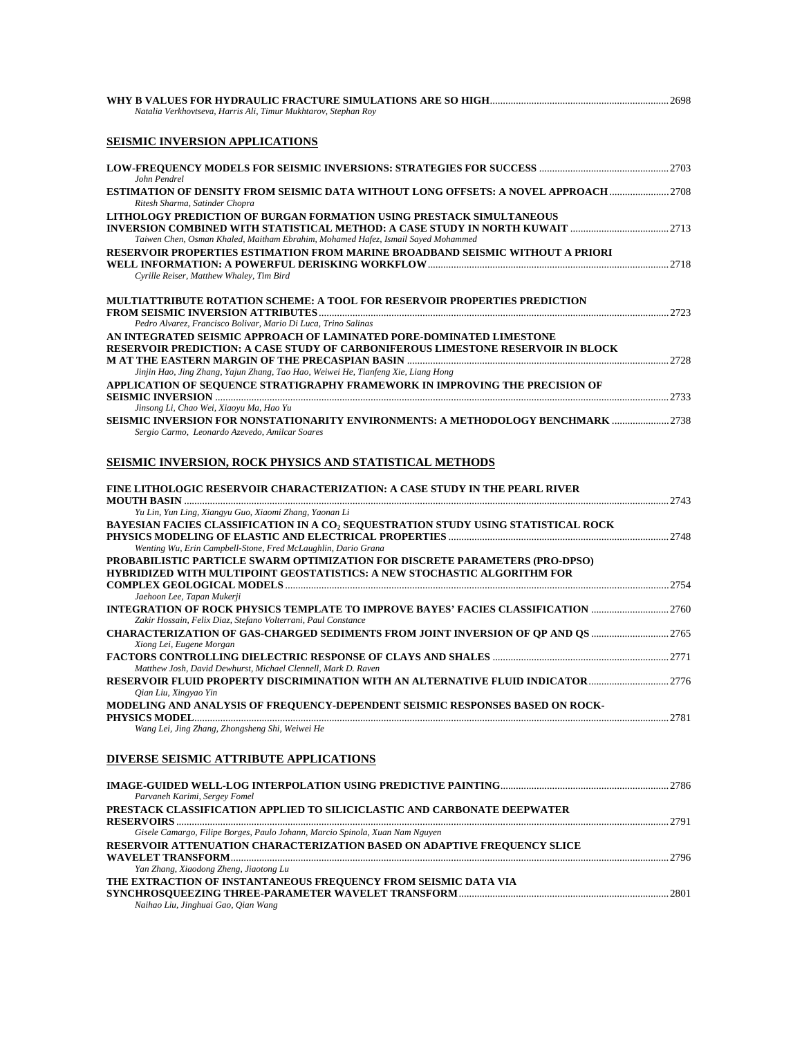**WHY B VALUES FOR HYDRAULIC FRACTURE SIMULATIONS ARE SO HIGH** .......... 2698
*Natalia Verkhovtseva, Harris Ali, Timur Mukhtarov, Stephan Roy*

## SEISMIC INVERSION APPLICATIONS

**LOW-FREQUENCY MODELS FOR SEISMIC INVERSIONS: STRATEGIES FOR SUCCESS** .......... 2703
*John Pendrel*

**ESTIMATION OF DENSITY FROM SEISMIC DATA WITHOUT LONG OFFSETS: A NOVEL APPROACH** .......... 2708
*Ritesh Sharma, Satinder Chopra*

**LITHOLOGY PREDICTION OF BURGAN FORMATION USING PRESTACK SIMULTANEOUS INVERSION COMBINED WITH STATISTICAL METHOD: A CASE STUDY IN NORTH KUWAIT** .......... 2713
*Taiwen Chen, Osman Khaled, Maitham Ebrahim, Mohamed Hafez, Ismail Sayed Mohammed*

**RESERVOIR PROPERTIES ESTIMATION FROM MARINE BROADBAND SEISMIC WITHOUT A PRIORI WELL INFORMATION: A POWERFUL DERISKING WORKFLOW** .......... 2718
*Cyrille Reiser, Matthew Whaley, Tim Bird*

**MULTIATTRIBUTE ROTATION SCHEME: A TOOL FOR RESERVOIR PROPERTIES PREDICTION FROM SEISMIC INVERSION ATTRIBUTES** .......... 2723
*Pedro Alvarez, Francisco Bolivar, Mario Di Luca, Trino Salinas*

**AN INTEGRATED SEISMIC APPROACH OF LAMINATED PORE-DOMINATED LIMESTONE RESERVOIR PREDICTION: A CASE STUDY OF CARBONIFEROUS LIMESTONE RESERVOIR IN BLOCK M AT THE EASTERN MARGIN OF THE PRECASPIAN BASIN** .......... 2728
*Jinjin Hao, Jing Zhang, Yajun Zhang, Tao Hao, Weiwei He, Tianfeng Xie, Liang Hong*

**APPLICATION OF SEQUENCE STRATIGRAPHY FRAMEWORK IN IMPROVING THE PRECISION OF SEISMIC INVERSION** .......... 2733
*Jinsong Li, Chao Wei, Xiaoyu Ma, Hao Yu*

**SEISMIC INVERSION FOR NONSTATIONARITY ENVIRONMENTS: A METHODOLOGY BENCHMARK** .......... 2738
*Sergio Carmo, Leonardo Azevedo, Amilcar Soares*

## SEISMIC INVERSION, ROCK PHYSICS AND STATISTICAL METHODS

**FINE LITHOLOGIC RESERVOIR CHARACTERIZATION: A CASE STUDY IN THE PEARL RIVER MOUTH BASIN** .......... 2743
*Yu Lin, Yun Ling, Xiangyu Guo, Xiaomi Zhang, Yaonan Li*

**BAYESIAN FACIES CLASSIFICATION IN A $CO_2$ SEQUESTRATION STUDY USING STATISTICAL ROCK PHYSICS MODELING OF ELASTIC AND ELECTRICAL PROPERTIES** .......... 2748
*Wenting Wu, Erin Campbell-Stone, Fred McLaughlin, Dario Grana*

**PROBABILISTIC PARTICLE SWARM OPTIMIZATION FOR DISCRETE PARAMETERS (PRO-DPSO) HYBRIDIZED WITH MULTIPOINT GEOSTATISTICS: A NEW STOCHASTIC ALGORITHM FOR COMPLEX GEOLOGICAL MODELS** .......... 2754
*Jaehoon Lee, Tapan Mukerji*

**INTEGRATION OF ROCK PHYSICS TEMPLATE TO IMPROVE BAYES' FACIES CLASSIFICATION** .......... 2760
*Zakir Hossain, Felix Diaz, Stefano Volterrani, Paul Constance*

**CHARACTERIZATION OF GAS-CHARGED SEDIMENTS FROM JOINT INVERSION OF QP AND QS** .......... 2765
*Xiong Lei, Eugene Morgan*

**FACTORS CONTROLLING DIELECTRIC RESPONSE OF CLAYS AND SHALES** .......... 2771
*Matthew Josh, David Dewhurst, Michael Clennell, Mark D. Raven*

**RESERVOIR FLUID PROPERTY DISCRIMINATION WITH AN ALTERNATIVE FLUID INDICATOR** .......... 2776
*Qian Liu, Xingyao Yin*

**MODELING AND ANALYSIS OF FREQUENCY-DEPENDENT SEISMIC RESPONSES BASED ON ROCK-PHYSICS MODEL** .......... 2781
*Wang Lei, Jing Zhang, Zhongsheng Shi, Weiwei He*

## DIVERSE SEISMIC ATTRIBUTE APPLICATIONS

**IMAGE-GUIDED WELL-LOG INTERPOLATION USING PREDICTIVE PAINTING** .......... 2786
*Parvaneh Karimi, Sergey Fomel*

**PRESTACK CLASSIFICATION APPLIED TO SILICICLASTIC AND CARBONATE DEEPWATER RESERVOIRS** .......... 2791
*Gisele Camargo, Filipe Borges, Paulo Johann, Marcio Spinola, Xuan Nam Nguyen*

**RESERVOIR ATTENUATION CHARACTERIZATION BASED ON ADAPTIVE FREQUENCY SLICE WAVELET TRANSFORM** .......... 2796
*Yan Zhang, Xiaodong Zheng, Jiaotong Lu*

**THE EXTRACTION OF INSTANTANEOUS FREQUENCY FROM SEISMIC DATA VIA SYNCHROSQUEEZING THREE-PARAMETER WAVELET TRANSFORM** .......... 2801
*Naihao Liu, Jinghuai Gao, Qian Wang*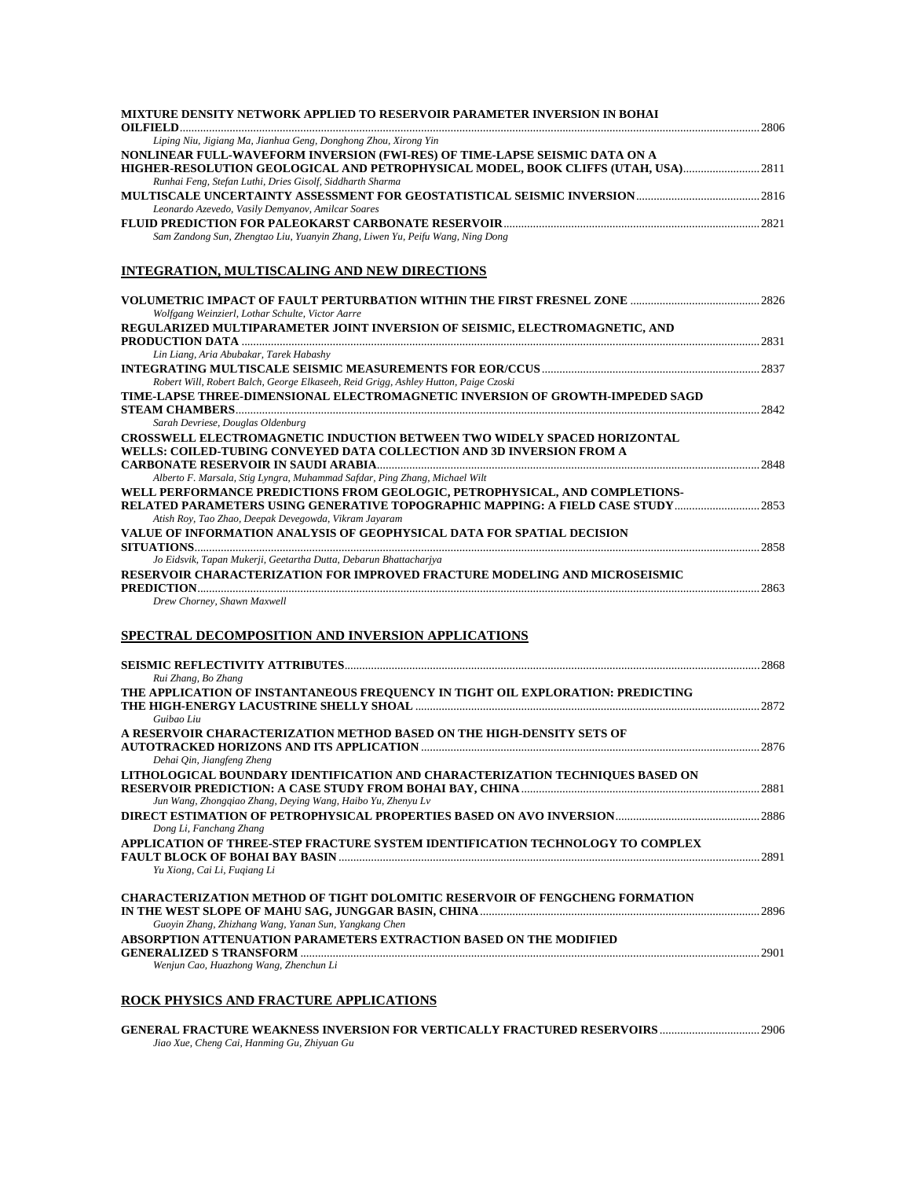**MIXTURE DENSITY NETWORK APPLIED TO RESERVOIR PARAMETER INVERSION IN BOHAI OILFIELD** ........ 2806
*Liping Niu, Jigiang Ma, Jianhua Geng, Donghong Zhou, Xirong Yin*

**NONLINEAR FULL-WAVEFORM INVERSION (FWI-RES) OF TIME-LAPSE SEISMIC DATA ON A HIGHER-RESOLUTION GEOLOGICAL AND PETROPHYSICAL MODEL, BOOK CLIFFS (UTAH, USA)** ........ 2811
*Runhai Feng, Stefan Luthi, Dries Gisolf, Siddharth Sharma*

**MULTISCALE UNCERTAINTY ASSESSMENT FOR GEOSTATISTICAL SEISMIC INVERSION** ........ 2816
*Leonardo Azevedo, Vasily Demyanov, Amilcar Soares*

**FLUID PREDICTION FOR PALEOKARST CARBONATE RESERVOIR** ........ 2821
*Sam Zandong Sun, Zhengtao Liu, Yuanyin Zhang, Liwen Yu, Peifu Wang, Ning Dong*

## INTEGRATION, MULTISCALING AND NEW DIRECTIONS

**VOLUMETRIC IMPACT OF FAULT PERTURBATION WITHIN THE FIRST FRESNEL ZONE** ........ 2826
*Wolfgang Weinzierl, Lothar Schulte, Victor Aarre*

**REGULARIZED MULTIPARAMETER JOINT INVERSION OF SEISMIC, ELECTROMAGNETIC, AND PRODUCTION DATA** ........ 2831
*Lin Liang, Aria Abubakar, Tarek Habashy*

**INTEGRATING MULTISCALE SEISMIC MEASUREMENTS FOR EOR/CCUS** ........ 2837
*Robert Will, Robert Balch, George Elkaseeh, Reid Grigg, Ashley Hutton, Paige Czoski*

**TIME-LAPSE THREE-DIMENSIONAL ELECTROMAGNETIC INVERSION OF GROWTH-IMPEDED SAGD STEAM CHAMBERS** ........ 2842
*Sarah Devriese, Douglas Oldenburg*

**CROSSWELL ELECTROMAGNETIC INDUCTION BETWEEN TWO WIDELY SPACED HORIZONTAL WELLS: COILED-TUBING CONVEYED DATA COLLECTION AND 3D INVERSION FROM A CARBONATE RESERVOIR IN SAUDI ARABIA** ........ 2848
*Alberto F. Marsala, Stig Lyngra, Muhammad Safdar, Ping Zhang, Michael Wilt*

**WELL PERFORMANCE PREDICTIONS FROM GEOLOGIC, PETROPHYSICAL, AND COMPLETIONS-RELATED PARAMETERS USING GENERATIVE TOPOGRAPHIC MAPPING: A FIELD CASE STUDY** ........ 2853
*Atish Roy, Tao Zhao, Deepak Devegowda, Vikram Jayaram*

**VALUE OF INFORMATION ANALYSIS OF GEOPHYSICAL DATA FOR SPATIAL DECISION SITUATIONS** ........ 2858
*Jo Eidsvik, Tapan Mukerji, Geetartha Dutta, Debarun Bhattacharjya*

**RESERVOIR CHARACTERIZATION FOR IMPROVED FRACTURE MODELING AND MICROSEISMIC PREDICTION** ........ 2863
*Drew Chorney, Shawn Maxwell*

## SPECTRAL DECOMPOSITION AND INVERSION APPLICATIONS

**SEISMIC REFLECTIVITY ATTRIBUTES** ........ 2868
*Rui Zhang, Bo Zhang*

**THE APPLICATION OF INSTANTANEOUS FREQUENCY IN TIGHT OIL EXPLORATION: PREDICTING THE HIGH-ENERGY LACUSTRINE SHELLY SHOAL** ........ 2872
*Guibao Liu*

**A RESERVOIR CHARACTERIZATION METHOD BASED ON THE HIGH-DENSITY SETS OF AUTOTRACKED HORIZONS AND ITS APPLICATION** ........ 2876
*Dehai Qin, Jiangfeng Zheng*

**LITHOLOGICAL BOUNDARY IDENTIFICATION AND CHARACTERIZATION TECHNIQUES BASED ON RESERVOIR PREDICTION: A CASE STUDY FROM BOHAI BAY, CHINA** ........ 2881
*Jun Wang, Zhongqiao Zhang, Deying Wang, Haibo Yu, Zhenyu Lv*

**DIRECT ESTIMATION OF PETROPHYSICAL PROPERTIES BASED ON AVO INVERSION** ........ 2886
*Dong Li, Fanchang Zhang*

**APPLICATION OF THREE-STEP FRACTURE SYSTEM IDENTIFICATION TECHNOLOGY TO COMPLEX FAULT BLOCK OF BOHAI BAY BASIN** ........ 2891
*Yu Xiong, Cai Li, Fuqiang Li*

**CHARACTERIZATION METHOD OF TIGHT DOLOMITIC RESERVOIR OF FENGCHENG FORMATION IN THE WEST SLOPE OF MAHU SAG, JUNGGAR BASIN, CHINA** ........ 2896
*Guoyin Zhang, Zhizhang Wang, Yanan Sun, Yangkang Chen*

**ABSORPTION ATTENUATION PARAMETERS EXTRACTION BASED ON THE MODIFIED GENERALIZED S TRANSFORM** ........ 2901
*Wenjun Cao, Huazhong Wang, Zhenchun Li*

## ROCK PHYSICS AND FRACTURE APPLICATIONS

**GENERAL FRACTURE WEAKNESS INVERSION FOR VERTICALLY FRACTURED RESERVOIRS** ........ 2906
*Jiao Xue, Cheng Cai, Hanming Gu, Zhiyuan Gu*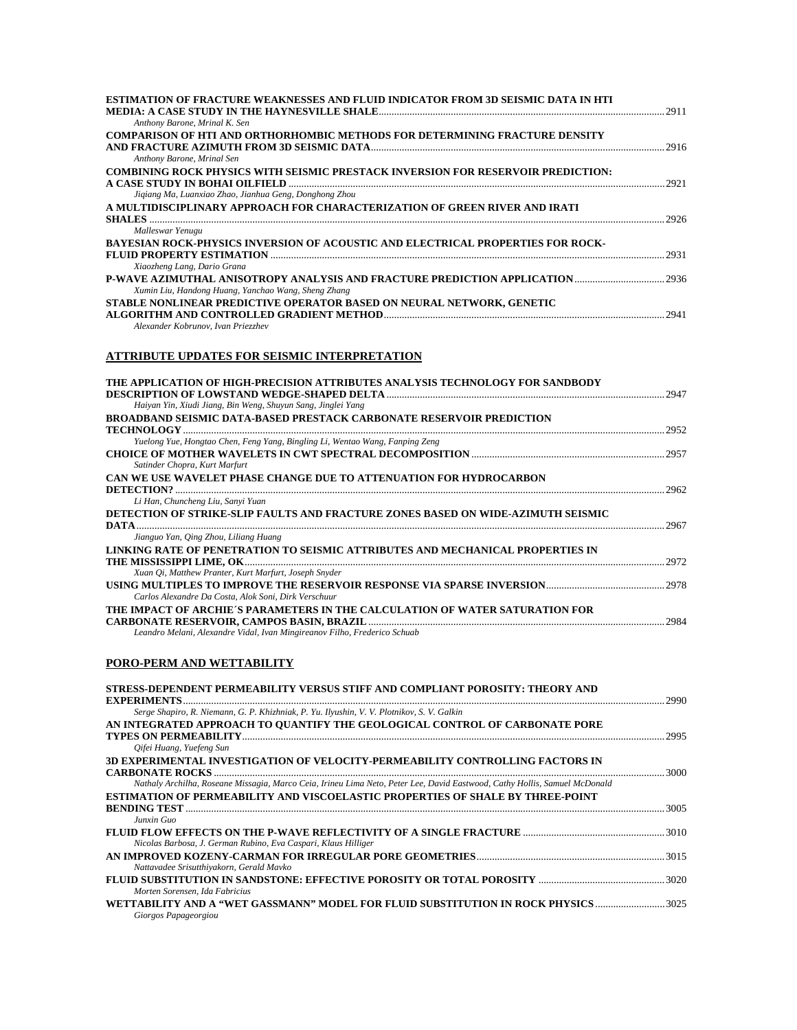**ESTIMATION OF FRACTURE WEAKNESSES AND FLUID INDICATOR FROM 3D SEISMIC DATA IN HTI MEDIA: A CASE STUDY IN THE HAYNESVILLE SHALE** ........ 2911
*Anthony Barone, Mrinal K. Sen*

**COMPARISON OF HTI AND ORTHORHOMBIC METHODS FOR DETERMINING FRACTURE DENSITY AND FRACTURE AZIMUTH FROM 3D SEISMIC DATA** ........ 2916
*Anthony Barone, Mrinal Sen*

**COMBINING ROCK PHYSICS WITH SEISMIC PRESTACK INVERSION FOR RESERVOIR PREDICTION: A CASE STUDY IN BOHAI OILFIELD** ........ 2921
*Jiqiang Ma, Luanxiao Zhao, Jianhua Geng, Donghong Zhou*

**A MULTIDISCIPLINARY APPROACH FOR CHARACTERIZATION OF GREEN RIVER AND IRATI SHALES** ........ 2926
*Malleswar Yenugu*

**BAYESIAN ROCK-PHYSICS INVERSION OF ACOUSTIC AND ELECTRICAL PROPERTIES FOR ROCK-FLUID PROPERTY ESTIMATION** ........ 2931
*Xiaozheng Lang, Dario Grana*

**P-WAVE AZIMUTHAL ANISOTROPY ANALYSIS AND FRACTURE PREDICTION APPLICATION** ........ 2936
*Xumin Liu, Handong Huang, Yanchao Wang, Sheng Zhang*

**STABLE NONLINEAR PREDICTIVE OPERATOR BASED ON NEURAL NETWORK, GENETIC ALGORITHM AND CONTROLLED GRADIENT METHOD** ........ 2941
*Alexander Kobrunov, Ivan Priezzhev*

## ATTRIBUTE UPDATES FOR SEISMIC INTERPRETATION

**THE APPLICATION OF HIGH-PRECISION ATTRIBUTES ANALYSIS TECHNOLOGY FOR SANDBODY DESCRIPTION OF LOWSTAND WEDGE-SHAPED DELTA** ........ 2947
*Haiyan Yin, Xiudi Jiang, Bin Weng, Shuyun Sang, Jinglei Yang*

**BROADBAND SEISMIC DATA-BASED PRESTACK CARBONATE RESERVOIR PREDICTION TECHNOLOGY** ........ 2952
*Yuelong Yue, Hongtao Chen, Feng Yang, Bingling Li, Wentao Wang, Fanping Zeng*

**CHOICE OF MOTHER WAVELETS IN CWT SPECTRAL DECOMPOSITION** ........ 2957
*Satinder Chopra, Kurt Marfurt*

**CAN WE USE WAVELET PHASE CHANGE DUE TO ATTENUATION FOR HYDROCARBON DETECTION?** ........ 2962
*Li Han, Chuncheng Liu, Sanyi Yuan*

**DETECTION OF STRIKE-SLIP FAULTS AND FRACTURE ZONES BASED ON WIDE-AZIMUTH SEISMIC DATA** ........ 2967
*Jianguo Yan, Qing Zhou, Liliang Huang*

**LINKING RATE OF PENETRATION TO SEISMIC ATTRIBUTES AND MECHANICAL PROPERTIES IN THE MISSISSIPPI LIME, OK** ........ 2972
*Xuan Qi, Matthew Pranter, Kurt Marfurt, Joseph Snyder*

**USING MULTIPLES TO IMPROVE THE RESERVOIR RESPONSE VIA SPARSE INVERSION** ........ 2978
*Carlos Alexandre Da Costa, Alok Soni, Dirk Verschuur*

**THE IMPACT OF ARCHIE´S PARAMETERS IN THE CALCULATION OF WATER SATURATION FOR CARBONATE RESERVOIR, CAMPOS BASIN, BRAZIL** ........ 2984
*Leandro Melani, Alexandre Vidal, Ivan Mingireanov Filho, Frederico Schuab*

## PORO-PERM AND WETTABILITY

**STRESS-DEPENDENT PERMEABILITY VERSUS STIFF AND COMPLIANT POROSITY: THEORY AND EXPERIMENTS** ........ 2990
*Serge Shapiro, R. Niemann, G. P. Khizhniak, P. Yu. Ilyushin, V. V. Plotnikov, S. V. Galkin*

**AN INTEGRATED APPROACH TO QUANTIFY THE GEOLOGICAL CONTROL OF CARBONATE PORE TYPES ON PERMEABILITY** ........ 2995
*Qifei Huang, Yuefeng Sun*

**3D EXPERIMENTAL INVESTIGATION OF VELOCITY-PERMEABILITY CONTROLLING FACTORS IN CARBONATE ROCKS** ........ 3000
*Nathaly Archilha, Roseane Missagia, Marco Ceia, Irineu Lima Neto, Peter Lee, David Eastwood, Cathy Hollis, Samuel McDonald*

**ESTIMATION OF PERMEABILITY AND VISCOELASTIC PROPERTIES OF SHALE BY THREE-POINT BENDING TEST** ........ 3005
*Junxin Guo*

**FLUID FLOW EFFECTS ON THE P-WAVE REFLECTIVITY OF A SINGLE FRACTURE** ........ 3010
*Nicolas Barbosa, J. German Rubino, Eva Caspari, Klaus Holliger*

**AN IMPROVED KOZENY-CARMAN FOR IRREGULAR PORE GEOMETRIES** ........ 3015
*Nattavadee Srisutthiyakorn, Gerald Mavko*

**FLUID SUBSTITUTION IN SANDSTONE: EFFECTIVE POROSITY OR TOTAL POROSITY** ........ 3020
*Morten Sorensen, Ida Fabricius*

**WETTABILITY AND A "WET GASSMANN" MODEL FOR FLUID SUBSTITUTION IN ROCK PHYSICS** ........ 3025
*Giorgos Papageorgiou*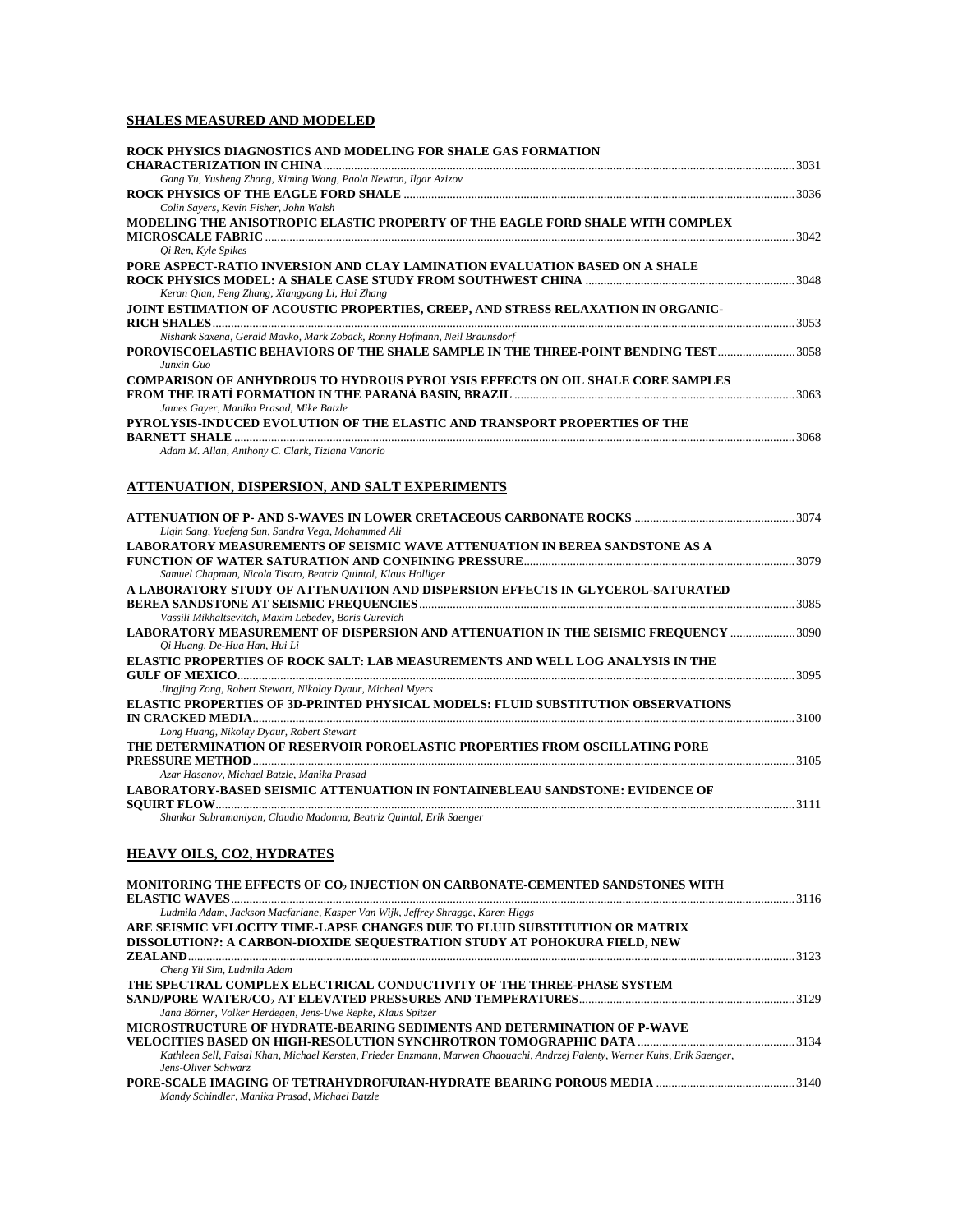## SHALES MEASURED AND MODELED

**ROCK PHYSICS DIAGNOSTICS AND MODELING FOR SHALE GAS FORMATION CHARACTERIZATION IN CHINA** .......... 3031
*Gang Yu, Yusheng Zhang, Ximing Wang, Paola Newton, Ilgar Azizov*

**ROCK PHYSICS OF THE EAGLE FORD SHALE** .......... 3036
*Colin Sayers, Kevin Fisher, John Walsh*

**MODELING THE ANISOTROPIC ELASTIC PROPERTY OF THE EAGLE FORD SHALE WITH COMPLEX MICROSCALE FABRIC** .......... 3042
*Qi Ren, Kyle Spikes*

**PORE ASPECT-RATIO INVERSION AND CLAY LAMINATION EVALUATION BASED ON A SHALE ROCK PHYSICS MODEL: A SHALE CASE STUDY FROM SOUTHWEST CHINA** .......... 3048
*Keran Qian, Feng Zhang, Xiangyang Li, Hui Zhang*

**JOINT ESTIMATION OF ACOUSTIC PROPERTIES, CREEP, AND STRESS RELAXATION IN ORGANIC-RICH SHALES** .......... 3053
*Nishank Saxena, Gerald Mavko, Mark Zoback, Ronny Hofmann, Neil Braunsdorf*

**POROVISCOELASTIC BEHAVIORS OF THE SHALE SAMPLE IN THE THREE-POINT BENDING TEST** .......... 3058
*Junxin Guo*

**COMPARISON OF ANHYDROUS TO HYDROUS PYROLYSIS EFFECTS ON OIL SHALE CORE SAMPLES FROM THE IRATÍ FORMATION IN THE PARANÁ BASIN, BRAZIL** .......... 3063
*James Gayer, Manika Prasad, Mike Batzle*

**PYROLYSIS-INDUCED EVOLUTION OF THE ELASTIC AND TRANSPORT PROPERTIES OF THE BARNETT SHALE** .......... 3068
*Adam M. Allan, Anthony C. Clark, Tiziana Vanorio*

## ATTENUATION, DISPERSION, AND SALT EXPERIMENTS

**ATTENUATION OF P- AND S-WAVES IN LOWER CRETACEOUS CARBONATE ROCKS** .......... 3074
*Liqin Sang, Yuefeng Sun, Sandra Vega, Mohammed Ali*

**LABORATORY MEASUREMENTS OF SEISMIC WAVE ATTENUATION IN BEREA SANDSTONE AS A FUNCTION OF WATER SATURATION AND CONFINING PRESSURE** .......... 3079
*Samuel Chapman, Nicola Tisato, Beatriz Quintal, Klaus Holliger*

**A LABORATORY STUDY OF ATTENUATION AND DISPERSION EFFECTS IN GLYCEROL-SATURATED BEREA SANDSTONE AT SEISMIC FREQUENCIES** .......... 3085
*Vassili Mikhaltsevitch, Maxim Lebedev, Boris Gurevich*

**LABORATORY MEASUREMENT OF DISPERSION AND ATTENUATION IN THE SEISMIC FREQUENCY** .......... 3090
*Qi Huang, De-Hua Han, Hui Li*

**ELASTIC PROPERTIES OF ROCK SALT: LAB MEASUREMENTS AND WELL LOG ANALYSIS IN THE GULF OF MEXICO** .......... 3095
*Jingjing Zong, Robert Stewart, Nikolay Dyaur, Micheal Myers*

**ELASTIC PROPERTIES OF 3D-PRINTED PHYSICAL MODELS: FLUID SUBSTITUTION OBSERVATIONS IN CRACKED MEDIA** .......... 3100
*Long Huang, Nikolay Dyaur, Robert Stewart*

**THE DETERMINATION OF RESERVOIR POROELASTIC PROPERTIES FROM OSCILLATING PORE PRESSURE METHOD** .......... 3105
*Azar Hasanov, Michael Batzle, Manika Prasad*

**LABORATORY-BASED SEISMIC ATTENUATION IN FONTAINEBLEAU SANDSTONE: EVIDENCE OF SQUIRT FLOW** .......... 3111
*Shankar Subramaniyan, Claudio Madonna, Beatriz Quintal, Erik Saenger*

## HEAVY OILS, CO2, HYDRATES

**MONITORING THE EFFECTS OF $CO_2$ INJECTION ON CARBONATE-CEMENTED SANDSTONES WITH ELASTIC WAVES** .......... 3116
*Ludmila Adam, Jackson Macfarlane, Kasper Van Wijk, Jeffrey Shragge, Karen Higgs*

**ARE SEISMIC VELOCITY TIME-LAPSE CHANGES DUE TO FLUID SUBSTITUTION OR MATRIX DISSOLUTION?: A CARBON-DIOXIDE SEQUESTRATION STUDY AT POHOKURA FIELD, NEW ZEALAND** .......... 3123
*Cheng Yii Sim, Ludmila Adam*

**THE SPECTRAL COMPLEX ELECTRICAL CONDUCTIVITY OF THE THREE-PHASE SYSTEM SAND/PORE WATER/$CO_2$ AT ELEVATED PRESSURES AND TEMPERATURES** .......... 3129
*Jana Börner, Volker Herdegen, Jens-Uwe Repke, Klaus Spitzer*

**MICROSTRUCTURE OF HYDRATE-BEARING SEDIMENTS AND DETERMINATION OF P-WAVE VELOCITIES BASED ON HIGH-RESOLUTION SYNCHROTRON TOMOGRAPHIC DATA** .......... 3134
*Kathleen Sell, Faisal Khan, Michael Kersten, Frieder Enzmann, Marwen Chaouachi, Andrzej Falenty, Werner Kuhs, Erik Saenger, Jens-Oliver Schwarz*

**PORE-SCALE IMAGING OF TETRAHYDROFURAN-HYDRATE BEARING POROUS MEDIA** .......... 3140
*Mandy Schindler, Manika Prasad, Michael Batzle*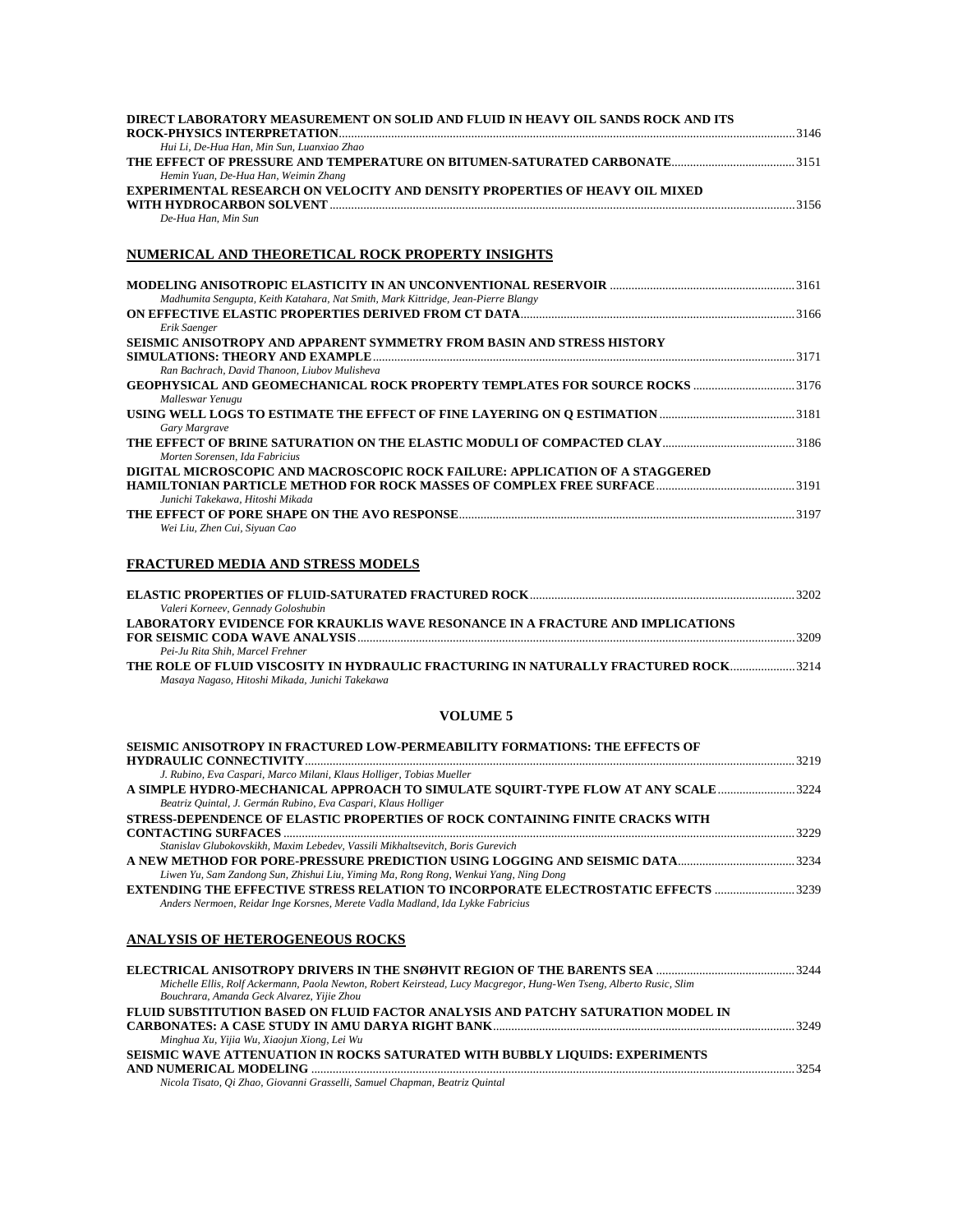**DIRECT LABORATORY MEASUREMENT ON SOLID AND FLUID IN HEAVY OIL SANDS ROCK AND ITS ROCK-PHYSICS INTERPRETATION**....3146
*Hui Li, De-Hua Han, Min Sun, Luanxiao Zhao*

**THE EFFECT OF PRESSURE AND TEMPERATURE ON BITUMEN-SATURATED CARBONATE**....3151
*Hemin Yuan, De-Hua Han, Weimin Zhang*

**EXPERIMENTAL RESEARCH ON VELOCITY AND DENSITY PROPERTIES OF HEAVY OIL MIXED WITH HYDROCARBON SOLVENT**....3156
*De-Hua Han, Min Sun*

## NUMERICAL AND THEORETICAL ROCK PROPERTY INSIGHTS

**MODELING ANISOTROPIC ELASTICITY IN AN UNCONVENTIONAL RESERVOIR**....3161
*Madhumita Sengupta, Keith Katahara, Nat Smith, Mark Kittridge, Jean-Pierre Blangy*

**ON EFFECTIVE ELASTIC PROPERTIES DERIVED FROM CT DATA**....3166
*Erik Saenger*

**SEISMIC ANISOTROPY AND APPARENT SYMMETRY FROM BASIN AND STRESS HISTORY SIMULATIONS: THEORY AND EXAMPLE**....3171
*Ran Bachrach, David Thanoon, Liubov Mulisheva*

**GEOPHYSICAL AND GEOMECHANICAL ROCK PROPERTY TEMPLATES FOR SOURCE ROCKS**....3176
*Malleswar Yenugu*

**USING WELL LOGS TO ESTIMATE THE EFFECT OF FINE LAYERING ON Q ESTIMATION**....3181
*Gary Margrave*

**THE EFFECT OF BRINE SATURATION ON THE ELASTIC MODULI OF COMPACTED CLAY**....3186
*Morten Sorensen, Ida Fabricius*

**DIGITAL MICROSCOPIC AND MACROSCOPIC ROCK FAILURE: APPLICATION OF A STAGGERED HAMILTONIAN PARTICLE METHOD FOR ROCK MASSES OF COMPLEX FREE SURFACE**....3191
*Junichi Takekawa, Hitoshi Mikada*

**THE EFFECT OF PORE SHAPE ON THE AVO RESPONSE**....3197
*Wei Liu, Zhen Cui, Siyuan Cao*

## FRACTURED MEDIA AND STRESS MODELS

**ELASTIC PROPERTIES OF FLUID-SATURATED FRACTURED ROCK**....3202
*Valeri Korneev, Gennady Goloshubin*

**LABORATORY EVIDENCE FOR KRAUKLIS WAVE RESONANCE IN A FRACTURE AND IMPLICATIONS FOR SEISMIC CODA WAVE ANALYSIS**....3209
*Pei-Ju Rita Shih, Marcel Frehner*

**THE ROLE OF FLUID VISCOSITY IN HYDRAULIC FRACTURING IN NATURALLY FRACTURED ROCK**....3214
*Masaya Nagaso, Hitoshi Mikada, Junichi Takekawa*

## VOLUME 5

**SEISMIC ANISOTROPY IN FRACTURED LOW-PERMEABILITY FORMATIONS: THE EFFECTS OF HYDRAULIC CONNECTIVITY**....3219
*J. Rubino, Eva Caspari, Marco Milani, Klaus Holliger, Tobias Mueller*

**A SIMPLE HYDRO-MECHANICAL APPROACH TO SIMULATE SQUIRT-TYPE FLOW AT ANY SCALE**....3224
*Beatriz Quintal, J. Germán Rubino, Eva Caspari, Klaus Holliger*

**STRESS-DEPENDENCE OF ELASTIC PROPERTIES OF ROCK CONTAINING FINITE CRACKS WITH CONTACTING SURFACES**....3229
*Stanislav Glubokovskikh, Maxim Lebedev, Vassili Mikhaltsevitch, Boris Gurevich*

**A NEW METHOD FOR PORE-PRESSURE PREDICTION USING LOGGING AND SEISMIC DATA**....3234
*Liwen Yu, Sam Zandong Sun, Zhishui Liu, Yiming Ma, Rong Rong, Wenkui Yang, Ning Dong*

**EXTENDING THE EFFECTIVE STRESS RELATION TO INCORPORATE ELECTROSTATIC EFFECTS**....3239
*Anders Nermoen, Reidar Inge Korsnes, Merete Vadla Madland, Ida Lykke Fabricius*

## ANALYSIS OF HETEROGENEOUS ROCKS

**ELECTRICAL ANISOTROPY DRIVERS IN THE SNØHVIT REGION OF THE BARENTS SEA**....3244
*Michelle Ellis, Rolf Ackermann, Paola Newton, Robert Keirstead, Lucy Macgregor, Hung-Wen Tseng, Alberto Rusic, Slim Bouchrara, Amanda Geck Alvarez, Yijie Zhou*

**FLUID SUBSTITUTION BASED ON FLUID FACTOR ANALYSIS AND PATCHY SATURATION MODEL IN CARBONATES: A CASE STUDY IN AMU DARYA RIGHT BANK**....3249
*Minghua Xu, Yijia Wu, Xiaojun Xiong, Lei Wu*

**SEISMIC WAVE ATTENUATION IN ROCKS SATURATED WITH BUBBLY LIQUIDS: EXPERIMENTS AND NUMERICAL MODELING**....3254
*Nicola Tisato, Qi Zhao, Giovanni Grasselli, Samuel Chapman, Beatriz Quintal*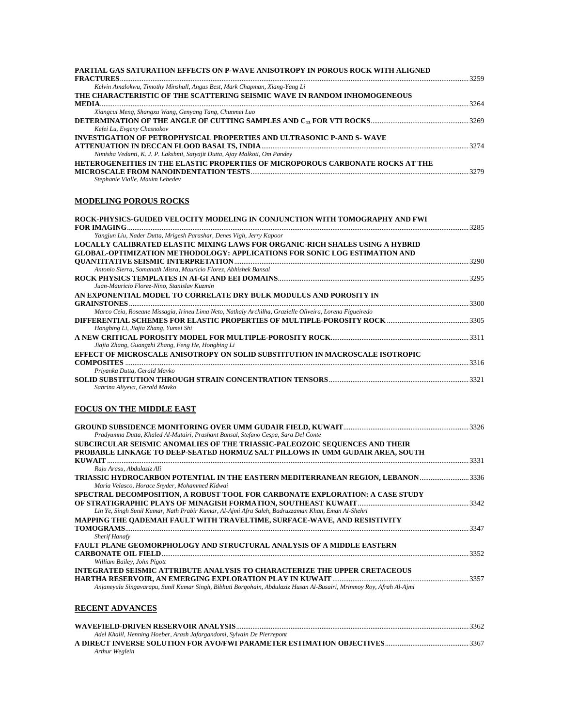**PARTIAL GAS SATURATION EFFECTS ON P-WAVE ANISOTROPY IN POROUS ROCK WITH ALIGNED FRACTURES** ..... 3259
*Kelvin Amalokwu, Timothy Minshull, Angus Best, Mark Chapman, Xiang-Yang Li*

**THE CHARACTERISTIC OF THE SCATTERING SEISMIC WAVE IN RANDOM INHOMOGENEOUS MEDIA** ..... 3264
*Xiangcui Meng, Shangxu Wang, Genyang Tang, Chunmei Luo*

**DETERMINATION OF THE ANGLE OF CUTTING SAMPLES AND $C_{13}$ FOR VTI ROCKS** ..... 3269
*Kefei Lu, Evgeny Chesnokov*

**INVESTIGATION OF PETROPHYSICAL PROPERTIES AND ULTRASONIC P-AND S- WAVE ATTENUATION IN DECCAN FLOOD BASALTS, INDIA** ..... 3274
*Nimisha Vedanti, K. J. P. Lakshmi, Satyajit Dutta, Ajay Malkoti, Om Pandey*

**HETEROGENEITIES IN THE ELASTIC PROPERTIES OF MICROPOROUS CARBONATE ROCKS AT THE MICROSCALE FROM NANOINDENTATION TESTS** ..... 3279
*Stephanie Vialle, Maxim Lebedev*

## MODELING POROUS ROCKS

**ROCK-PHYSICS-GUIDED VELOCITY MODELING IN CONJUNCTION WITH TOMOGRAPHY AND FWI FOR IMAGING** ..... 3285
*Yangjun Liu, Nader Dutta, Mrigesh Parashar, Denes Vigh, Jerry Kapoor*

**LOCALLY CALIBRATED ELASTIC MIXING LAWS FOR ORGANIC-RICH SHALES USING A HYBRID GLOBAL-OPTIMIZATION METHODOLOGY: APPLICATIONS FOR SONIC LOG ESTIMATION AND QUANTITATIVE SEISMIC INTERPRETATION** ..... 3290
*Antonio Sierra, Somanath Misra, Mauricio Florez, Abhishek Bansal*

**ROCK PHYSICS TEMPLATES IN AI-GI AND EEI DOMAINS** ..... 3295
*Juan-Mauricio Florez-Nino, Stanislav Kuzmin*

**AN EXPONENTIAL MODEL TO CORRELATE DRY BULK MODULUS AND POROSITY IN GRAINSTONES** ..... 3300
*Marco Ceia, Roseane Missagia, Irineu Lima Neto, Nathaly Archilha, Grazielle Oliveira, Lorena Figueiredo*

**DIFFERENTIAL SCHEMES FOR ELASTIC PROPERTIES OF MULTIPLE-POROSITY ROCK** ..... 3305
*Hongbing Li, Jiajia Zhang, Yumei Shi*

**A NEW CRITICAL POROSITY MODEL FOR MULTIPLE-POROSITY ROCK** ..... 3311
*Jiajia Zhang, Guangzhi Zhang, Feng He, Hongbing Li*

**EFFECT OF MICROSCALE ANISOTROPY ON SOLID SUBSTITUTION IN MACROSCALE ISOTROPIC COMPOSITES** ..... 3316
*Priyanka Dutta, Gerald Mavko*

**SOLID SUBSTITUTION THROUGH STRAIN CONCENTRATION TENSORS** ..... 3321
*Sabrina Aliyeva, Gerald Mavko*

## FOCUS ON THE MIDDLE EAST

**GROUND SUBSIDENCE MONITORING OVER UMM GUDAIR FIELD, KUWAIT** ..... 3326
*Pradyumna Dutta, Khaled Al-Mutairi, Prashant Bansal, Stefano Cespa, Sara Del Conte*

**SUBCIRCULAR SEISMIC ANOMALIES OF THE TRIASSIC-PALEOZOIC SEQUENCES AND THEIR PROBABLE LINKAGE TO DEEP-SEATED HORMUZ SALT PILLOWS IN UMM GUDAIR AREA, SOUTH KUWAIT** ..... 3331
*Raju Arasu, Abdulaziz Ali*

**TRIASSIC HYDROCARBON POTENTIAL IN THE EASTERN MEDITERRANEAN REGION, LEBANON** ..... 3336
*Maria Velasco, Horace Snyder, Mohammed Kidwai*

**SPECTRAL DECOMPOSITION, A ROBUST TOOL FOR CARBONATE EXPLORATION: A CASE STUDY OF STRATIGRAPHIC PLAYS OF MINAGISH FORMATION, SOUTHEAST KUWAIT** ..... 3342
*Lin Ye, Singh Sunil Kumar, Nath Prabir Kumar, Al-Ajmi Afra Saleh, Badruzzaman Khan, Eman Al-Shehri*

**MAPPING THE QADEMAH FAULT WITH TRAVELTIME, SURFACE-WAVE, AND RESISTIVITY TOMOGRAMS** ..... 3347
*Sherif Hanafy*

**FAULT PLANE GEOMORPHOLOGY AND STRUCTURAL ANALYSIS OF A MIDDLE EASTERN CARBONATE OIL FIELD** ..... 3352
*William Bailey, John Pigott*

**INTEGRATED SEISMIC ATTRIBUTE ANALYSIS TO CHARACTERIZE THE UPPER CRETACEOUS HARTHA RESERVOIR, AN EMERGING EXPLORATION PLAY IN KUWAIT** ..... 3357
*Anjaneyulu Singavarapu, Sunil Kumar Singh, Bibhuti Borgohain, Abdulaziz Husan Al-Busairi, Mrinmoy Roy, Afrah Al-Ajmi*

## RECENT ADVANCES

**WAVEFIELD-DRIVEN RESERVOIR ANALYSIS** ..... 3362
*Adel Khalil, Henning Hoeber, Arash Jafargandomi, Sylvain De Pierrepont*

**A DIRECT INVERSE SOLUTION FOR AVO/FWI PARAMETER ESTIMATION OBJECTIVES** ..... 3367
*Arthur Weglein*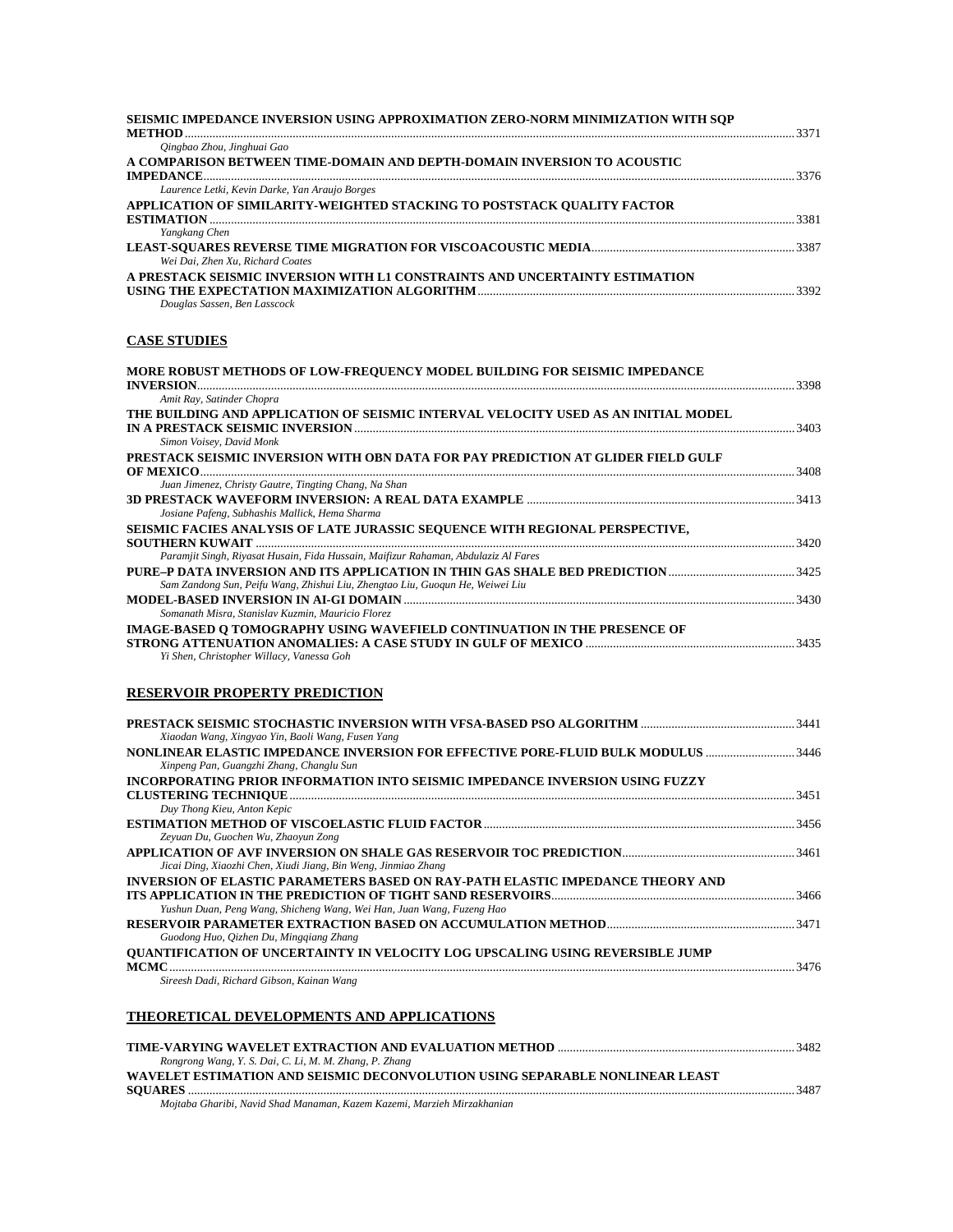**SEISMIC IMPEDANCE INVERSION USING APPROXIMATION ZERO-NORM MINIMIZATION WITH SQP METHOD** ........ 3371
*Qingbao Zhou, Jinghuai Gao*

**A COMPARISON BETWEEN TIME-DOMAIN AND DEPTH-DOMAIN INVERSION TO ACOUSTIC IMPEDANCE** ........ 3376
*Laurence Letki, Kevin Darke, Yan Araujo Borges*

**APPLICATION OF SIMILARITY-WEIGHTED STACKING TO POSTSTACK QUALITY FACTOR ESTIMATION** ........ 3381
*Yangkang Chen*

**LEAST-SQUARES REVERSE TIME MIGRATION FOR VISCOACOUSTIC MEDIA** ........ 3387
*Wei Dai, Zhen Xu, Richard Coates*

**A PRESTACK SEISMIC INVERSION WITH L1 CONSTRAINTS AND UNCERTAINTY ESTIMATION USING THE EXPECTATION MAXIMIZATION ALGORITHM** ........ 3392
*Douglas Sassen, Ben Lasscock*

## CASE STUDIES

**MORE ROBUST METHODS OF LOW-FREQUENCY MODEL BUILDING FOR SEISMIC IMPEDANCE INVERSION** ........ 3398
*Amit Ray, Satinder Chopra*

**THE BUILDING AND APPLICATION OF SEISMIC INTERVAL VELOCITY USED AS AN INITIAL MODEL IN A PRESTACK SEISMIC INVERSION** ........ 3403
*Simon Voisey, David Monk*

**PRESTACK SEISMIC INVERSION WITH OBN DATA FOR PAY PREDICTION AT GLIDER FIELD GULF OF MEXICO** ........ 3408
*Juan Jimenez, Christy Gautre, Tingting Chang, Na Shan*

**3D PRESTACK WAVEFORM INVERSION: A REAL DATA EXAMPLE** ........ 3413
*Josiane Pafeng, Subhashis Mallick, Hema Sharma*

**SEISMIC FACIES ANALYSIS OF LATE JURASSIC SEQUENCE WITH REGIONAL PERSPECTIVE, SOUTHERN KUWAIT** ........ 3420
*Paramjit Singh, Riyasat Husain, Fida Hussain, Maifizur Rahaman, Abdulaziz Al Fares*

**PURE–P DATA INVERSION AND ITS APPLICATION IN THIN GAS SHALE BED PREDICTION** ........ 3425
*Sam Zandong Sun, Peifu Wang, Zhishui Liu, Zhengtao Liu, Guoqun He, Weiwei Liu*

**MODEL-BASED INVERSION IN AI-GI DOMAIN** ........ 3430
*Somanath Misra, Stanislav Kuzmin, Mauricio Florez*

**IMAGE-BASED Q TOMOGRAPHY USING WAVEFIELD CONTINUATION IN THE PRESENCE OF STRONG ATTENUATION ANOMALIES: A CASE STUDY IN GULF OF MEXICO** ........ 3435
*Yi Shen, Christopher Willacy, Vanessa Goh*

## RESERVOIR PROPERTY PREDICTION

**PRESTACK SEISMIC STOCHASTIC INVERSION WITH VFSA-BASED PSO ALGORITHM** ........ 3441
*Xiaodan Wang, Xingyao Yin, Baoli Wang, Fusen Yang*

**NONLINEAR ELASTIC IMPEDANCE INVERSION FOR EFFECTIVE PORE-FLUID BULK MODULUS** ........ 3446
*Xinpeng Pan, Guangzhi Zhang, Changlu Sun*

**INCORPORATING PRIOR INFORMATION INTO SEISMIC IMPEDANCE INVERSION USING FUZZY CLUSTERING TECHNIQUE** ........ 3451
*Duy Thong Kieu, Anton Kepic*

**ESTIMATION METHOD OF VISCOELASTIC FLUID FACTOR** ........ 3456
*Zeyuan Du, Guochen Wu, Zhaoyun Zong*

**APPLICATION OF AVF INVERSION ON SHALE GAS RESERVOIR TOC PREDICTION** ........ 3461
*Jicai Ding, Xiaozhi Chen, Xiudi Jiang, Bin Weng, Jinmiao Zhang*

**INVERSION OF ELASTIC PARAMETERS BASED ON RAY-PATH ELASTIC IMPEDANCE THEORY AND ITS APPLICATION IN THE PREDICTION OF TIGHT SAND RESERVOIRS** ........ 3466
*Yushun Duan, Peng Wang, Shicheng Wang, Wei Han, Juan Wang, Fuzeng Hao*

**RESERVOIR PARAMETER EXTRACTION BASED ON ACCUMULATION METHOD** ........ 3471
*Guodong Huo, Qizhen Du, Mingqiang Zhang*

**QUANTIFICATION OF UNCERTAINTY IN VELOCITY LOG UPSCALING USING REVERSIBLE JUMP MCMC** ........ 3476
*Sireesh Dadi, Richard Gibson, Kainan Wang*

## THEORETICAL DEVELOPMENTS AND APPLICATIONS

**TIME-VARYING WAVELET EXTRACTION AND EVALUATION METHOD** ........ 3482
*Rongrong Wang, Y. S. Dai, C. Li, M. M. Zhang, P. Zhang*

**WAVELET ESTIMATION AND SEISMIC DECONVOLUTION USING SEPARABLE NONLINEAR LEAST SQUARES** ........ 3487
*Mojtaba Gharibi, Navid Shad Manaman, Kazem Kazemi, Marzieh Mirzakhanian*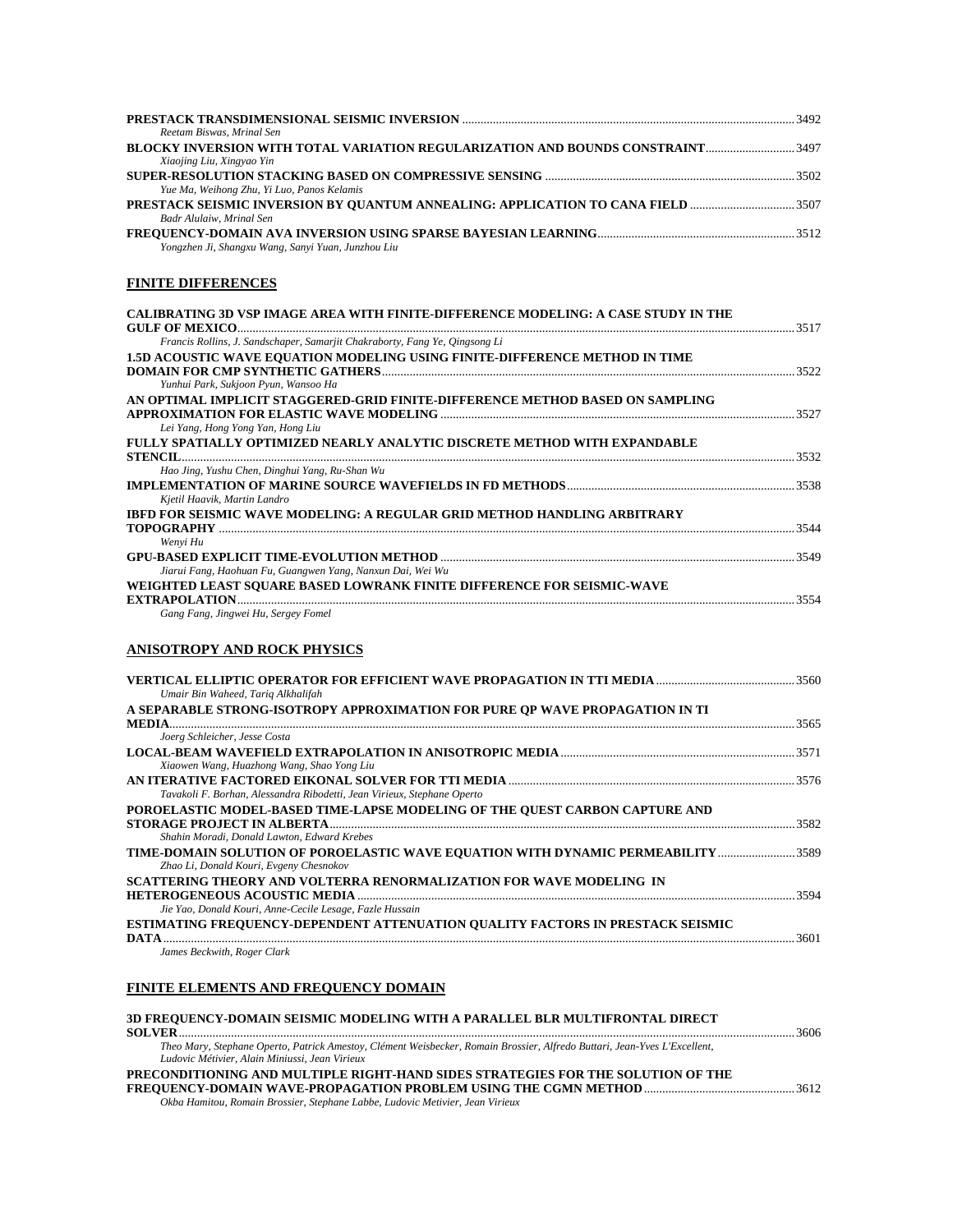**PRESTACK TRANSDIMENSIONAL SEISMIC INVERSION** ........ 3492
*Reetam Biswas, Mrinal Sen*

**BLOCKY INVERSION WITH TOTAL VARIATION REGULARIZATION AND BOUNDS CONSTRAINT** ........ 3497
*Xiaojing Liu, Xingyao Yin*

**SUPER-RESOLUTION STACKING BASED ON COMPRESSIVE SENSING** ........ 3502
*Yue Ma, Weihong Zhu, Yi Luo, Panos Kelamis*

**PRESTACK SEISMIC INVERSION BY QUANTUM ANNEALING: APPLICATION TO CANA FIELD** ........ 3507
*Badr Alulaiw, Mrinal Sen*

**FREQUENCY-DOMAIN AVA INVERSION USING SPARSE BAYESIAN LEARNING** ........ 3512
*Yongzhen Ji, Shangxu Wang, Sanyi Yuan, Junzhou Liu*

## FINITE DIFFERENCES

**CALIBRATING 3D VSP IMAGE AREA WITH FINITE-DIFFERENCE MODELING: A CASE STUDY IN THE GULF OF MEXICO** ........ 3517
*Francis Rollins, J. Sandschaper, Samarjit Chakraborty, Fang Ye, Qingsong Li*

**1.5D ACOUSTIC WAVE EQUATION MODELING USING FINITE-DIFFERENCE METHOD IN TIME DOMAIN FOR CMP SYNTHETIC GATHERS** ........ 3522
*Yunhui Park, Sukjoon Pyun, Wansoo Ha*

**AN OPTIMAL IMPLICIT STAGGERED-GRID FINITE-DIFFERENCE METHOD BASED ON SAMPLING APPROXIMATION FOR ELASTIC WAVE MODELING** ........ 3527
*Lei Yang, Hong Yong Yan, Hong Liu*

**FULLY SPATIALLY OPTIMIZED NEARLY ANALYTIC DISCRETE METHOD WITH EXPANDABLE STENCIL** ........ 3532
*Hao Jing, Yushu Chen, Dinghui Yang, Ru-Shan Wu*

**IMPLEMENTATION OF MARINE SOURCE WAVEFIELDS IN FD METHODS** ........ 3538
*Kjetil Haavik, Martin Landro*

**IBFD FOR SEISMIC WAVE MODELING: A REGULAR GRID METHOD HANDLING ARBITRARY TOPOGRAPHY** ........ 3544
*Wenyi Hu*

**GPU-BASED EXPLICIT TIME-EVOLUTION METHOD** ........ 3549
*Jiarui Fang, Haohuan Fu, Guangwen Yang, Nanxun Dai, Wei Wu*

**WEIGHTED LEAST SQUARE BASED LOWRANK FINITE DIFFERENCE FOR SEISMIC-WAVE EXTRAPOLATION** ........ 3554
*Gang Fang, Jingwei Hu, Sergey Fomel*

## ANISOTROPY AND ROCK PHYSICS

**VERTICAL ELLIPTIC OPERATOR FOR EFFICIENT WAVE PROPAGATION IN TTI MEDIA** ........ 3560
*Umair Bin Waheed, Tariq Alkhalifah*

**A SEPARABLE STRONG-ISOTROPY APPROXIMATION FOR PURE QP WAVE PROPAGATION IN TI MEDIA** ........ 3565
*Joerg Schleicher, Jesse Costa*

**LOCAL-BEAM WAVEFIELD EXTRAPOLATION IN ANISOTROPIC MEDIA** ........ 3571
*Xiaowen Wang, Huazhong Wang, Shao Yong Liu*

**AN ITERATIVE FACTORED EIKONAL SOLVER FOR TTI MEDIA** ........ 3576
*Tavakoli F. Borhan, Alessandra Ribodetti, Jean Virieux, Stephane Operto*

**POROELASTIC MODEL-BASED TIME-LAPSE MODELING OF THE QUEST CARBON CAPTURE AND STORAGE PROJECT IN ALBERTA** ........ 3582
*Shahin Moradi, Donald Lawton, Edward Krebes*

**TIME-DOMAIN SOLUTION OF POROELASTIC WAVE EQUATION WITH DYNAMIC PERMEABILITY** ........ 3589
*Zhao Li, Donald Kouri, Evgeny Chesnokov*

**SCATTERING THEORY AND VOLTERRA RENORMALIZATION FOR WAVE MODELING IN HETEROGENEOUS ACOUSTIC MEDIA** ........ 3594
*Jie Yao, Donald Kouri, Anne-Cecile Lesage, Fazle Hussain*

**ESTIMATING FREQUENCY-DEPENDENT ATTENUATION QUALITY FACTORS IN PRESTACK SEISMIC DATA** ........ 3601
*James Beckwith, Roger Clark*

## FINITE ELEMENTS AND FREQUENCY DOMAIN

**3D FREQUENCY-DOMAIN SEISMIC MODELING WITH A PARALLEL BLR MULTIFRONTAL DIRECT SOLVER** ........ 3606
*Theo Mary, Stephane Operto, Patrick Amestoy, Clément Weisbecker, Romain Brossier, Alfredo Buttari, Jean-Yves L'Excellent, Ludovic Métivier, Alain Miniussi, Jean Virieux*

**PRECONDITIONING AND MULTIPLE RIGHT-HAND SIDES STRATEGIES FOR THE SOLUTION OF THE FREQUENCY-DOMAIN WAVE-PROPAGATION PROBLEM USING THE CGMN METHOD** ........ 3612
*Okba Hamitou, Romain Brossier, Stephane Labbe, Ludovic Metivier, Jean Virieux*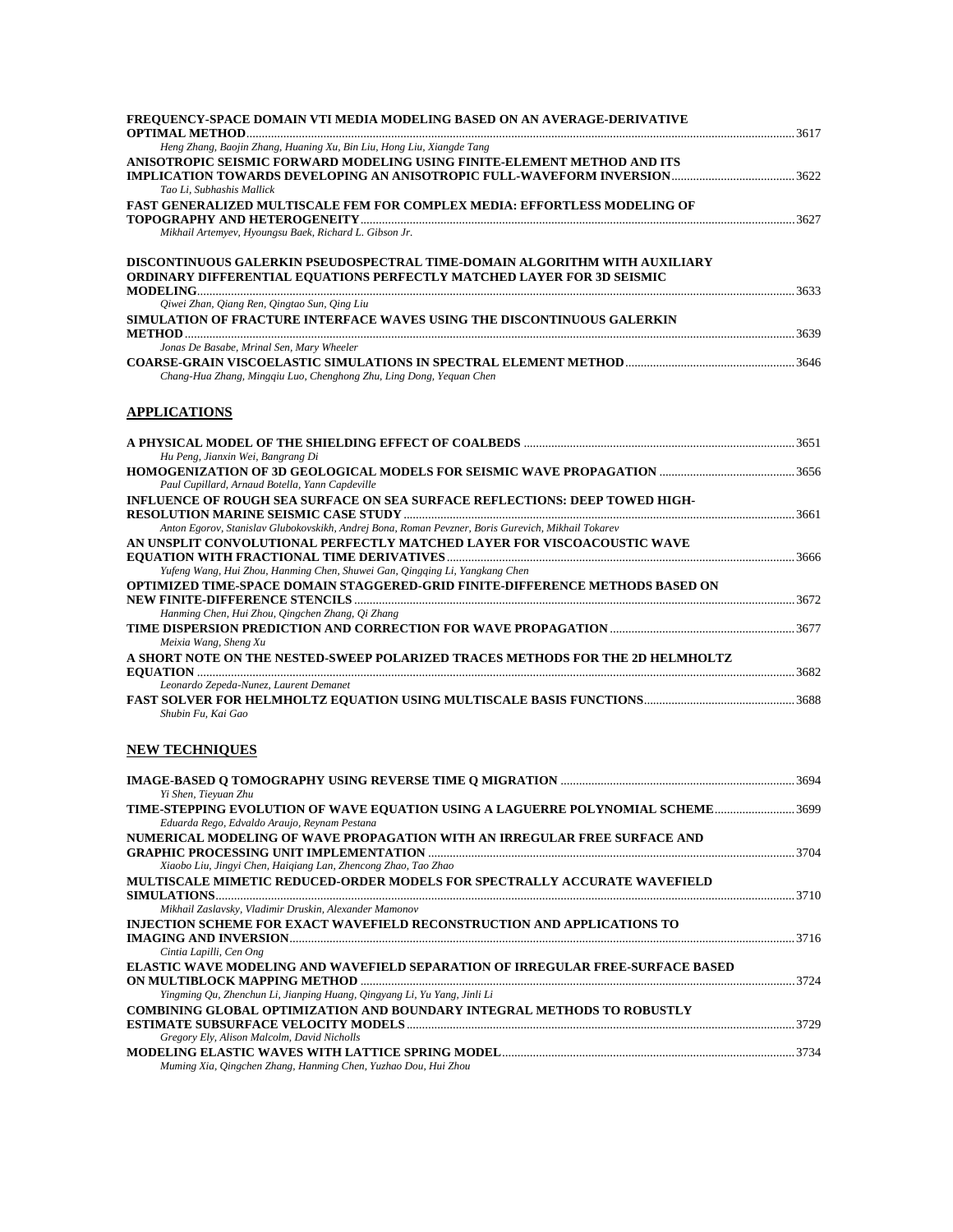**FREQUENCY-SPACE DOMAIN VTI MEDIA MODELING BASED ON AN AVERAGE-DERIVATIVE OPTIMAL METHOD** ..... 3617
*Heng Zhang, Baojin Zhang, Huaning Xu, Bin Liu, Hong Liu, Xiangde Tang*

**ANISOTROPIC SEISMIC FORWARD MODELING USING FINITE-ELEMENT METHOD AND ITS IMPLICATION TOWARDS DEVELOPING AN ANISOTROPIC FULL-WAVEFORM INVERSION** ..... 3622
*Tao Li, Subhashis Mallick*

**FAST GENERALIZED MULTISCALE FEM FOR COMPLEX MEDIA: EFFORTLESS MODELING OF TOPOGRAPHY AND HETEROGENEITY** ..... 3627
*Mikhail Artemyev, Hyoungsu Baek, Richard L. Gibson Jr.*

**DISCONTINUOUS GALERKIN PSEUDOSPECTRAL TIME-DOMAIN ALGORITHM WITH AUXILIARY ORDINARY DIFFERENTIAL EQUATIONS PERFECTLY MATCHED LAYER FOR 3D SEISMIC MODELING** ..... 3633
*Qiwei Zhan, Qiang Ren, Qingtao Sun, Qing Liu*

**SIMULATION OF FRACTURE INTERFACE WAVES USING THE DISCONTINUOUS GALERKIN METHOD** ..... 3639
*Jonas De Basabe, Mrinal Sen, Mary Wheeler*

**COARSE-GRAIN VISCOELASTIC SIMULATIONS IN SPECTRAL ELEMENT METHOD** ..... 3646
*Chang-Hua Zhang, Mingqiu Luo, Chenghong Zhu, Ling Dong, Yequan Chen*

## APPLICATIONS

**A PHYSICAL MODEL OF THE SHIELDING EFFECT OF COALBEDS** ..... 3651
*Hu Peng, Jianxin Wei, Bangrang Di*

**HOMOGENIZATION OF 3D GEOLOGICAL MODELS FOR SEISMIC WAVE PROPAGATION** ..... 3656
*Paul Cupillard, Arnaud Botella, Yann Capdeville*

**INFLUENCE OF ROUGH SEA SURFACE ON SEA SURFACE REFLECTIONS: DEEP TOWED HIGH-RESOLUTION MARINE SEISMIC CASE STUDY** ..... 3661
*Anton Egorov, Stanislav Glubokovskikh, Andrej Bona, Roman Pevzner, Boris Gurevich, Mikhail Tokarev*

**AN UNSPLIT CONVOLUTIONAL PERFECTLY MATCHED LAYER FOR VISCOACOUSTIC WAVE EQUATION WITH FRACTIONAL TIME DERIVATIVES** ..... 3666
*Yufeng Wang, Hui Zhou, Hanming Chen, Shuwei Gan, Qingqing Li, Yangkang Chen*

**OPTIMIZED TIME-SPACE DOMAIN STAGGERED-GRID FINITE-DIFFERENCE METHODS BASED ON NEW FINITE-DIFFERENCE STENCILS** ..... 3672
*Hanming Chen, Hui Zhou, Qingchen Zhang, Qi Zhang*

**TIME DISPERSION PREDICTION AND CORRECTION FOR WAVE PROPAGATION** ..... 3677
*Meixia Wang, Sheng Xu*

**A SHORT NOTE ON THE NESTED-SWEEP POLARIZED TRACES METHODS FOR THE 2D HELMHOLTZ EQUATION** ..... 3682
*Leonardo Zepeda-Nunez, Laurent Demanet*

**FAST SOLVER FOR HELMHOLTZ EQUATION USING MULTISCALE BASIS FUNCTIONS** ..... 3688
*Shubin Fu, Kai Gao*

## NEW TECHNIQUES

**IMAGE-BASED Q TOMOGRAPHY USING REVERSE TIME Q MIGRATION** ..... 3694
*Yi Shen, Tieyuan Zhu*

**TIME-STEPPING EVOLUTION OF WAVE EQUATION USING A LAGUERRE POLYNOMIAL SCHEME** ..... 3699
*Eduarda Rego, Edvaldo Araujo, Reynam Pestana*

**NUMERICAL MODELING OF WAVE PROPAGATION WITH AN IRREGULAR FREE SURFACE AND GRAPHIC PROCESSING UNIT IMPLEMENTATION** ..... 3704
*Xiaobo Liu, Jingyi Chen, Haiqiang Lan, Zhencong Zhao, Tao Zhao*

**MULTISCALE MIMETIC REDUCED-ORDER MODELS FOR SPECTRALLY ACCURATE WAVEFIELD SIMULATIONS** ..... 3710
*Mikhail Zaslavsky, Vladimir Druskin, Alexander Mamonov*

**INJECTION SCHEME FOR EXACT WAVEFIELD RECONSTRUCTION AND APPLICATIONS TO IMAGING AND INVERSION** ..... 3716
*Cintia Lapilli, Cen Ong*

**ELASTIC WAVE MODELING AND WAVEFIELD SEPARATION OF IRREGULAR FREE-SURFACE BASED ON MULTIBLOCK MAPPING METHOD** ..... 3724
*Yingming Qu, Zhenchun Li, Jianping Huang, Qingyang Li, Yu Yang, Jinli Li*

**COMBINING GLOBAL OPTIMIZATION AND BOUNDARY INTEGRAL METHODS TO ROBUSTLY ESTIMATE SUBSURFACE VELOCITY MODELS** ..... 3729
*Gregory Ely, Alison Malcolm, David Nicholls*

**MODELING ELASTIC WAVES WITH LATTICE SPRING MODEL** ..... 3734
*Muming Xia, Qingchen Zhang, Hanming Chen, Yuzhao Dou, Hui Zhou*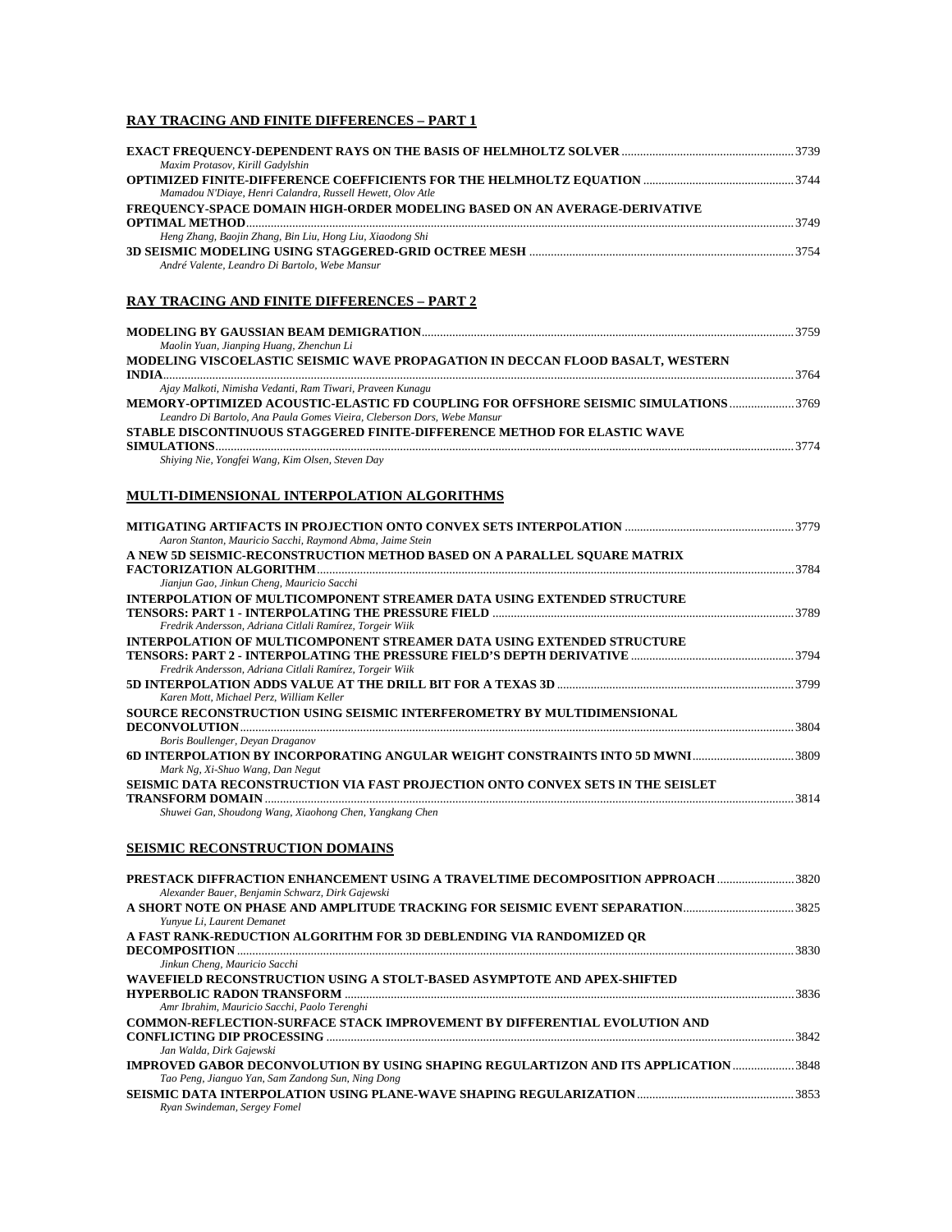## RAY TRACING AND FINITE DIFFERENCES – PART 1

**EXACT FREQUENCY-DEPENDENT RAYS ON THE BASIS OF HELMHOLTZ SOLVER** ........ 3739
*Maxim Protasov, Kirill Gadylshin*

**OPTIMIZED FINITE-DIFFERENCE COEFFICIENTS FOR THE HELMHOLTZ EQUATION** ........ 3744
*Mamadou N'Diaye, Henri Calandra, Russell Hewett, Olov Atle*

**FREQUENCY-SPACE DOMAIN HIGH-ORDER MODELING BASED ON AN AVERAGE-DERIVATIVE OPTIMAL METHOD** ........ 3749
*Heng Zhang, Baojin Zhang, Bin Liu, Hong Liu, Xiaodong Shi*

**3D SEISMIC MODELING USING STAGGERED-GRID OCTREE MESH** ........ 3754
*André Valente, Leandro Di Bartolo, Webe Mansur*

## RAY TRACING AND FINITE DIFFERENCES – PART 2

**MODELING BY GAUSSIAN BEAM DEMIGRATION** ........ 3759
*Maolin Yuan, Jianping Huang, Zhenchun Li*

**MODELING VISCOELASTIC SEISMIC WAVE PROPAGATION IN DECCAN FLOOD BASALT, WESTERN INDIA** ........ 3764
*Ajay Malkoti, Nimisha Vedanti, Ram Tiwari, Praveen Kunagu*

**MEMORY-OPTIMIZED ACOUSTIC-ELASTIC FD COUPLING FOR OFFSHORE SEISMIC SIMULATIONS** ........ 3769
*Leandro Di Bartolo, Ana Paula Gomes Vieira, Cleberson Dors, Webe Mansur*

**STABLE DISCONTINUOUS STAGGERED FINITE-DIFFERENCE METHOD FOR ELASTIC WAVE SIMULATIONS** ........ 3774
*Shiying Nie, Yongfei Wang, Kim Olsen, Steven Day*

## MULTI-DIMENSIONAL INTERPOLATION ALGORITHMS

**MITIGATING ARTIFACTS IN PROJECTION ONTO CONVEX SETS INTERPOLATION** ........ 3779
*Aaron Stanton, Mauricio Sacchi, Raymond Abma, Jaime Stein*

**A NEW 5D SEISMIC-RECONSTRUCTION METHOD BASED ON A PARALLEL SQUARE MATRIX FACTORIZATION ALGORITHM** ........ 3784
*Jianjun Gao, Jinkun Cheng, Mauricio Sacchi*

**INTERPOLATION OF MULTICOMPONENT STREAMER DATA USING EXTENDED STRUCTURE TENSORS: PART 1 - INTERPOLATING THE PRESSURE FIELD** ........ 3789
*Fredrik Andersson, Adriana Citlali Ramírez, Torgeir Wiik*

**INTERPOLATION OF MULTICOMPONENT STREAMER DATA USING EXTENDED STRUCTURE TENSORS: PART 2 - INTERPOLATING THE PRESSURE FIELD'S DEPTH DERIVATIVE** ........ 3794
*Fredrik Andersson, Adriana Citlali Ramírez, Torgeir Wiik*

**5D INTERPOLATION ADDS VALUE AT THE DRILL BIT FOR A TEXAS 3D** ........ 3799
*Karen Mott, Michael Perz, William Keller*

**SOURCE RECONSTRUCTION USING SEISMIC INTERFEROMETRY BY MULTIDIMENSIONAL DECONVOLUTION** ........ 3804
*Boris Boullenger, Deyan Draganov*

**6D INTERPOLATION BY INCORPORATING ANGULAR WEIGHT CONSTRAINTS INTO 5D MWNI** ........ 3809
*Mark Ng, Xi-Shuo Wang, Dan Negut*

**SEISMIC DATA RECONSTRUCTION VIA FAST PROJECTION ONTO CONVEX SETS IN THE SEISLET TRANSFORM DOMAIN** ........ 3814
*Shuwei Gan, Shoudong Wang, Xiaohong Chen, Yangkang Chen*

## SEISMIC RECONSTRUCTION DOMAINS

**PRESTACK DIFFRACTION ENHANCEMENT USING A TRAVELTIME DECOMPOSITION APPROACH** ........ 3820
*Alexander Bauer, Benjamin Schwarz, Dirk Gajewski*

**A SHORT NOTE ON PHASE AND AMPLITUDE TRACKING FOR SEISMIC EVENT SEPARATION** ........ 3825
*Yunyue Li, Laurent Demanet*

**A FAST RANK-REDUCTION ALGORITHM FOR 3D DEBLENDING VIA RANDOMIZED QR DECOMPOSITION** ........ 3830
*Jinkun Cheng, Mauricio Sacchi*

**WAVEFIELD RECONSTRUCTION USING A STOLT-BASED ASYMPTOTE AND APEX-SHIFTED HYPERBOLIC RADON TRANSFORM** ........ 3836
*Amr Ibrahim, Mauricio Sacchi, Paolo Terenghi*

**COMMON-REFLECTION-SURFACE STACK IMPROVEMENT BY DIFFERENTIAL EVOLUTION AND CONFLICTING DIP PROCESSING** ........ 3842
*Jan Walda, Dirk Gajewski*

**IMPROVED GABOR DECONVOLUTION BY USING SHAPING REGULARTIZON AND ITS APPLICATION** ........ 3848
*Tao Peng, Jianguo Yan, Sam Zandong Sun, Ning Dong*

**SEISMIC DATA INTERPOLATION USING PLANE-WAVE SHAPING REGULARIZATION** ........ 3853
*Ryan Swindeman, Sergey Fomel*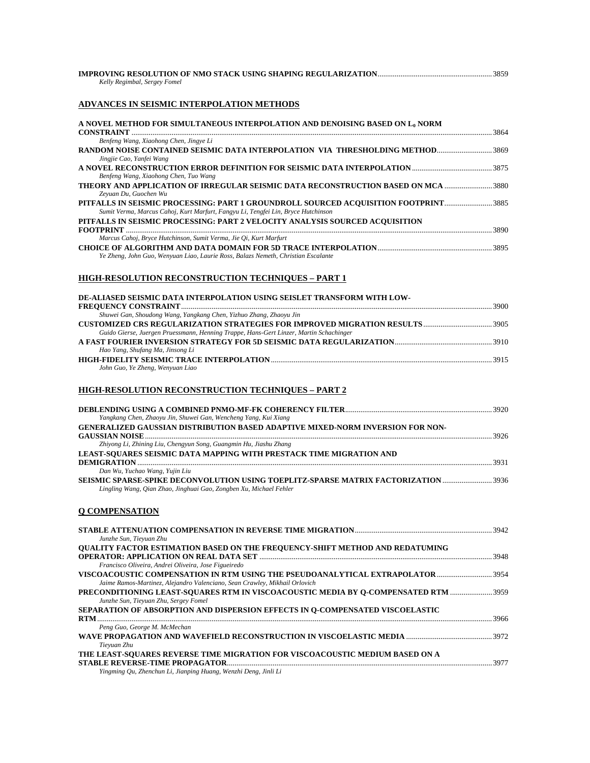**IMPROVING RESOLUTION OF NMO STACK USING SHAPING REGULARIZATION** ........ 3859
*Kelly Regimbal, Sergey Fomel*

## ADVANCES IN SEISMIC INTERPOLATION METHODS

**A NOVEL METHOD FOR SIMULTANEOUS INTERPOLATION AND DENOISING BASED ON $L_0$ NORM CONSTRAINT** ........ 3864
*Benfeng Wang, Xiaohong Chen, Jingye Li*

**RANDOM NOISE CONTAINED SEISMIC DATA INTERPOLATION VIA THRESHOLDING METHOD** ........ 3869
*Jingjie Cao, Yanfei Wang*

**A NOVEL RECONSTRUCTION ERROR DEFINITION FOR SEISMIC DATA INTERPOLATION** ........ 3875
*Benfeng Wang, Xiaohong Chen, Tuo Wang*

**THEORY AND APPLICATION OF IRREGULAR SEISMIC DATA RECONSTRUCTION BASED ON MCA** ........ 3880
*Zeyuan Du, Guochen Wu*

**PITFALLS IN SEISMIC PROCESSING: PART 1 GROUNDROLL SOURCED ACQUISITION FOOTPRINT** ........ 3885
*Sumit Verma, Marcus Cahoj, Kurt Marfurt, Fangyu Li, Tengfei Lin, Bryce Hutchinson*

**PITFALLS IN SEISMIC PROCESSING: PART 2 VELOCITY ANALYSIS SOURCED ACQUISITION FOOTPRINT** ........ 3890
*Marcus Cahoj, Bryce Hutchinson, Sumit Verma, Jie Qi, Kurt Marfurt*

**CHOICE OF ALGORITHM AND DATA DOMAIN FOR 5D TRACE INTERPOLATION** ........ 3895
*Ye Zheng, John Guo, Wenyuan Liao, Laurie Ross, Balazs Nemeth, Christian Escalante*

## HIGH-RESOLUTION RECONSTRUCTION TECHNIQUES – PART 1

**DE-ALIASED SEISMIC DATA INTERPOLATION USING SEISLET TRANSFORM WITH LOW-FREQUENCY CONSTRAINT** ........ 3900
*Shuwei Gan, Shoudong Wang, Yangkang Chen, Yizhuo Zhang, Zhaoyu Jin*

**CUSTOMIZED CRS REGULARIZATION STRATEGIES FOR IMPROVED MIGRATION RESULTS** ........ 3905
*Guido Gierse, Juergen Pruessmann, Henning Trappe, Hans-Gert Linzer, Martin Schachinger*

**A FAST FOURIER INVERSION STRATEGY FOR 5D SEISMIC DATA REGULARIZATION** ........ 3910
*Hao Yang, Shufang Ma, Jinsong Li*

**HIGH-FIDELITY SEISMIC TRACE INTERPOLATION** ........ 3915
*John Guo, Ye Zheng, Wenyuan Liao*

## HIGH-RESOLUTION RECONSTRUCTION TECHNIQUES – PART 2

**DEBLENDING USING A COMBINED PNMO-MF-FK COHERENCY FILTER** ........ 3920
*Yangkang Chen, Zhaoyu Jin, Shuwei Gan, Wencheng Yang, Kui Xiang*

**GENERALIZED GAUSSIAN DISTRIBUTION BASED ADAPTIVE MIXED-NORM INVERSION FOR NON-GAUSSIAN NOISE** ........ 3926
*Zhiyong Li, Zhining Liu, Chengyun Song, Guangmin Hu, Jiashu Zhang*

**LEAST-SQUARES SEISMIC DATA MAPPING WITH PRESTACK TIME MIGRATION AND DEMIGRATION** ........ 3931
*Dan Wu, Yuchao Wang, Yujin Liu*

**SEISMIC SPARSE-SPIKE DECONVOLUTION USING TOEPLITZ-SPARSE MATRIX FACTORIZATION** ........ 3936
*Lingling Wang, Qian Zhao, Jinghuai Gao, Zongben Xu, Michael Fehler*

## Q COMPENSATION

**STABLE ATTENUATION COMPENSATION IN REVERSE TIME MIGRATION** ........ 3942
*Junzhe Sun, Tieyuan Zhu*

**QUALITY FACTOR ESTIMATION BASED ON THE FREQUENCY-SHIFT METHOD AND REDATUMING OPERATOR: APPLICATION ON REAL DATA SET** ........ 3948
*Francisco Oliveira, Andrei Oliveira, Jose Figueiredo*

**VISCOACOUSTIC COMPENSATION IN RTM USING THE PSEUDOANALYTICAL EXTRAPOLATOR** ........ 3954
*Jaime Ramos-Martinez, Alejandro Valenciano, Sean Crawley, Mikhail Orlovich*

**PRECONDITIONING LEAST-SQUARES RTM IN VISCOACOUSTIC MEDIA BY Q-COMPENSATED RTM** ........ 3959
*Junzhe Sun, Tieyuan Zhu, Sergey Fomel*

**SEPARATION OF ABSORPTION AND DISPERSION EFFECTS IN Q-COMPENSATED VISCOELASTIC RTM** ........ 3966
*Peng Guo, George M. McMechan*

**WAVE PROPAGATION AND WAVEFIELD RECONSTRUCTION IN VISCOELASTIC MEDIA** ........ 3972
*Tieyuan Zhu*

**THE LEAST-SQUARES REVERSE TIME MIGRATION FOR VISCOACOUSTIC MEDIUM BASED ON A STABLE REVERSE-TIME PROPAGATOR** ........ 3977
*Yingming Qu, Zhenchun Li, Jianping Huang, Wenzhi Deng, Jinli Li*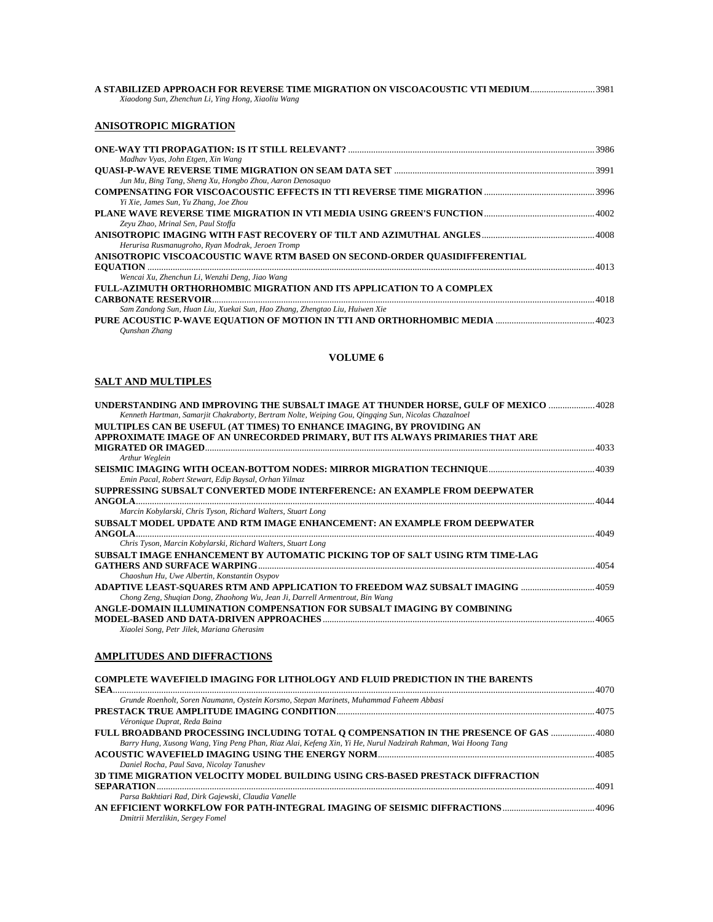**A STABILIZED APPROACH FOR REVERSE TIME MIGRATION ON VISCOACOUSTIC VTI MEDIUM**............................3981
*Xiaodong Sun, Zhenchun Li, Ying Hong, Xiaoliu Wang*

## ANISOTROPIC MIGRATION

**ONE-WAY TTI PROPAGATION: IS IT STILL RELEVANT?** ..........................................................................................................3986
*Madhav Vyas, John Etgen, Xin Wang*

**QUASI-P-WAVE REVERSE TIME MIGRATION ON SEAM DATA SET** .......................................................................................3991
*Jun Mu, Bing Tang, Sheng Xu, Hongbo Zhou, Aaron Denosaquo*

**COMPENSATING FOR VISCOACOUSTIC EFFECTS IN TTI REVERSE TIME MIGRATION** ................................................3996
*Yi Xie, James Sun, Yu Zhang, Joe Zhou*

**PLANE WAVE REVERSE TIME MIGRATION IN VTI MEDIA USING GREEN'S FUNCTION**................................................4002
*Zeyu Zhao, Mrinal Sen, Paul Stoffa*

**ANISOTROPIC IMAGING WITH FAST RECOVERY OF TILT AND AZIMUTHAL ANGLES**................................................4008
*Herurisa Rusmanugroho, Ryan Modrak, Jeroen Tromp*

**ANISOTROPIC VISCOACOUSTIC WAVE RTM BASED ON SECOND-ORDER QUASIDIFFERENTIAL EQUATION** ..........................................................................................................................................................................4013
*Wencai Xu, Zhenchun Li, Wenzhi Deng, Jiao Wang*

**FULL-AZIMUTH ORTHORHOMBIC MIGRATION AND ITS APPLICATION TO A COMPLEX CARBONATE RESERVOIR**...........................................................................................................................................................4018
*Sam Zandong Sun, Huan Liu, Xuekai Sun, Hao Zhang, Zhengtao Liu, Huiwen Xie*

**PURE ACOUSTIC P-WAVE EQUATION OF MOTION IN TTI AND ORTHORHOMBIC MEDIA** ..........................................4023
*Qunshan Zhang*

# VOLUME 6

## SALT AND MULTIPLES

**UNDERSTANDING AND IMPROVING THE SUBSALT IMAGE AT THUNDER HORSE, GULF OF MEXICO** ...................4028
*Kenneth Hartman, Samarjit Chakraborty, Bertram Nolte, Weiping Gou, Qingqing Sun, Nicolas Chazalnoel*

**MULTIPLES CAN BE USEFUL (AT TIMES) TO ENHANCE IMAGING, BY PROVIDING AN APPROXIMATE IMAGE OF AN UNRECORDED PRIMARY, BUT ITS ALWAYS PRIMARIES THAT ARE MIGRATED OR IMAGED**.....................................................................................................................................................4033
*Arthur Weglein*

**SEISMIC IMAGING WITH OCEAN-BOTTOM NODES: MIRROR MIGRATION TECHNIQUE**.............................................4039
*Emin Pacal, Robert Stewart, Edip Baysal, Orhan Yilmaz*

**SUPPRESSING SUBSALT CONVERTED MODE INTERFERENCE: AN EXAMPLE FROM DEEPWATER ANGOLA**.........................................................................................................................................................................4044
*Marcin Kobylarski, Chris Tyson, Richard Walters, Stuart Long*

**SUBSALT MODEL UPDATE AND RTM IMAGE ENHANCEMENT: AN EXAMPLE FROM DEEPWATER ANGOLA**.........................................................................................................................................................................4049
*Chris Tyson, Marcin Kobylarski, Richard Walters, Stuart Long*

**SUBSALT IMAGE ENHANCEMENT BY AUTOMATIC PICKING TOP OF SALT USING RTM TIME-LAG GATHERS AND SURFACE WARPING**...................................................................................................................................4054
*Chaoshun Hu, Uwe Albertin, Konstantin Osypov*

**ADAPTIVE LEAST-SQUARES RTM AND APPLICATION TO FREEDOM WAZ SUBSALT IMAGING** ...............................4059
*Chong Zeng, Shuqian Dong, Zhaohong Wu, Jean Ji, Darrell Armentrout, Bin Wang*

**ANGLE-DOMAIN ILLUMINATION COMPENSATION FOR SUBSALT IMAGING BY COMBINING MODEL-BASED AND DATA-DRIVEN APPROACHES**....................................................................................................................4065
*Xiaolei Song, Petr Jilek, Mariana Gherasim*

## AMPLITUDES AND DIFFRACTIONS

**COMPLETE WAVEFIELD IMAGING FOR LITHOLOGY AND FLUID PREDICTION IN THE BARENTS SEA**..................................................................................................................................................................................4070
*Grunde Roenholt, Soren Naumann, Oystein Korsmo, Stepan Marinets, Muhammad Faheem Abbasi*

**PRESTACK TRUE AMPLITUDE IMAGING CONDITION**..............................................................................................................4075
*Véronique Duprat, Reda Baina*

**FULL BROADBAND PROCESSING INCLUDING TOTAL Q COMPENSATION IN THE PRESENCE OF GAS** ..................4080
*Barry Hung, Xusong Wang, Ying Peng Phan, Riaz Alai, Kefeng Xin, Yi He, Nurul Nadzirah Rahman, Wai Hoong Tang*

**ACOUSTIC WAVEFIELD IMAGING USING THE ENERGY NORM**.............................................................................................4085
*Daniel Rocha, Paul Sava, Nicolay Tanushev*

**3D TIME MIGRATION VELOCITY MODEL BUILDING USING CRS-BASED PRESTACK DIFFRACTION SEPARATION**.........................................................................................................................................................................4091
*Parsa Bakhtiari Rad, Dirk Gajewski, Claudia Vanelle*

**AN EFFICIENT WORKFLOW FOR PATH-INTEGRAL IMAGING OF SEISMIC DIFFRACTIONS**.......................................4096
*Dmitrii Merzlikin, Sergey Fomel*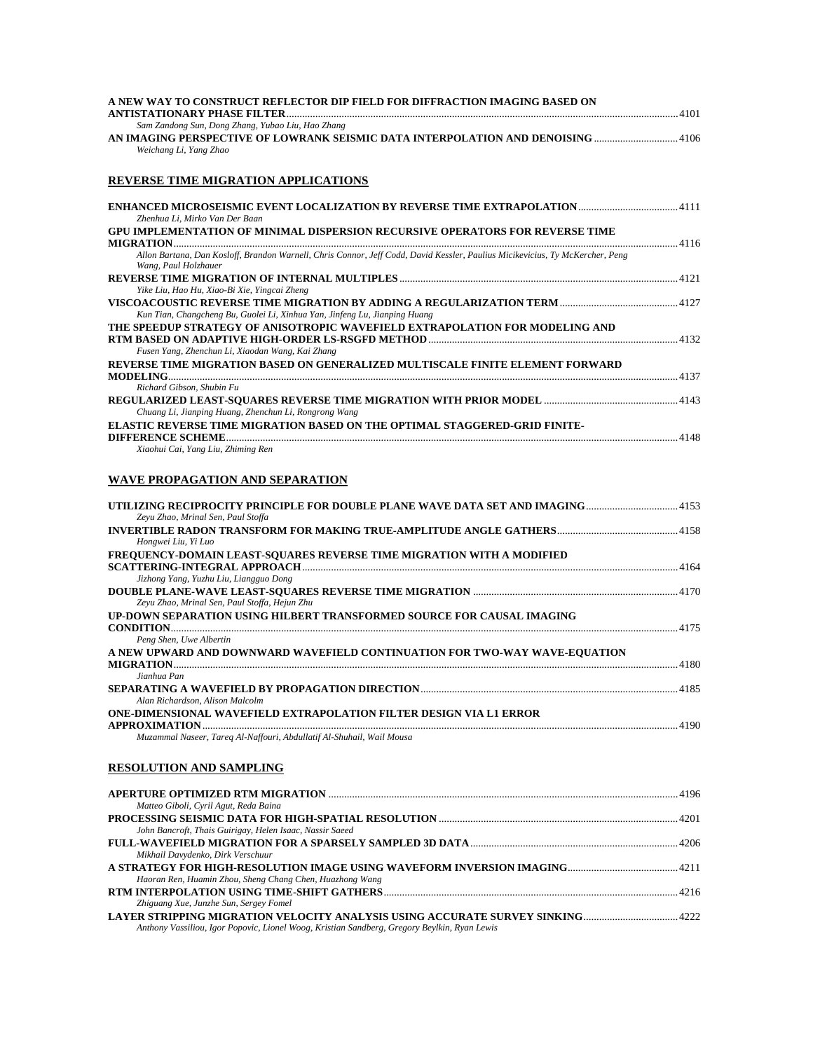**A NEW WAY TO CONSTRUCT REFLECTOR DIP FIELD FOR DIFFRACTION IMAGING BASED ON ANTISTATIONARY PHASE FILTER** ........ 4101
*Sam Zandong Sun, Dong Zhang, Yubao Liu, Hao Zhang*

**AN IMAGING PERSPECTIVE OF LOWRANK SEISMIC DATA INTERPOLATION AND DENOISING** ........ 4106
*Weichang Li, Yang Zhao*

## REVERSE TIME MIGRATION APPLICATIONS

**ENHANCED MICROSEISMIC EVENT LOCALIZATION BY REVERSE TIME EXTRAPOLATION** ........ 4111
*Zhenhua Li, Mirko Van Der Baan*

**GPU IMPLEMENTATION OF MINIMAL DISPERSION RECURSIVE OPERATORS FOR REVERSE TIME MIGRATION** ........ 4116
*Allon Bartana, Dan Kosloff, Brandon Warnell, Chris Connor, Jeff Codd, David Kessler, Paulius Micikevicius, Ty McKercher, Peng Wang, Paul Holzhauer*

**REVERSE TIME MIGRATION OF INTERNAL MULTIPLES** ........ 4121
*Yike Liu, Hao Hu, Xiao-Bi Xie, Yingcai Zheng*

**VISCOACOUSTIC REVERSE TIME MIGRATION BY ADDING A REGULARIZATION TERM** ........ 4127
*Kun Tian, Changcheng Bu, Guolei Li, Xinhua Yan, Jinfeng Lu, Jianping Huang*

**THE SPEEDUP STRATEGY OF ANISOTROPIC WAVEFIELD EXTRAPOLATION FOR MODELING AND RTM BASED ON ADAPTIVE HIGH-ORDER LS-RSGFD METHOD** ........ 4132
*Fusen Yang, Zhenchun Li, Xiaodan Wang, Kai Zhang*

**REVERSE TIME MIGRATION BASED ON GENERALIZED MULTISCALE FINITE ELEMENT FORWARD MODELING** ........ 4137
*Richard Gibson, Shubin Fu*

**REGULARIZED LEAST-SQUARES REVERSE TIME MIGRATION WITH PRIOR MODEL** ........ 4143
*Chuang Li, Jianping Huang, Zhenchun Li, Rongrong Wang*

**ELASTIC REVERSE TIME MIGRATION BASED ON THE OPTIMAL STAGGERED-GRID FINITE-DIFFERENCE SCHEME** ........ 4148
*Xiaohui Cai, Yang Liu, Zhiming Ren*

## WAVE PROPAGATION AND SEPARATION

**UTILIZING RECIPROCITY PRINCIPLE FOR DOUBLE PLANE WAVE DATA SET AND IMAGING** ........ 4153
*Zeyu Zhao, Mrinal Sen, Paul Stoffa*

**INVERTIBLE RADON TRANSFORM FOR MAKING TRUE-AMPLITUDE ANGLE GATHERS** ........ 4158
*Hongwei Liu, Yi Luo*

**FREQUENCY-DOMAIN LEAST-SQUARES REVERSE TIME MIGRATION WITH A MODIFIED SCATTERING-INTEGRAL APPROACH** ........ 4164
*Jizhong Yang, Yuzhu Liu, Liangguo Dong*

**DOUBLE PLANE-WAVE LEAST-SQUARES REVERSE TIME MIGRATION** ........ 4170
*Zeyu Zhao, Mrinal Sen, Paul Stoffa, Hejun Zhu*

**UP-DOWN SEPARATION USING HILBERT TRANSFORMED SOURCE FOR CAUSAL IMAGING CONDITION** ........ 4175
*Peng Shen, Uwe Albertin*

**A NEW UPWARD AND DOWNWARD WAVEFIELD CONTINUATION FOR TWO-WAY WAVE-EQUATION MIGRATION** ........ 4180
*Jianhua Pan*

**SEPARATING A WAVEFIELD BY PROPAGATION DIRECTION** ........ 4185
*Alan Richardson, Alison Malcolm*

**ONE-DIMENSIONAL WAVEFIELD EXTRAPOLATION FILTER DESIGN VIA L1 ERROR APPROXIMATION** ........ 4190
*Muzammal Naseer, Tareq Al-Naffouri, Abdullatif Al-Shuhail, Wail Mousa*

## RESOLUTION AND SAMPLING

**APERTURE OPTIMIZED RTM MIGRATION** ........ 4196
*Matteo Giboli, Cyril Agut, Reda Baina*

**PROCESSING SEISMIC DATA FOR HIGH-SPATIAL RESOLUTION** ........ 4201
*John Bancroft, Thais Guirigay, Helen Isaac, Nassir Saeed*

**FULL-WAVEFIELD MIGRATION FOR A SPARSELY SAMPLED 3D DATA** ........ 4206
*Mikhail Davydenko, Dirk Verschuur*

**A STRATEGY FOR HIGH-RESOLUTION IMAGE USING WAVEFORM INVERSION IMAGING** ........ 4211
*Haoran Ren, Huamin Zhou, Sheng Chang Chen, Huazhong Wang*

**RTM INTERPOLATION USING TIME-SHIFT GATHERS** ........ 4216
*Zhiguang Xue, Junzhe Sun, Sergey Fomel*

**LAYER STRIPPING MIGRATION VELOCITY ANALYSIS USING ACCURATE SURVEY SINKING** ........ 4222
*Anthony Vassiliou, Igor Popovic, Lionel Woog, Kristian Sandberg, Gregory Beylkin, Ryan Lewis*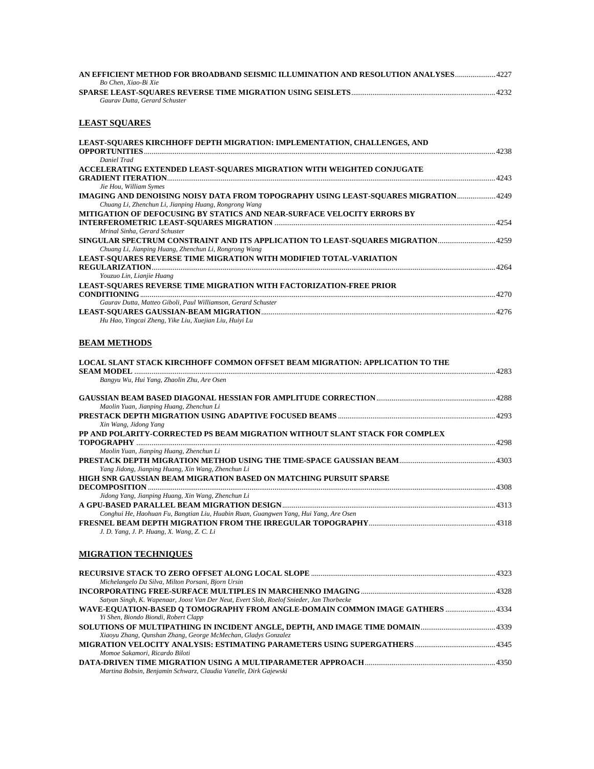**AN EFFICIENT METHOD FOR BROADBAND SEISMIC ILLUMINATION AND RESOLUTION ANALYSES** .................... 4227
*Bo Chen, Xiao-Bi Xie*

**SPARSE LEAST-SQUARES REVERSE TIME MIGRATION USING SEISLETS** .................... 4232
*Gaurav Dutta, Gerard Schuster*

## LEAST SQUARES

**LEAST-SQUARES KIRCHHOFF DEPTH MIGRATION: IMPLEMENTATION, CHALLENGES, AND OPPORTUNITIES** .................... 4238
*Daniel Trad*

**ACCELERATING EXTENDED LEAST-SQUARES MIGRATION WITH WEIGHTED CONJUGATE GRADIENT ITERATION** .................... 4243
*Jie Hou, William Symes*

**IMAGING AND DENOISING NOISY DATA FROM TOPOGRAPHY USING LEAST-SQUARES MIGRATION** .................... 4249
*Chuang Li, Zhenchun Li, Jianping Huang, Rongrong Wang*

**MITIGATION OF DEFOCUSING BY STATICS AND NEAR-SURFACE VELOCITY ERRORS BY INTERFEROMETRIC LEAST-SQUARES MIGRATION** .................... 4254
*Mrinal Sinha, Gerard Schuster*

**SINGULAR SPECTRUM CONSTRAINT AND ITS APPLICATION TO LEAST-SQUARES MIGRATION** .................... 4259
*Chuang Li, Jianping Huang, Zhenchun Li, Rongrong Wang*

**LEAST-SQUARES REVERSE TIME MIGRATION WITH MODIFIED TOTAL-VARIATION REGULARIZATION** .................... 4264
*Youzuo Lin, Lianjie Huang*

**LEAST-SQUARES REVERSE TIME MIGRATION WITH FACTORIZATION-FREE PRIOR CONDITIONING** .................... 4270
*Gaurav Dutta, Matteo Giboli, Paul Williamson, Gerard Schuster*

**LEAST-SQUARES GAUSSIAN-BEAM MIGRATION** .................... 4276
*Hu Hao, Yingcai Zheng, Yike Liu, Xuejian Liu, Huiyi Lu*

## BEAM METHODS

**LOCAL SLANT STACK KIRCHHOFF COMMON OFFSET BEAM MIGRATION: APPLICATION TO THE SEAM MODEL** .................... 4283
*Bangyu Wu, Hui Yang, Zhaolin Zhu, Are Osen*

**GAUSSIAN BEAM BASED DIAGONAL HESSIAN FOR AMPLITUDE CORRECTION** .................... 4288
*Maolin Yuan, Jianping Huang, Zhenchun Li*

**PRESTACK DEPTH MIGRATION USING ADAPTIVE FOCUSED BEAMS** .................... 4293
*Xin Wang, Jidong Yang*

**PP AND POLARITY-CORRECTED PS BEAM MIGRATION WITHOUT SLANT STACK FOR COMPLEX TOPOGRAPHY** .................... 4298
*Maolin Yuan, Jianping Huang, Zhenchun Li*

**PRESTACK DEPTH MIGRATION METHOD USING THE TIME-SPACE GAUSSIAN BEAM** .................... 4303
*Yang Jidong, Jianping Huang, Xin Wang, Zhenchun Li*

**HIGH SNR GAUSSIAN BEAM MIGRATION BASED ON MATCHING PURSUIT SPARSE DECOMPOSITION** .................... 4308
*Jidong Yang, Jianping Huang, Xin Wang, Zhenchun Li*

**A GPU-BASED PARALLEL BEAM MIGRATION DESIGN** .................... 4313
*Conghui He, Haohuan Fu, Bangtian Liu, Huabin Ruan, Guangwen Yang, Hui Yang, Are Osen*

**FRESNEL BEAM DEPTH MIGRATION FROM THE IRREGULAR TOPOGRAPHY** .................... 4318
*J. D. Yang, J. P. Huang, X. Wang, Z. C. Li*

## MIGRATION TECHNIQUES

**RECURSIVE STACK TO ZERO OFFSET ALONG LOCAL SLOPE** .................... 4323
*Michelangelo Da Silva, Milton Porsani, Bjorn Ursin*

**INCORPORATING FREE-SURFACE MULTIPLES IN MARCHENKO IMAGING** .................... 4328
*Satyan Singh, K. Wapenaar, Joost Van Der Neut, Evert Slob, Roelof Snieder, Jan Thorbecke*

**WAVE-EQUATION-BASED Q TOMOGRAPHY FROM ANGLE-DOMAIN COMMON IMAGE GATHERS** .................... 4334
*Yi Shen, Biondo Biondi, Robert Clapp*

**SOLUTIONS OF MULTIPATHING IN INCIDENT ANGLE, DEPTH, AND IMAGE TIME DOMAIN** .................... 4339
*Xiaoyu Zhang, Qunshan Zhang, George McMechan, Gladys Gonzalez*

**MIGRATION VELOCITY ANALYSIS: ESTIMATING PARAMETERS USING SUPERGATHERS** .................... 4345
*Momoe Sakamori, Ricardo Biloti*

**DATA-DRIVEN TIME MIGRATION USING A MULTIPARAMETER APPROACH** .................... 4350
*Martina Bobsin, Benjamin Schwarz, Claudia Vanelle, Dirk Gajewski*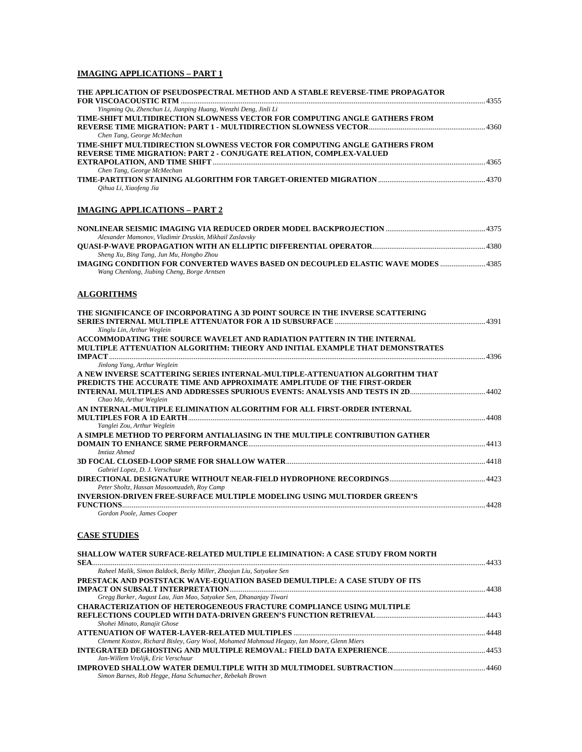## IMAGING APPLICATIONS – PART 1

**THE APPLICATION OF PSEUDOSPECTRAL METHOD AND A STABLE REVERSE-TIME PROPAGATOR FOR VISCOACOUSTIC RTM** ........ 4355
*Yingming Qu, Zhenchun Li, Jianping Huang, Wenzhi Deng, Jinli Li*

**TIME-SHIFT MULTIDIRECTION SLOWNESS VECTOR FOR COMPUTING ANGLE GATHERS FROM REVERSE TIME MIGRATION: PART 1 - MULTIDIRECTION SLOWNESS VECTOR** ........ 4360
*Chen Tang, George McMechan*

**TIME-SHIFT MULTIDIRECTION SLOWNESS VECTOR FOR COMPUTING ANGLE GATHERS FROM REVERSE TIME MIGRATION: PART 2 - CONJUGATE RELATION, COMPLEX-VALUED EXTRAPOLATION, AND TIME SHIFT** ........ 4365
*Chen Tang, George McMechan*

**TIME-PARTITION STAINING ALGORITHM FOR TARGET-ORIENTED MIGRATION** ........ 4370
*Qihua Li, Xiaofeng Jia*

## IMAGING APPLICATIONS – PART 2

**NONLINEAR SEISMIC IMAGING VIA REDUCED ORDER MODEL BACKPROJECTION** ........ 4375
*Alexander Mamonov, Vladimir Druskin, Mikhail Zaslavsky*

**QUASI-P-WAVE PROPAGATION WITH AN ELLIPTIC DIFFERENTIAL OPERATOR** ........ 4380
*Sheng Xu, Bing Tang, Jun Mu, Hongbo Zhou*

**IMAGING CONDITION FOR CONVERTED WAVES BASED ON DECOUPLED ELASTIC WAVE MODES** ........ 4385
*Wang Chenlong, Jiubing Cheng, Borge Arntsen*

## ALGORITHMS

**THE SIGNIFICANCE OF INCORPORATING A 3D POINT SOURCE IN THE INVERSE SCATTERING SERIES INTERNAL MULTIPLE ATTENUATOR FOR A 1D SUBSURFACE** ........ 4391
*Xinglu Lin, Arthur Weglein*

**ACCOMMODATING THE SOURCE WAVELET AND RADIATION PATTERN IN THE INTERNAL MULTIPLE ATTENUATION ALGORITHM: THEORY AND INITIAL EXAMPLE THAT DEMONSTRATES IMPACT** ........ 4396
*Jinlong Yang, Arthur Weglein*

**A NEW INVERSE SCATTERING SERIES INTERNAL-MULTIPLE-ATTENUATION ALGORITHM THAT PREDICTS THE ACCURATE TIME AND APPROXIMATE AMPLITUDE OF THE FIRST-ORDER INTERNAL MULTIPLES AND ADDRESSES SPURIOUS EVENTS: ANALYSIS AND TESTS IN 2D** ........ 4402
*Chao Ma, Arthur Weglein*

**AN INTERNAL-MULTIPLE ELIMINATION ALGORITHM FOR ALL FIRST-ORDER INTERNAL MULTIPLES FOR A 1D EARTH** ........ 4408
*Yanglei Zou, Arthur Weglein*

**A SIMPLE METHOD TO PERFORM ANTIALIASING IN THE MULTIPLE CONTRIBUTION GATHER DOMAIN TO ENHANCE SRME PERFORMANCE** ........ 4413
*Imtiaz Ahmed*

**3D FOCAL CLOSED-LOOP SRME FOR SHALLOW WATER** ........ 4418
*Gabriel Lopez, D. J. Verschuur*

**DIRECTIONAL DESIGNATURE WITHOUT NEAR-FIELD HYDROPHONE RECORDINGS** ........ 4423
*Peter Sholtz, Hassan Masoomzadeh, Roy Camp*

**INVERSION-DRIVEN FREE-SURFACE MULTIPLE MODELING USING MULTIORDER GREEN'S FUNCTIONS** ........ 4428
*Gordon Poole, James Cooper*

## CASE STUDIES

**SHALLOW WATER SURFACE-RELATED MULTIPLE ELIMINATION: A CASE STUDY FROM NORTH SEA** ........ 4433
*Raheel Malik, Simon Baldock, Becky Miller, Zhaojun Liu, Satyakee Sen*

**PRESTACK AND POSTSTACK WAVE-EQUATION BASED DEMULTIPLE: A CASE STUDY OF ITS IMPACT ON SUBSALT INTERPRETATION** ........ 4438
*Gregg Barker, August Lau, Jian Mao, Satyakee Sen, Dhananjay Tiwari*

**CHARACTERIZATION OF HETEROGENEOUS FRACTURE COMPLIANCE USING MULTIPLE REFLECTIONS COUPLED WITH DATA-DRIVEN GREEN'S FUNCTION RETRIEVAL** ........ 4443
*Shohei Minato, Ranajit Ghose*

**ATTENUATION OF WATER-LAYER-RELATED MULTIPLES** ........ 4448
*Clement Kostov, Richard Bisley, Gary Wool, Mohamed Mahmoud Hegazy, Ian Moore, Glenn Miers*

**INTEGRATED DEGHOSTING AND MULTIPLE REMOVAL: FIELD DATA EXPERIENCE** ........ 4453
*Jan-Willem Vrolijk, Eric Verschuur*

**IMPROVED SHALLOW WATER DEMULTIPLE WITH 3D MULTIMODEL SUBTRACTION** ........ 4460
*Simon Barnes, Rob Hegge, Hana Schumacher, Rebekah Brown*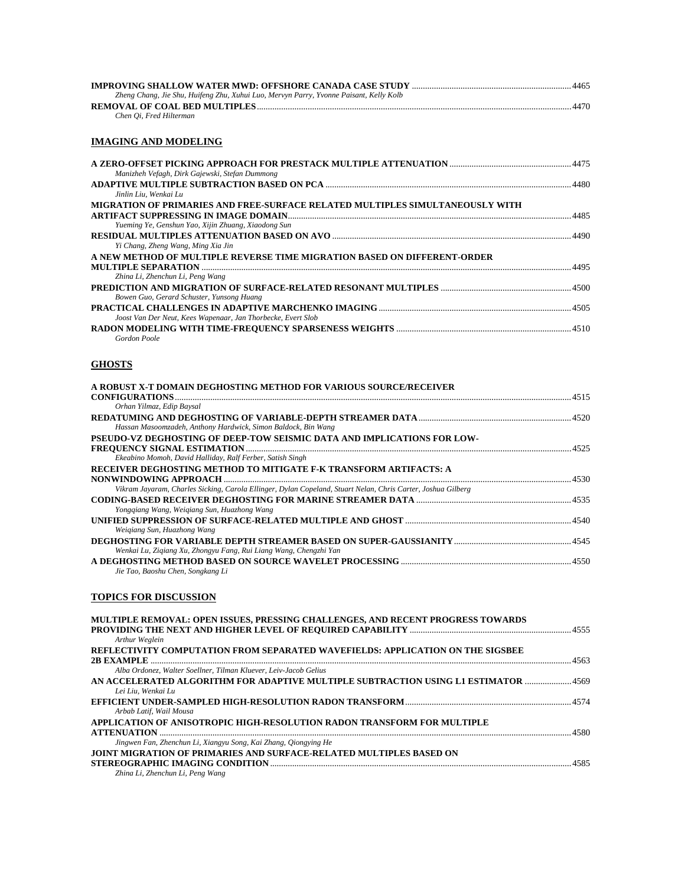**IMPROVING SHALLOW WATER MWD: OFFSHORE CANADA CASE STUDY** ........................................................................ 4465
*Zheng Chang, Jie Shu, Huifeng Zhu, Xuhui Luo, Mervyn Parry, Yvonne Paisant, Kelly Kolb*

**REMOVAL OF COAL BED MULTIPLES** ............................................................................................................................................. 4470
*Chen Qi, Fred Hilterman*

## IMAGING AND MODELING

**A ZERO-OFFSET PICKING APPROACH FOR PRESTACK MULTIPLE ATTENUATION** ....................................................... 4475
*Manizheh Vefagh, Dirk Gajewski, Stefan Dummong*

**ADAPTIVE MULTIPLE SUBTRACTION BASED ON PCA** .............................................................................................................. 4480
*Jinlin Liu, Wenkai Lu*

**MIGRATION OF PRIMARIES AND FREE-SURFACE RELATED MULTIPLES SIMULTANEOUSLY WITH ARTIFACT SUPPRESSING IN IMAGE DOMAIN** ............................................................................................................................................... 4485
*Yueming Ye, Genshun Yao, Xijin Zhuang, Xiaodong Sun*

**RESIDUAL MULTIPLES ATTENUATION BASED ON AVO** ........................................................................................................... 4490
*Yi Chang, Zheng Wang, Ming Xia Jin*

**A NEW METHOD OF MULTIPLE REVERSE TIME MIGRATION BASED ON DIFFERENT-ORDER MULTIPLE SEPARATION** ...................................................................................................................................................................... 4495
*Zhina Li, Zhenchun Li, Peng Wang*

**PREDICTION AND MIGRATION OF SURFACE-RELATED RESONANT MULTIPLES** ........................................................... 4500
*Bowen Guo, Gerard Schuster, Yunsong Huang*

**PRACTICAL CHALLENGES IN ADAPTIVE MARCHENKO IMAGING** ...................................................................................... 4505
*Joost Van Der Neut, Kees Wapenaar, Jan Thorbecke, Evert Slob*

**RADON MODELING WITH TIME-FREQUENCY SPARSENESS WEIGHTS** ............................................................................... 4510
*Gordon Poole*

## GHOSTS

**A ROBUST X-T DOMAIN DEGHOSTING METHOD FOR VARIOUS SOURCE/RECEIVER CONFIGURATIONS** ......................................................................................................................................................................... 4515
*Orhan Yilmaz, Edip Baysal*

**REDATUMING AND DEGHOSTING OF VARIABLE-DEPTH STREAMER DATA** ...................................................................... 4520
*Hassan Masoomzadeh, Anthony Hardwick, Simon Baldock, Bin Wang*

**PSEUDO-VZ DEGHOSTING OF DEEP-TOW SEISMIC DATA AND IMPLICATIONS FOR LOW-FREQUENCY SIGNAL ESTIMATION** ................................................................................................................................................... 4525
*Ekeabino Momoh, David Halliday, Ralf Ferber, Satish Singh*

**RECEIVER DEGHOSTING METHOD TO MITIGATE F-K TRANSFORM ARTIFACTS: A NONWINDOWING APPROACH** ............................................................................................................................................................. 4530
*Vikram Jayaram, Charles Sicking, Carola Ellinger, Dylan Copeland, Stuart Nelan, Chris Carter, Joshua Gilberg*

**CODING-BASED RECEIVER DEGHOSTING FOR MARINE STREAMER DATA** ...................................................................... 4535
*Yongqiang Wang, Weiqiang Sun, Huazhong Wang*

**UNIFIED SUPPRESSION OF SURFACE-RELATED MULTIPLE AND GHOST** ........................................................................... 4540
*Weiqiang Sun, Huazhong Wang*

**DEGHOSTING FOR VARIABLE DEPTH STREAMER BASED ON SUPER-GAUSSIANITY** ..................................................... 4545
*Wenkai Lu, Ziqiang Xu, Zhongyu Fang, Rui Liang Wang, Chengzhi Yan*

**A DEGHOSTING METHOD BASED ON SOURCE WAVELET PROCESSING** ............................................................................... 4550
*Jie Tao, Baoshu Chen, Songkang Li*

## TOPICS FOR DISCUSSION

**MULTIPLE REMOVAL: OPEN ISSUES, PRESSING CHALLENGES, AND RECENT PROGRESS TOWARDS PROVIDING THE NEXT AND HIGHER LEVEL OF REQUIRED CAPABILITY** ......................................................................... 4555
*Arthur Weglein*

**REFLECTIVITY COMPUTATION FROM SEPARATED WAVEFIELDS: APPLICATION ON THE SIGSBEE 2B EXAMPLE** ............................................................................................................................................................................ 4563
*Alba Ordonez, Walter Soellner, Tilman Kluever, Leiv-Jacob Gelius*

**AN ACCELERATED ALGORITHM FOR ADAPTIVE MULTIPLE SUBTRACTION USING L1 ESTIMATOR** ..................... 4569
*Lei Liu, Wenkai Lu*

**EFFICIENT UNDER-SAMPLED HIGH-RESOLUTION RADON TRANSFORM** ............................................................................ 4574
*Arbab Latif, Wail Mousa*

**APPLICATION OF ANISOTROPIC HIGH-RESOLUTION RADON TRANSFORM FOR MULTIPLE ATTENUATION** ........................................................................................................................................................................... 4580
*Jingwen Fan, Zhenchun Li, Xiangyu Song, Kai Zhang, Qiongying He*

**JOINT MIGRATION OF PRIMARIES AND SURFACE-RELATED MULTIPLES BASED ON STEREOGRAPHIC IMAGING CONDITION** ........................................................................................................................................ 4585
*Zhina Li, Zhenchun Li, Peng Wang*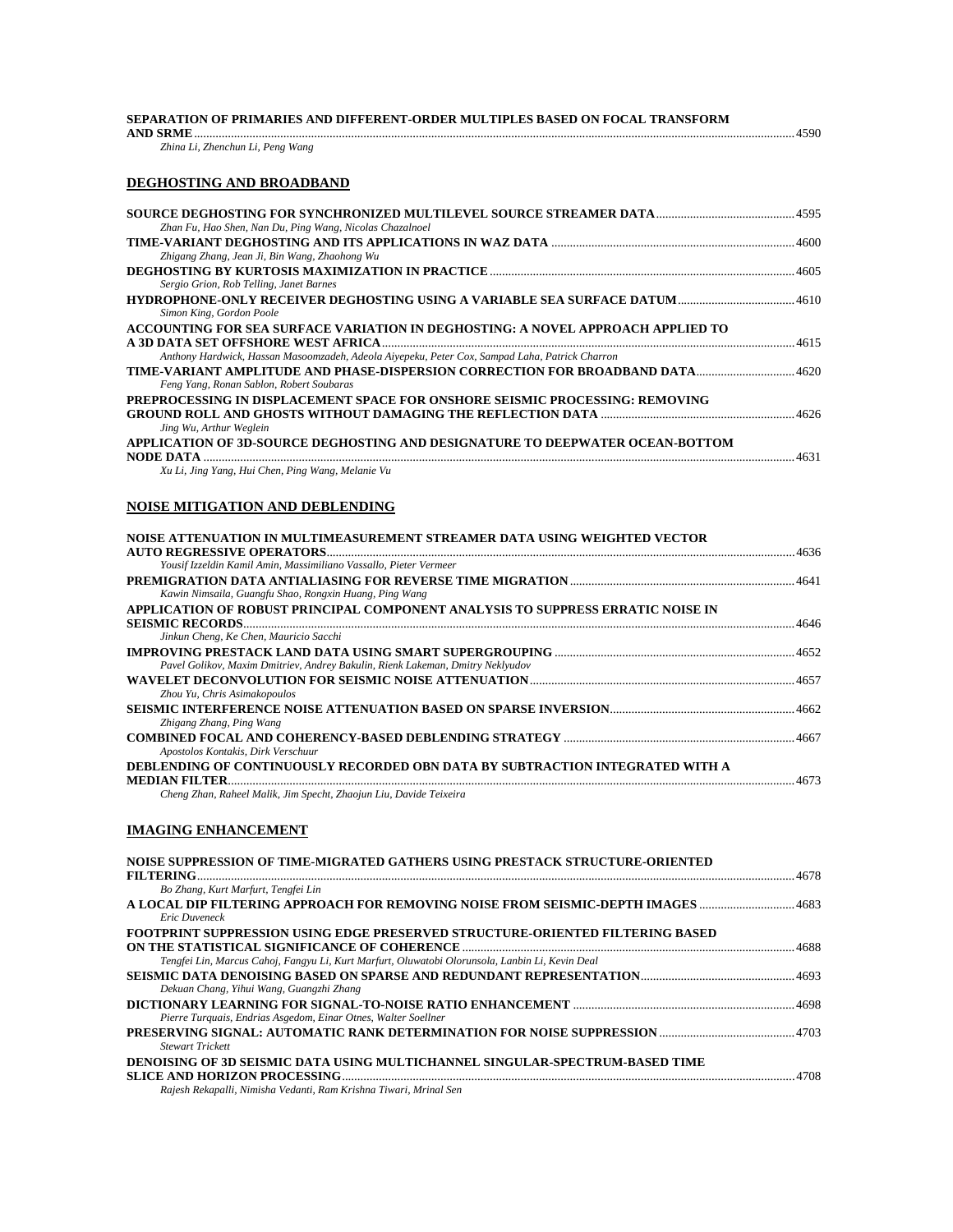**SEPARATION OF PRIMARIES AND DIFFERENT-ORDER MULTIPLES BASED ON FOCAL TRANSFORM AND SRME** .......... 4590
*Zhina Li, Zhenchun Li, Peng Wang*

## DEGHOSTING AND BROADBAND

**SOURCE DEGHOSTING FOR SYNCHRONIZED MULTILEVEL SOURCE STREAMER DATA** .......... 4595
*Zhan Fu, Hao Shen, Nan Du, Ping Wang, Nicolas Chazalnoel*

**TIME-VARIANT DEGHOSTING AND ITS APPLICATIONS IN WAZ DATA** .......... 4600
*Zhigang Zhang, Jean Ji, Bin Wang, Zhaohong Wu*

**DEGHOSTING BY KURTOSIS MAXIMIZATION IN PRACTICE** .......... 4605
*Sergio Grion, Rob Telling, Janet Barnes*

**HYDROPHONE-ONLY RECEIVER DEGHOSTING USING A VARIABLE SEA SURFACE DATUM** .......... 4610
*Simon King, Gordon Poole*

**ACCOUNTING FOR SEA SURFACE VARIATION IN DEGHOSTING: A NOVEL APPROACH APPLIED TO A 3D DATA SET OFFSHORE WEST AFRICA** .......... 4615
*Anthony Hardwick, Hassan Masoomzadeh, Adeola Aiyepeku, Peter Cox, Sampad Laha, Patrick Charron*

**TIME-VARIANT AMPLITUDE AND PHASE-DISPERSION CORRECTION FOR BROADBAND DATA** .......... 4620
*Feng Yang, Ronan Sablon, Robert Soubaras*

**PREPROCESSING IN DISPLACEMENT SPACE FOR ONSHORE SEISMIC PROCESSING: REMOVING GROUND ROLL AND GHOSTS WITHOUT DAMAGING THE REFLECTION DATA** .......... 4626
*Jing Wu, Arthur Weglein*

**APPLICATION OF 3D-SOURCE DEGHOSTING AND DESIGNATURE TO DEEPWATER OCEAN-BOTTOM NODE DATA** .......... 4631
*Xu Li, Jing Yang, Hui Chen, Ping Wang, Melanie Vu*

## NOISE MITIGATION AND DEBLENDING

**NOISE ATTENUATION IN MULTIMEASUREMENT STREAMER DATA USING WEIGHTED VECTOR AUTO REGRESSIVE OPERATORS** .......... 4636
*Yousif Izzeldin Kamil Amin, Massimiliano Vassallo, Pieter Vermeer*

**PREMIGRATION DATA ANTIALIASING FOR REVERSE TIME MIGRATION** .......... 4641
*Kawin Nimsaila, Guangfu Shao, Rongxin Huang, Ping Wang*

**APPLICATION OF ROBUST PRINCIPAL COMPONENT ANALYSIS TO SUPPRESS ERRATIC NOISE IN SEISMIC RECORDS** .......... 4646
*Jinkun Cheng, Ke Chen, Mauricio Sacchi*

**IMPROVING PRESTACK LAND DATA USING SMART SUPERGROUPING** .......... 4652
*Pavel Golikov, Maxim Dmitriev, Andrey Bakulin, Rienk Lakeman, Dmitry Neklyudov*

**WAVELET DECONVOLUTION FOR SEISMIC NOISE ATTENUATION** .......... 4657
*Zhou Yu, Chris Asimakopoulos*

**SEISMIC INTERFERENCE NOISE ATTENUATION BASED ON SPARSE INVERSION** .......... 4662
*Zhigang Zhang, Ping Wang*

**COMBINED FOCAL AND COHERENCY-BASED DEBLENDING STRATEGY** .......... 4667
*Apostolos Kontakis, Dirk Verschuur*

**DEBLENDING OF CONTINUOUSLY RECORDED OBN DATA BY SUBTRACTION INTEGRATED WITH A MEDIAN FILTER** .......... 4673
*Cheng Zhan, Raheel Malik, Jim Specht, Zhaojun Liu, Davide Teixeira*

## IMAGING ENHANCEMENT

**NOISE SUPPRESSION OF TIME-MIGRATED GATHERS USING PRESTACK STRUCTURE-ORIENTED FILTERING** .......... 4678
*Bo Zhang, Kurt Marfurt, Tengfei Lin*

**A LOCAL DIP FILTERING APPROACH FOR REMOVING NOISE FROM SEISMIC-DEPTH IMAGES** .......... 4683
*Eric Duveneck*

**FOOTPRINT SUPPRESSION USING EDGE PRESERVED STRUCTURE-ORIENTED FILTERING BASED ON THE STATISTICAL SIGNIFICANCE OF COHERENCE** .......... 4688
*Tengfei Lin, Marcus Cahoj, Fangyu Li, Kurt Marfurt, Oluwatobi Olorunsola, Lanbin Li, Kevin Deal*

**SEISMIC DATA DENOISING BASED ON SPARSE AND REDUNDANT REPRESENTATION** .......... 4693
*Dekuan Chang, Yihui Wang, Guangzhi Zhang*

**DICTIONARY LEARNING FOR SIGNAL-TO-NOISE RATIO ENHANCEMENT** .......... 4698
*Pierre Turquais, Endrias Asgedom, Einar Otnes, Walter Soellner*

**PRESERVING SIGNAL: AUTOMATIC RANK DETERMINATION FOR NOISE SUPPRESSION** .......... 4703
*Stewart Trickett*

**DENOISING OF 3D SEISMIC DATA USING MULTICHANNEL SINGULAR-SPECTRUM-BASED TIME SLICE AND HORIZON PROCESSING** .......... 4708
*Rajesh Rekapalli, Nimisha Vedanti, Ram Krishna Tiwari, Mrinal Sen*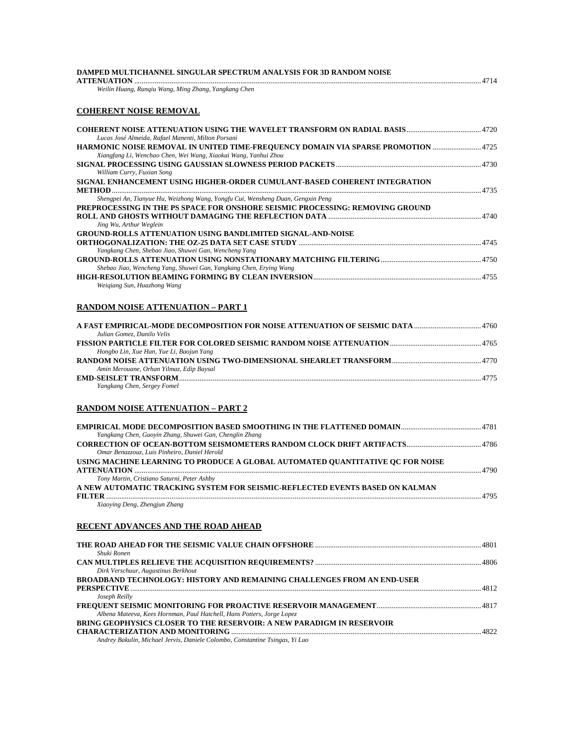**DAMPED MULTICHANNEL SINGULAR SPECTRUM ANALYSIS FOR 3D RANDOM NOISE ATTENUATION** ..... 4714
*Weilin Huang, Runqiu Wang, Ming Zhang, Yangkang Chen*

## COHERENT NOISE REMOVAL

**COHERENT NOISE ATTENUATION USING THE WAVELET TRANSFORM ON RADIAL BASIS** ..... 4720
*Lucas José Almeida, Rafael Manenti, Milton Porsani*

**HARMONIC NOISE REMOVAL IN UNITED TIME-FREQUENCY DOMAIN VIA SPARSE PROMOTION** ..... 4725
*Xiangfang Li, Wenchao Chen, Wei Wang, Xiaokai Wang, Yanhui Zhou*

**SIGNAL PROCESSING USING GAUSSIAN SLOWNESS PERIOD PACKETS** ..... 4730
*William Curry, Fuxian Song*

**SIGNAL ENHANCEMENT USING HIGHER-ORDER CUMULANT-BASED COHERENT INTEGRATION METHOD** ..... 4735
*Shengpei An, Tianyue Hu, Weizhong Wang, Yongfu Cui, Wensheng Duan, Gengxin Peng*

**PREPROCESSING IN THE PS SPACE FOR ONSHORE SEISMIC PROCESSING: REMOVING GROUND ROLL AND GHOSTS WITHOUT DAMAGING THE REFLECTION DATA** ..... 4740
*Jing Wu, Arthur Weglein*

**GROUND-ROLLS ATTENUATION USING BANDLIMITED SIGNAL-AND-NOISE ORTHOGONALIZATION: THE OZ-25 DATA SET CASE STUDY** ..... 4745
*Yangkang Chen, Shebao Jiao, Shuwei Gan, Wencheng Yang*

**GROUND-ROLLS ATTENUATION USING NONSTATIONARY MATCHING FILTERING** ..... 4750
*Shebao Jiao, Wencheng Yang, Shuwei Gan, Yangkang Chen, Erying Wang*

**HIGH-RESOLUTION BEAMING FORMING BY CLEAN INVERSION** ..... 4755
*Weiqiang Sun, Huazhong Wang*

## RANDOM NOISE ATTENUATION – PART 1

**A FAST EMPIRICAL-MODE DECOMPOSITION FOR NOISE ATTENUATION OF SEISMIC DATA** ..... 4760
*Julian Gomez, Danilo Velis*

**FISSION PARTICLE FILTER FOR COLORED SEISMIC RANDOM NOISE ATTENUATION** ..... 4765
*Hongbo Lin, Xue Han, Yue Li, Baojun Yang*

**RANDOM NOISE ATTENUATION USING TWO-DIMENSIONAL SHEARLET TRANSFORM** ..... 4770
*Amin Merouane, Orhan Yilmaz, Edip Baysal*

**EMD-SEISLET TRANSFORM** ..... 4775
*Yangkang Chen, Sergey Fomel*

## RANDOM NOISE ATTENUATION – PART 2

**EMPIRICAL MODE DECOMPOSITION BASED SMOOTHING IN THE FLATTENED DOMAIN** ..... 4781
*Yangkang Chen, Guoyin Zhang, Shuwei Gan, Chenglin Zhang*

**CORRECTION OF OCEAN-BOTTOM SEISMOMETERS RANDOM CLOCK DRIFT ARTIFACTS** ..... 4786
*Omar Benazzouz, Luis Pinheiro, Daniel Herold*

**USING MACHINE LEARNING TO PRODUCE A GLOBAL AUTOMATED QUANTITATIVE QC FOR NOISE ATTENUATION** ..... 4790
*Tony Martin, Cristiano Saturni, Peter Ashby*

**A NEW AUTOMATIC TRACKING SYSTEM FOR SEISMIC-REFLECTED EVENTS BASED ON KALMAN FILTER** ..... 4795
*Xiaoying Deng, Zhengjun Zhang*

## RECENT ADVANCES AND THE ROAD AHEAD

**THE ROAD AHEAD FOR THE SEISMIC VALUE CHAIN OFFSHORE** ..... 4801
*Shuki Ronen*

**CAN MULTIPLES RELIEVE THE ACQUISITION REQUIREMENTS?** ..... 4806
*Dirk Verschuur, Augustinus Berkhout*

**BROADBAND TECHNOLOGY: HISTORY AND REMAINING CHALLENGES FROM AN END-USER PERSPECTIVE** ..... 4812
*Joseph Reilly*

**FREQUENT SEISMIC MONITORING FOR PROACTIVE RESERVOIR MANAGEMENT** ..... 4817
*Albena Mateeva, Kees Hornman, Paul Hatchell, Hans Potters, Jorge Lopez*

**BRING GEOPHYSICS CLOSER TO THE RESERVOIR: A NEW PARADIGM IN RESERVOIR CHARACTERIZATION AND MONITORING** ..... 4822
*Andrey Bakulin, Michael Jervis, Daniele Colombo, Constantine Tsingas, Yi Luo*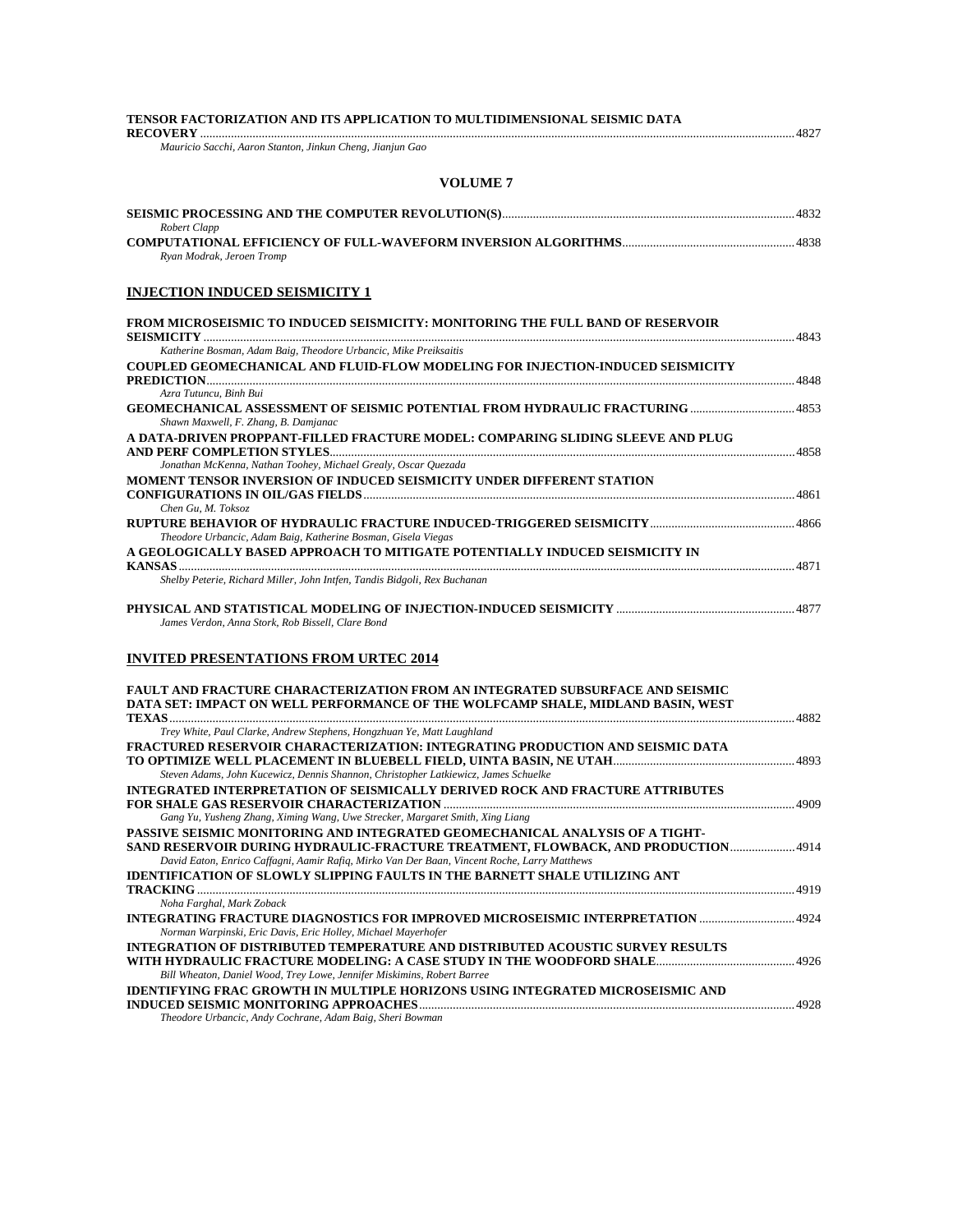**TENSOR FACTORIZATION AND ITS APPLICATION TO MULTIDIMENSIONAL SEISMIC DATA RECOVERY** ........ 4827
*Mauricio Sacchi, Aaron Stanton, Jinkun Cheng, Jianjun Gao*

## VOLUME 7

**SEISMIC PROCESSING AND THE COMPUTER REVOLUTION(S)** ........ 4832
*Robert Clapp*

**COMPUTATIONAL EFFICIENCY OF FULL-WAVEFORM INVERSION ALGORITHMS** ........ 4838
*Ryan Modrak, Jeroen Tromp*

## INJECTION INDUCED SEISMICITY 1

**FROM MICROSEISMIC TO INDUCED SEISMICITY: MONITORING THE FULL BAND OF RESERVOIR SEISMICITY** ........ 4843
*Katherine Bosman, Adam Baig, Theodore Urbancic, Mike Preiksaitis*

**COUPLED GEOMECHANICAL AND FLUID-FLOW MODELING FOR INJECTION-INDUCED SEISMICITY PREDICTION** ........ 4848
*Azra Tutuncu, Binh Bui*

**GEOMECHANICAL ASSESSMENT OF SEISMIC POTENTIAL FROM HYDRAULIC FRACTURING** ........ 4853
*Shawn Maxwell, F. Zhang, B. Damjanac*

**A DATA-DRIVEN PROPPANT-FILLED FRACTURE MODEL: COMPARING SLIDING SLEEVE AND PLUG AND PERF COMPLETION STYLES** ........ 4858
*Jonathan McKenna, Nathan Toohey, Michael Grealy, Oscar Quezada*

**MOMENT TENSOR INVERSION OF INDUCED SEISMICITY UNDER DIFFERENT STATION CONFIGURATIONS IN OIL/GAS FIELDS** ........ 4861
*Chen Gu, M. Toksoz*

**RUPTURE BEHAVIOR OF HYDRAULIC FRACTURE INDUCED-TRIGGERED SEISMICITY** ........ 4866
*Theodore Urbancic, Adam Baig, Katherine Bosman, Gisela Viegas*

**A GEOLOGICALLY BASED APPROACH TO MITIGATE POTENTIALLY INDUCED SEISMICITY IN KANSAS** ........ 4871
*Shelby Peterie, Richard Miller, John Intfen, Tandis Bidgoli, Rex Buchanan*

**PHYSICAL AND STATISTICAL MODELING OF INJECTION-INDUCED SEISMICITY** ........ 4877
*James Verdon, Anna Stork, Rob Bissell, Clare Bond*

## INVITED PRESENTATIONS FROM URTEC 2014

**FAULT AND FRACTURE CHARACTERIZATION FROM AN INTEGRATED SUBSURFACE AND SEISMIC DATA SET: IMPACT ON WELL PERFORMANCE OF THE WOLFCAMP SHALE, MIDLAND BASIN, WEST TEXAS** ........ 4882
*Trey White, Paul Clarke, Andrew Stephens, Hongzhuan Ye, Matt Laughland*

**FRACTURED RESERVOIR CHARACTERIZATION: INTEGRATING PRODUCTION AND SEISMIC DATA TO OPTIMIZE WELL PLACEMENT IN BLUEBELL FIELD, UINTA BASIN, NE UTAH** ........ 4893
*Steven Adams, John Kucewicz, Dennis Shannon, Christopher Latkiewicz, James Schuelke*

**INTEGRATED INTERPRETATION OF SEISMICALLY DERIVED ROCK AND FRACTURE ATTRIBUTES FOR SHALE GAS RESERVOIR CHARACTERIZATION** ........ 4909
*Gang Yu, Yusheng Zhang, Ximing Wang, Uwe Strecker, Margaret Smith, Xing Liang*

**PASSIVE SEISMIC MONITORING AND INTEGRATED GEOMECHANICAL ANALYSIS OF A TIGHT-SAND RESERVOIR DURING HYDRAULIC-FRACTURE TREATMENT, FLOWBACK, AND PRODUCTION** ........ 4914
*David Eaton, Enrico Caffagni, Aamir Rafiq, Mirko Van Der Baan, Vincent Roche, Larry Matthews*

**IDENTIFICATION OF SLOWLY SLIPPING FAULTS IN THE BARNETT SHALE UTILIZING ANT TRACKING** ........ 4919
*Noha Farghal, Mark Zoback*

**INTEGRATING FRACTURE DIAGNOSTICS FOR IMPROVED MICROSEISMIC INTERPRETATION** ........ 4924
*Norman Warpinski, Eric Davis, Eric Holley, Michael Mayerhofer*

**INTEGRATION OF DISTRIBUTED TEMPERATURE AND DISTRIBUTED ACOUSTIC SURVEY RESULTS WITH HYDRAULIC FRACTURE MODELING: A CASE STUDY IN THE WOODFORD SHALE** ........ 4926
*Bill Wheaton, Daniel Wood, Trey Lowe, Jennifer Miskimins, Robert Barree*

**IDENTIFYING FRAC GROWTH IN MULTIPLE HORIZONS USING INTEGRATED MICROSEISMIC AND INDUCED SEISMIC MONITORING APPROACHES** ........ 4928
*Theodore Urbancic, Andy Cochrane, Adam Baig, Sheri Bowman*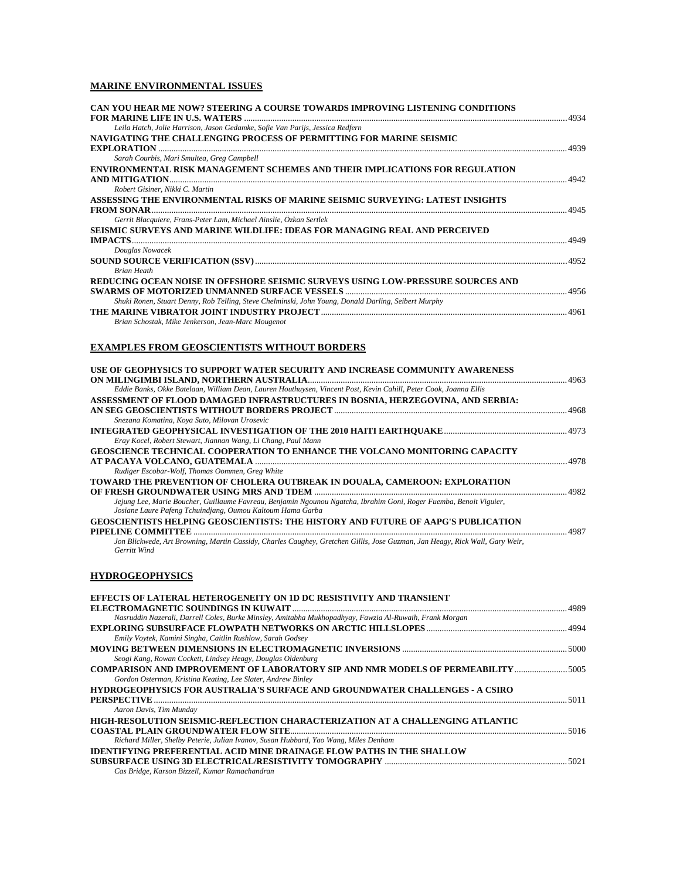## MARINE ENVIRONMENTAL ISSUES

**CAN YOU HEAR ME NOW? STEERING A COURSE TOWARDS IMPROVING LISTENING CONDITIONS FOR MARINE LIFE IN U.S. WATERS** ........ 4934
*Leila Hatch, Jolie Harrison, Jason Gedamke, Sofie Van Parijs, Jessica Redfern*

**NAVIGATING THE CHALLENGING PROCESS OF PERMITTING FOR MARINE SEISMIC EXPLORATION** ........ 4939
*Sarah Courbis, Mari Smultea, Greg Campbell*

**ENVIRONMENTAL RISK MANAGEMENT SCHEMES AND THEIR IMPLICATIONS FOR REGULATION AND MITIGATION** ........ 4942
*Robert Gisiner, Nikki C. Martin*

**ASSESSING THE ENVIRONMENTAL RISKS OF MARINE SEISMIC SURVEYING: LATEST INSIGHTS FROM SONAR** ........ 4945
*Gerrit Blacquiere, Frans-Peter Lam, Michael Ainslie, Özkan Sertlek*

**SEISMIC SURVEYS AND MARINE WILDLIFE: IDEAS FOR MANAGING REAL AND PERCEIVED IMPACTS** ........ 4949
*Douglas Nowacek*

**SOUND SOURCE VERIFICATION (SSV)** ........ 4952
*Brian Heath*

**REDUCING OCEAN NOISE IN OFFSHORE SEISMIC SURVEYS USING LOW-PRESSURE SOURCES AND SWARMS OF MOTORIZED UNMANNED SURFACE VESSELS** ........ 4956
*Shuki Ronen, Stuart Denny, Rob Telling, Steve Chelminski, John Young, Donald Darling, Seibert Murphy*

**THE MARINE VIBRATOR JOINT INDUSTRY PROJECT** ........ 4961
*Brian Schostak, Mike Jenkerson, Jean-Marc Mougenot*

## EXAMPLES FROM GEOSCIENTISTS WITHOUT BORDERS

**USE OF GEOPHYSICS TO SUPPORT WATER SECURITY AND INCREASE COMMUNITY AWARENESS ON MILINGIMBI ISLAND, NORTHERN AUSTRALIA** ........ 4963
*Eddie Banks, Okke Batelaan, William Dean, Lauren Houthuysen, Vincent Post, Kevin Cahill, Peter Cook, Joanna Ellis*

**ASSESSMENT OF FLOOD DAMAGED INFRASTRUCTURES IN BOSNIA, HERZEGOVINA, AND SERBIA: AN SEG GEOSCIENTISTS WITHOUT BORDERS PROJECT** ........ 4968
*Snezana Komatina, Koya Suto, Milovan Urosevic*

**INTEGRATED GEOPHYSICAL INVESTIGATION OF THE 2010 HAITI EARTHQUAKE** ........ 4973
*Eray Kocel, Robert Stewart, Jiannan Wang, Li Chang, Paul Mann*

**GEOSCIENCE TECHNICAL COOPERATION TO ENHANCE THE VOLCANO MONITORING CAPACITY AT PACAYA VOLCANO, GUATEMALA** ........ 4978
*Rudiger Escobar-Wolf, Thomas Oommen, Greg White*

**TOWARD THE PREVENTION OF CHOLERA OUTBREAK IN DOUALA, CAMEROON: EXPLORATION OF FRESH GROUNDWATER USING MRS AND TDEM** ........ 4982
*Jejung Lee, Marie Boucher, Guillaume Favreau, Benjamin Ngounou Ngatcha, Ibrahim Goni, Roger Fuemba, Benoit Viguier, Josiane Laure Pafeng Tchuindjang, Oumou Kaltoum Hama Garba*

**GEOSCIENTISTS HELPING GEOSCIENTISTS: THE HISTORY AND FUTURE OF AAPG'S PUBLICATION PIPELINE COMMITTEE** ........ 4987
*Jon Blickwede, Art Browning, Martin Cassidy, Charles Caughey, Gretchen Gillis, Jose Guzman, Jan Heagy, Rick Wall, Gary Weir, Gerritt Wind*

## HYDROGEOPHYSICS

**EFFECTS OF LATERAL HETEROGENEITY ON 1D DC RESISTIVITY AND TRANSIENT ELECTROMAGNETIC SOUNDINGS IN KUWAIT** ........ 4989
*Nasruddin Nazerali, Darrell Coles, Burke Minsley, Amitabha Mukhopadhyay, Fawzia Al-Ruwaih, Frank Morgan*

**EXPLORING SUBSURFACE FLOWPATH NETWORKS ON ARCTIC HILLSLOPES** ........ 4994
*Emily Voytek, Kamini Singha, Caitlin Rushlow, Sarah Godsey*

**MOVING BETWEEN DIMENSIONS IN ELECTROMAGNETIC INVERSIONS** ........ 5000
*Seogi Kang, Rowan Cockett, Lindsey Heagy, Douglas Oldenburg*

**COMPARISON AND IMPROVEMENT OF LABORATORY SIP AND NMR MODELS OF PERMEABILITY** ........ 5005
*Gordon Osterman, Kristina Keating, Lee Slater, Andrew Binley*

**HYDROGEOPHYSICS FOR AUSTRALIA'S SURFACE AND GROUNDWATER CHALLENGES - A CSIRO PERSPECTIVE** ........ 5011
*Aaron Davis, Tim Munday*

**HIGH-RESOLUTION SEISMIC-REFLECTION CHARACTERIZATION AT A CHALLENGING ATLANTIC COASTAL PLAIN GROUNDWATER FLOW SITE** ........ 5016
*Richard Miller, Shelby Peterie, Julian Ivanov, Susan Hubbard, Yao Wang, Miles Denham*

**IDENTIFYING PREFERENTIAL ACID MINE DRAINAGE FLOW PATHS IN THE SHALLOW SUBSURFACE USING 3D ELECTRICAL/RESISTIVITY TOMOGRAPHY** ........ 5021
*Cas Bridge, Karson Bizzell, Kumar Ramachandran*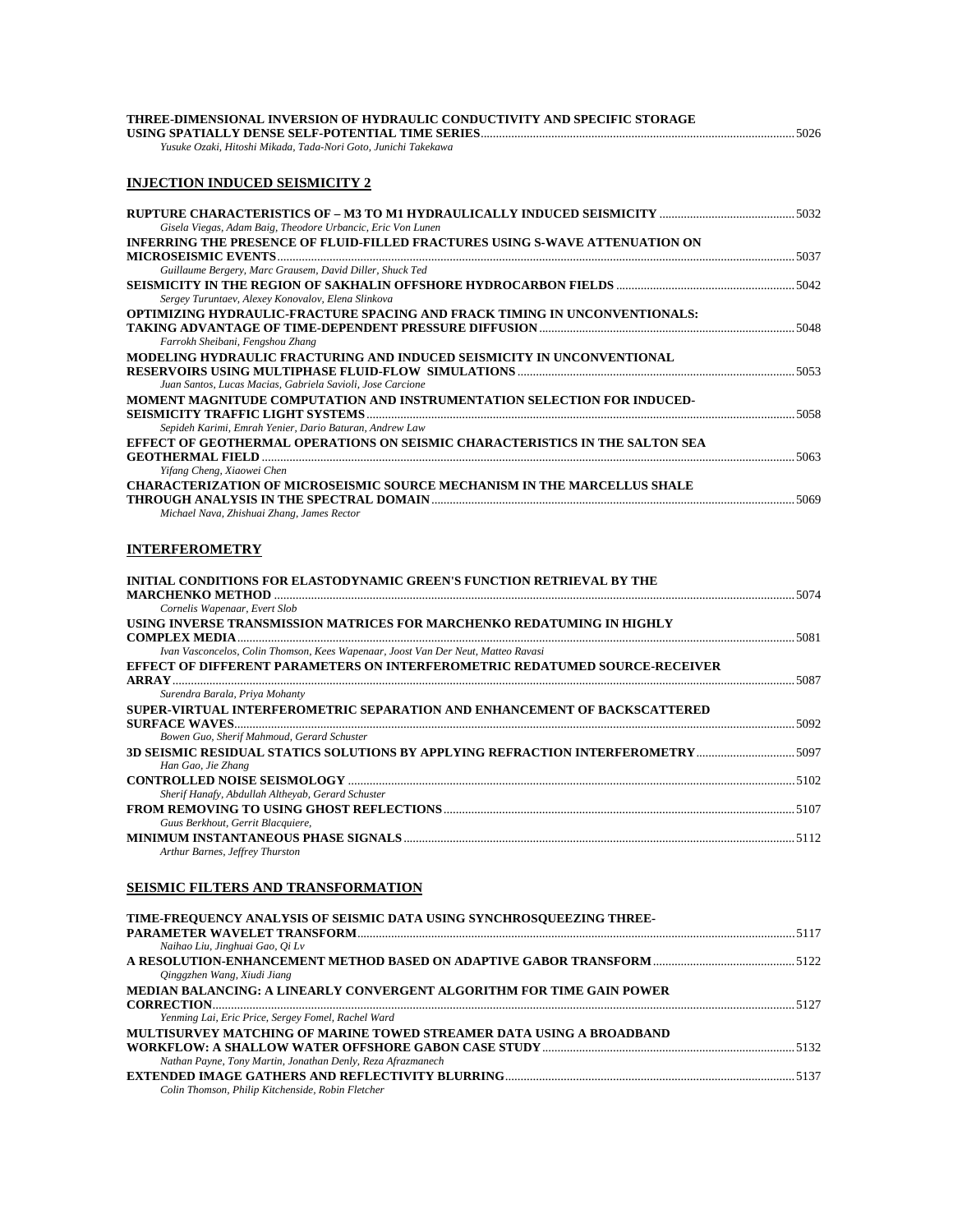**THREE-DIMENSIONAL INVERSION OF HYDRAULIC CONDUCTIVITY AND SPECIFIC STORAGE USING SPATIALLY DENSE SELF-POTENTIAL TIME SERIES** ........ 5026
*Yusuke Ozaki, Hitoshi Mikada, Tada-Nori Goto, Junichi Takekawa*

## INJECTION INDUCED SEISMICITY 2

**RUPTURE CHARACTERISTICS OF – M3 TO M1 HYDRAULICALLY INDUCED SEISMICITY** ........ 5032
*Gisela Viegas, Adam Baig, Theodore Urbancic, Eric Von Lunen*

**INFERRING THE PRESENCE OF FLUID-FILLED FRACTURES USING S-WAVE ATTENUATION ON MICROSEISMIC EVENTS** ........ 5037
*Guillaume Bergery, Marc Grausem, David Diller, Shuck Ted*

**SEISMICITY IN THE REGION OF SAKHALIN OFFSHORE HYDROCARBON FIELDS** ........ 5042
*Sergey Turuntaev, Alexey Konovalov, Elena Slinkova*

**OPTIMIZING HYDRAULIC-FRACTURE SPACING AND FRACK TIMING IN UNCONVENTIONALS: TAKING ADVANTAGE OF TIME-DEPENDENT PRESSURE DIFFUSION** ........ 5048
*Farrokh Sheibani, Fengshou Zhang*

**MODELING HYDRAULIC FRACTURING AND INDUCED SEISMICITY IN UNCONVENTIONAL RESERVOIRS USING MULTIPHASE FLUID-FLOW SIMULATIONS** ........ 5053
*Juan Santos, Lucas Macias, Gabriela Savioli, Jose Carcione*

**MOMENT MAGNITUDE COMPUTATION AND INSTRUMENTATION SELECTION FOR INDUCED-SEISMICITY TRAFFIC LIGHT SYSTEMS** ........ 5058
*Sepideh Karimi, Emrah Yenier, Dario Baturan, Andrew Law*

**EFFECT OF GEOTHERMAL OPERATIONS ON SEISMIC CHARACTERISTICS IN THE SALTON SEA GEOTHERMAL FIELD** ........ 5063
*Yifang Cheng, Xiaowei Chen*

**CHARACTERIZATION OF MICROSEISMIC SOURCE MECHANISM IN THE MARCELLUS SHALE THROUGH ANALYSIS IN THE SPECTRAL DOMAIN** ........ 5069
*Michael Nava, Zhishuai Zhang, James Rector*

## INTERFEROMETRY

**INITIAL CONDITIONS FOR ELASTODYNAMIC GREEN'S FUNCTION RETRIEVAL BY THE MARCHENKO METHOD** ........ 5074
*Cornelis Wapenaar, Evert Slob*

**USING INVERSE TRANSMISSION MATRICES FOR MARCHENKO REDATUMING IN HIGHLY COMPLEX MEDIA** ........ 5081
*Ivan Vasconcelos, Colin Thomson, Kees Wapenaar, Joost Van Der Neut, Matteo Ravasi*

**EFFECT OF DIFFERENT PARAMETERS ON INTERFEROMETRIC REDATUMED SOURCE-RECEIVER ARRAY** ........ 5087
*Surendra Barala, Priya Mohanty*

**SUPER-VIRTUAL INTERFEROMETRIC SEPARATION AND ENHANCEMENT OF BACKSCATTERED SURFACE WAVES** ........ 5092
*Bowen Guo, Sherif Mahmoud, Gerard Schuster*

**3D SEISMIC RESIDUAL STATICS SOLUTIONS BY APPLYING REFRACTION INTERFEROMETRY** ........ 5097
*Han Gao, Jie Zhang*

**CONTROLLED NOISE SEISMOLOGY** ........ 5102
*Sherif Hanafy, Abdullah Altheyab, Gerard Schuster*

**FROM REMOVING TO USING GHOST REFLECTIONS** ........ 5107
*Guus Berkhout, Gerrit Blacquiere,*

**MINIMUM INSTANTANEOUS PHASE SIGNALS** ........ 5112
*Arthur Barnes, Jeffrey Thurston*

## SEISMIC FILTERS AND TRANSFORMATION

**TIME-FREQUENCY ANALYSIS OF SEISMIC DATA USING SYNCHROSQUEEZING THREE-PARAMETER WAVELET TRANSFORM** ........ 5117
*Naihao Liu, Jinghuai Gao, Qi Lv*

**A RESOLUTION-ENHANCEMENT METHOD BASED ON ADAPTIVE GABOR TRANSFORM** ........ 5122
*Qinggzhen Wang, Xiudi Jiang*

**MEDIAN BALANCING: A LINEARLY CONVERGENT ALGORITHM FOR TIME GAIN POWER CORRECTION** ........ 5127
*Yenming Lai, Eric Price, Sergey Fomel, Rachel Ward*

**MULTISURVEY MATCHING OF MARINE TOWED STREAMER DATA USING A BROADBAND WORKFLOW: A SHALLOW WATER OFFSHORE GABON CASE STUDY** ........ 5132
*Nathan Payne, Tony Martin, Jonathan Denly, Reza Afrazmanech*

**EXTENDED IMAGE GATHERS AND REFLECTIVITY BLURRING** ........ 5137
*Colin Thomson, Philip Kitchenside, Robin Fletcher*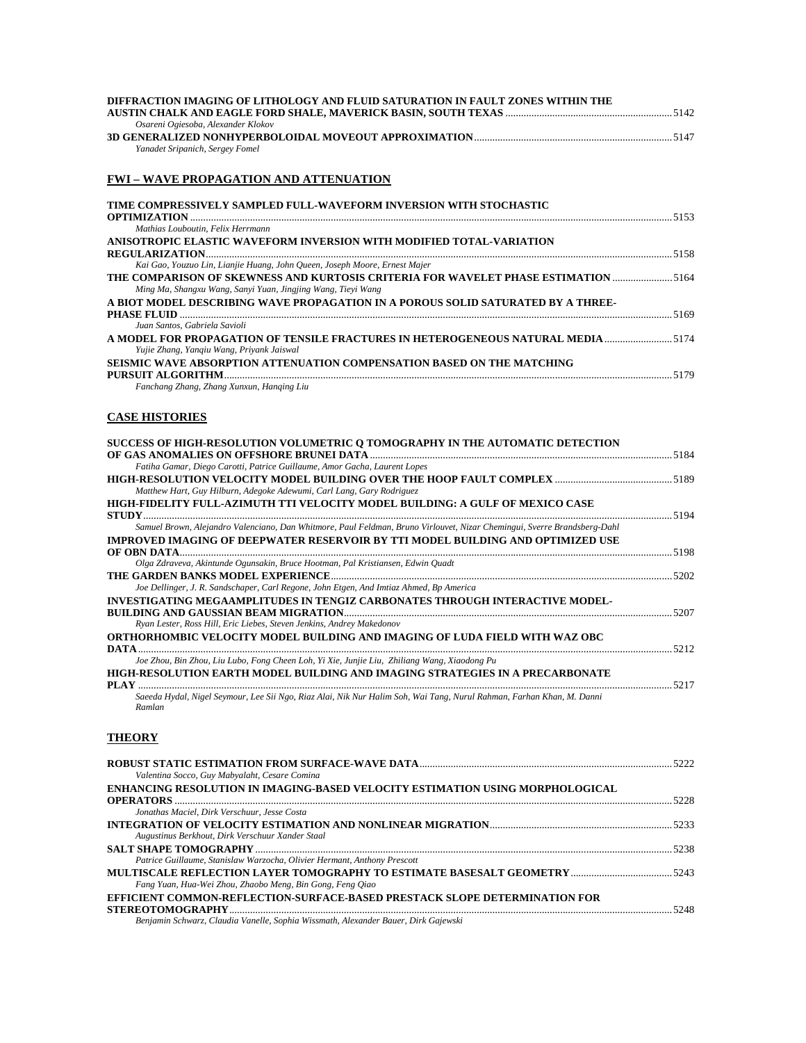**DIFFRACTION IMAGING OF LITHOLOGY AND FLUID SATURATION IN FAULT ZONES WITHIN THE AUSTIN CHALK AND EAGLE FORD SHALE, MAVERICK BASIN, SOUTH TEXAS** ............ 5142
*Osareni Ogiesoba, Alexander Klokov*

**3D GENERALIZED NONHYPERBOLOIDAL MOVEOUT APPROXIMATION** ............ 5147
*Yanadet Sripanich, Sergey Fomel*

## FWI – WAVE PROPAGATION AND ATTENUATION

**TIME COMPRESSIVELY SAMPLED FULL-WAVEFORM INVERSION WITH STOCHASTIC OPTIMIZATION** ............ 5153
*Mathias Louboutin, Felix Herrmann*

**ANISOTROPIC ELASTIC WAVEFORM INVERSION WITH MODIFIED TOTAL-VARIATION REGULARIZATION** ............ 5158
*Kai Gao, Youzuo Lin, Lianjie Huang, John Queen, Joseph Moore, Ernest Majer*

**THE COMPARISON OF SKEWNESS AND KURTOSIS CRITERIA FOR WAVELET PHASE ESTIMATION** ............ 5164
*Ming Ma, Shangxu Wang, Sanyi Yuan, Jingjing Wang, Tieyi Wang*

**A BIOT MODEL DESCRIBING WAVE PROPAGATION IN A POROUS SOLID SATURATED BY A THREE-PHASE FLUID** ............ 5169
*Juan Santos, Gabriela Savioli*

**A MODEL FOR PROPAGATION OF TENSILE FRACTURES IN HETEROGENEOUS NATURAL MEDIA** ............ 5174
*Yujie Zhang, Yanqiu Wang, Priyank Jaiswal*

**SEISMIC WAVE ABSORPTION ATTENUATION COMPENSATION BASED ON THE MATCHING PURSUIT ALGORITHM** ............ 5179
*Fanchang Zhang, Zhang Xunxun, Hanqing Liu*

## CASE HISTORIES

**SUCCESS OF HIGH-RESOLUTION VOLUMETRIC Q TOMOGRAPHY IN THE AUTOMATIC DETECTION OF GAS ANOMALIES ON OFFSHORE BRUNEI DATA** ............ 5184
*Fatiha Gamar, Diego Carotti, Patrice Guillaume, Amor Gacha, Laurent Lopes*

**HIGH-RESOLUTION VELOCITY MODEL BUILDING OVER THE HOOP FAULT COMPLEX** ............ 5189
*Matthew Hart, Guy Hilburn, Adegoke Adewumi, Carl Lang, Gary Rodriguez*

**HIGH-FIDELITY FULL-AZIMUTH TTI VELOCITY MODEL BUILDING: A GULF OF MEXICO CASE STUDY** ............ 5194
*Samuel Brown, Alejandro Valenciano, Dan Whitmore, Paul Feldman, Bruno Virlouvet, Nizar Chemingui, Sverre Brandsberg-Dahl*

**IMPROVED IMAGING OF DEEPWATER RESERVOIR BY TTI MODEL BUILDING AND OPTIMIZED USE OF OBN DATA** ............ 5198
*Olga Zdraveva, Akintunde Ogunsakin, Bruce Hootman, Pal Kristiansen, Edwin Quadt*

**THE GARDEN BANKS MODEL EXPERIENCE** ............ 5202
*Joe Dellinger, J. R. Sandschaper, Carl Regone, John Etgen, And Imtiaz Ahmed, Bp America*

**INVESTIGATING MEGAAMPLITUDES IN TENGIZ CARBONATES THROUGH INTERACTIVE MODEL-BUILDING AND GAUSSIAN BEAM MIGRATION** ............ 5207
*Ryan Lester, Ross Hill, Eric Liebes, Steven Jenkins, Andrey Makedonov*

**ORTHORHOMBIC VELOCITY MODEL BUILDING AND IMAGING OF LUDA FIELD WITH WAZ OBC DATA** ............ 5212
*Joe Zhou, Bin Zhou, Liu Lubo, Fong Cheen Loh, Yi Xie, Junjie Liu, Zhiliang Wang, Xiaodong Pu*

**HIGH-RESOLUTION EARTH MODEL BUILDING AND IMAGING STRATEGIES IN A PRECARBONATE PLAY** ............ 5217
*Saeeda Hydal, Nigel Seymour, Lee Sii Ngo, Riaz Alai, Nik Nur Halim Soh, Wai Tang, Nurul Rahman, Farhan Khan, M. Danni Ramlan*

## THEORY

**ROBUST STATIC ESTIMATION FROM SURFACE-WAVE DATA** ............ 5222
*Valentina Socco, Guy Mabyalaht, Cesare Comina*

**ENHANCING RESOLUTION IN IMAGING-BASED VELOCITY ESTIMATION USING MORPHOLOGICAL OPERATORS** ............ 5228
*Jonathas Maciel, Dirk Verschuur, Jesse Costa*

**INTEGRATION OF VELOCITY ESTIMATION AND NONLINEAR MIGRATION** ............ 5233
*Augustinus Berkhout, Dirk Verschuur Xander Staal*

**SALT SHAPE TOMOGRAPHY** ............ 5238
*Patrice Guillaume, Stanislaw Warzocha, Olivier Hermant, Anthony Prescott*

**MULTISCALE REFLECTION LAYER TOMOGRAPHY TO ESTIMATE BASESALT GEOMETRY** ............ 5243
*Fang Yuan, Hua-Wei Zhou, Zhaobo Meng, Bin Gong, Feng Qiao*

**EFFICIENT COMMON-REFLECTION-SURFACE-BASED PRESTACK SLOPE DETERMINATION FOR STEREOTOMOGRAPHY** ............ 5248
*Benjamin Schwarz, Claudia Vanelle, Sophia Wissmath, Alexander Bauer, Dirk Gajewski*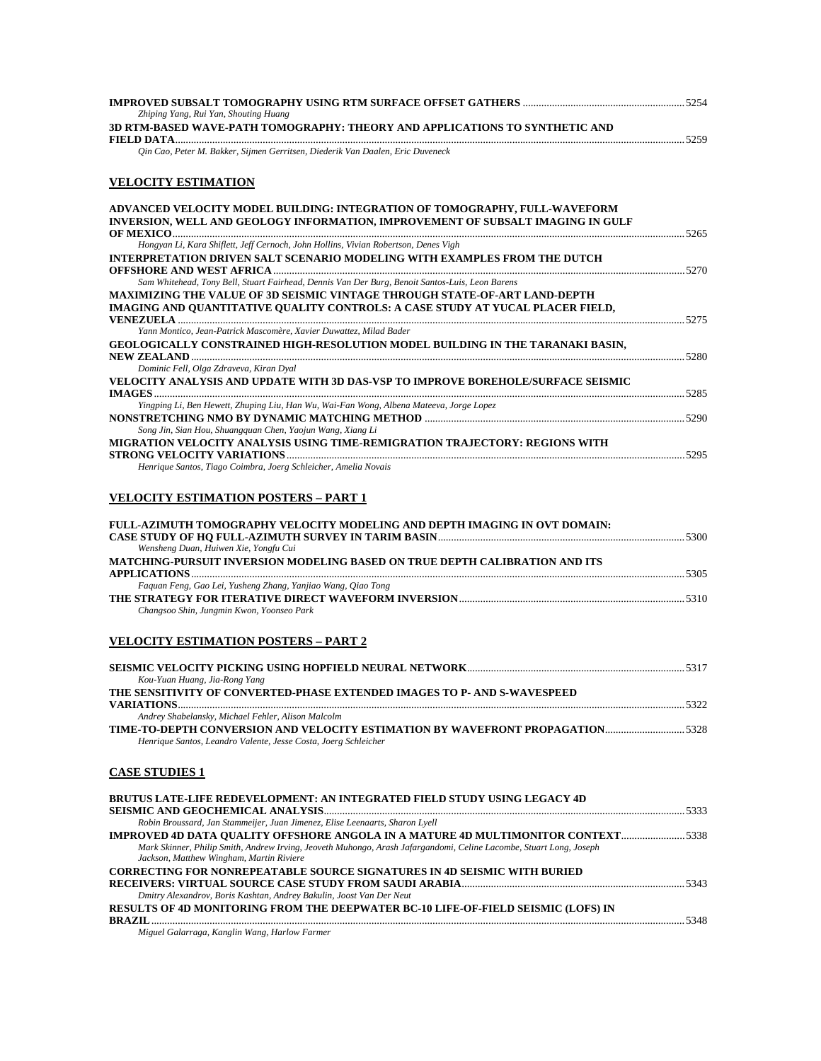**IMPROVED SUBSALT TOMOGRAPHY USING RTM SURFACE OFFSET GATHERS** ............ 5254
*Zhiping Yang, Rui Yan, Shouting Huang*

**3D RTM-BASED WAVE-PATH TOMOGRAPHY: THEORY AND APPLICATIONS TO SYNTHETIC AND FIELD DATA** ............ 5259
*Qin Cao, Peter M. Bakker, Sijmen Gerritsen, Diederik Van Daalen, Eric Duveneck*

## VELOCITY ESTIMATION

**ADVANCED VELOCITY MODEL BUILDING: INTEGRATION OF TOMOGRAPHY, FULL-WAVEFORM INVERSION, WELL AND GEOLOGY INFORMATION, IMPROVEMENT OF SUBSALT IMAGING IN GULF OF MEXICO** ............ 5265
*Hongyan Li, Kara Shiflett, Jeff Cernoch, John Hollins, Vivian Robertson, Denes Vigh*

**INTERPRETATION DRIVEN SALT SCENARIO MODELING WITH EXAMPLES FROM THE DUTCH OFFSHORE AND WEST AFRICA** ............ 5270
*Sam Whitehead, Tony Bell, Stuart Fairhead, Dennis Van Der Burg, Benoit Santos-Luis, Leon Barens*

**MAXIMIZING THE VALUE OF 3D SEISMIC VINTAGE THROUGH STATE-OF-ART LAND-DEPTH IMAGING AND QUANTITATIVE QUALITY CONTROLS: A CASE STUDY AT YUCAL PLACER FIELD, VENEZUELA** ............ 5275
*Yann Montico, Jean-Patrick Mascomère, Xavier Duwattez, Milad Bader*

**GEOLOGICALLY CONSTRAINED HIGH-RESOLUTION MODEL BUILDING IN THE TARANAKI BASIN, NEW ZEALAND** ............ 5280
*Dominic Fell, Olga Zdraveva, Kiran Dyal*

**VELOCITY ANALYSIS AND UPDATE WITH 3D DAS-VSP TO IMPROVE BOREHOLE/SURFACE SEISMIC IMAGES** ............ 5285
*Yingping Li, Ben Hewett, Zhuping Liu, Han Wu, Wai-Fan Wong, Albena Mateeva, Jorge Lopez*

**NONSTRETCHING NMO BY DYNAMIC MATCHING METHOD** ............ 5290
*Song Jin, Sian Hou, Shuangquan Chen, Yaojun Wang, Xiang Li*

**MIGRATION VELOCITY ANALYSIS USING TIME-REMIGRATION TRAJECTORY: REGIONS WITH STRONG VELOCITY VARIATIONS** ............ 5295
*Henrique Santos, Tiago Coimbra, Joerg Schleicher, Amelia Novais*

## VELOCITY ESTIMATION POSTERS – PART 1

**FULL-AZIMUTH TOMOGRAPHY VELOCITY MODELING AND DEPTH IMAGING IN OVT DOMAIN: CASE STUDY OF HQ FULL-AZIMUTH SURVEY IN TARIM BASIN** ............ 5300
*Wensheng Duan, Huiwen Xie, Yongfu Cui*

**MATCHING-PURSUIT INVERSION MODELING BASED ON TRUE DEPTH CALIBRATION AND ITS APPLICATIONS** ............ 5305
*Faquan Feng, Gao Lei, Yusheng Zhang, Yanjiao Wang, Qiao Tong*

**THE STRATEGY FOR ITERATIVE DIRECT WAVEFORM INVERSION** ............ 5310
*Changsoo Shin, Jungmin Kwon, Yoonseo Park*

## VELOCITY ESTIMATION POSTERS – PART 2

**SEISMIC VELOCITY PICKING USING HOPFIELD NEURAL NETWORK** ............ 5317
*Kou-Yuan Huang, Jia-Rong Yang*

**THE SENSITIVITY OF CONVERTED-PHASE EXTENDED IMAGES TO P- AND S-WAVESPEED VARIATIONS** ............ 5322
*Andrey Shabelansky, Michael Fehler, Alison Malcolm*

**TIME-TO-DEPTH CONVERSION AND VELOCITY ESTIMATION BY WAVEFRONT PROPAGATION** ............ 5328
*Henrique Santos, Leandro Valente, Jesse Costa, Joerg Schleicher*

## CASE STUDIES 1

**BRUTUS LATE-LIFE REDEVELOPMENT: AN INTEGRATED FIELD STUDY USING LEGACY 4D SEISMIC AND GEOCHEMICAL ANALYSIS** ............ 5333
*Robin Broussard, Jan Stammeijer, Juan Jimenez, Elise Leenaarts, Sharon Lyell*

**IMPROVED 4D DATA QUALITY OFFSHORE ANGOLA IN A MATURE 4D MULTIMONITOR CONTEXT** ............ 5338
*Mark Skinner, Philip Smith, Andrew Irving, Jeoveth Muhongo, Arash Jafargandomi, Celine Lacombe, Stuart Long, Joseph Jackson, Matthew Wingham, Martin Riviere*

**CORRECTING FOR NONREPEATABLE SOURCE SIGNATURES IN 4D SEISMIC WITH BURIED RECEIVERS: VIRTUAL SOURCE CASE STUDY FROM SAUDI ARABIA** ............ 5343
*Dmitry Alexandrov, Boris Kashtan, Andrey Bakulin, Joost Van Der Neut*

**RESULTS OF 4D MONITORING FROM THE DEEPWATER BC-10 LIFE-OF-FIELD SEISMIC (LOFS) IN BRAZIL** ............ 5348
*Miguel Galarraga, Kanglin Wang, Harlow Farmer*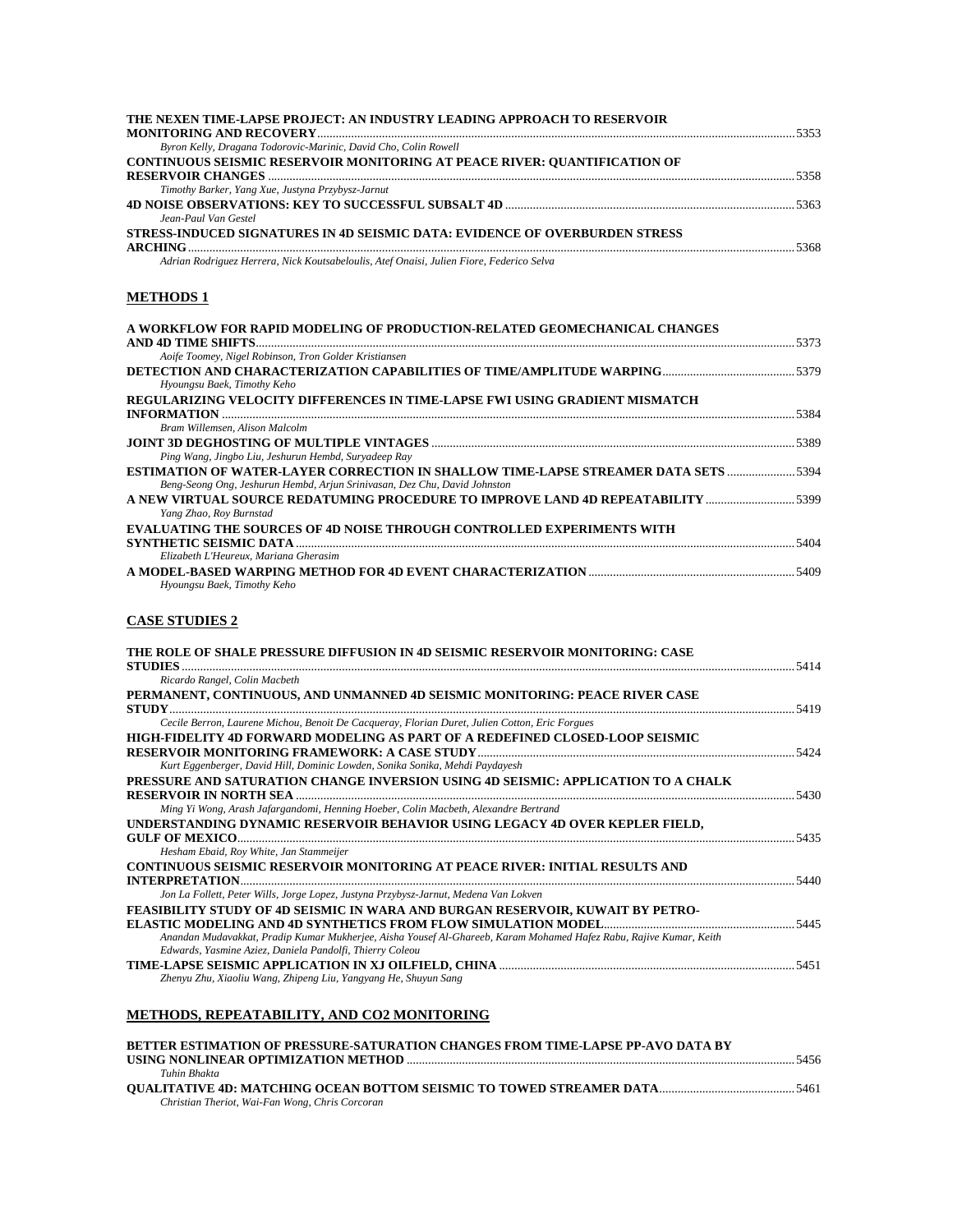**THE NEXEN TIME-LAPSE PROJECT: AN INDUSTRY LEADING APPROACH TO RESERVOIR MONITORING AND RECOVERY** ........ 5353
*Byron Kelly, Dragana Todorovic-Marinic, David Cho, Colin Rowell*

**CONTINUOUS SEISMIC RESERVOIR MONITORING AT PEACE RIVER: QUANTIFICATION OF RESERVOIR CHANGES** ........ 5358
*Timothy Barker, Yang Xue, Justyna Przybysz-Jarnut*

**4D NOISE OBSERVATIONS: KEY TO SUCCESSFUL SUBSALT 4D** ........ 5363
*Jean-Paul Van Gestel*

**STRESS-INDUCED SIGNATURES IN 4D SEISMIC DATA: EVIDENCE OF OVERBURDEN STRESS ARCHING** ........ 5368
*Adrian Rodriguez Herrera, Nick Koutsabeloulis, Atef Onaisi, Julien Fiore, Federico Selva*

## METHODS 1

**A WORKFLOW FOR RAPID MODELING OF PRODUCTION-RELATED GEOMECHANICAL CHANGES AND 4D TIME SHIFTS** ........ 5373
*Aoife Toomey, Nigel Robinson, Tron Golder Kristiansen*

**DETECTION AND CHARACTERIZATION CAPABILITIES OF TIME/AMPLITUDE WARPING** ........ 5379
*Hyoungsu Baek, Timothy Keho*

**REGULARIZING VELOCITY DIFFERENCES IN TIME-LAPSE FWI USING GRADIENT MISMATCH INFORMATION** ........ 5384
*Bram Willemsen, Alison Malcolm*

**JOINT 3D DEGHOSTING OF MULTIPLE VINTAGES** ........ 5389
*Ping Wang, Jingbo Liu, Jeshurun Hembd, Suryadeep Ray*

**ESTIMATION OF WATER-LAYER CORRECTION IN SHALLOW TIME-LAPSE STREAMER DATA SETS** ........ 5394
*Beng-Seong Ong, Jeshurun Hembd, Arjun Srinivasan, Dez Chu, David Johnston*

**A NEW VIRTUAL SOURCE REDATUMING PROCEDURE TO IMPROVE LAND 4D REPEATABILITY** ........ 5399
*Yang Zhao, Roy Burnstad*

**EVALUATING THE SOURCES OF 4D NOISE THROUGH CONTROLLED EXPERIMENTS WITH SYNTHETIC SEISMIC DATA** ........ 5404
*Elizabeth L'Heureux, Mariana Gherasim*

**A MODEL-BASED WARPING METHOD FOR 4D EVENT CHARACTERIZATION** ........ 5409
*Hyoungsu Baek, Timothy Keho*

## CASE STUDIES 2

**THE ROLE OF SHALE PRESSURE DIFFUSION IN 4D SEISMIC RESERVOIR MONITORING: CASE STUDIES** ........ 5414
*Ricardo Rangel, Colin Macbeth*

**PERMANENT, CONTINUOUS, AND UNMANNED 4D SEISMIC MONITORING: PEACE RIVER CASE STUDY** ........ 5419
*Cecile Berron, Laurene Michou, Benoit De Cacqueray, Florian Duret, Julien Cotton, Eric Forgues*

**HIGH-FIDELITY 4D FORWARD MODELING AS PART OF A REDEFINED CLOSED-LOOP SEISMIC RESERVOIR MONITORING FRAMEWORK: A CASE STUDY** ........ 5424
*Kurt Eggenberger, David Hill, Dominic Lowden, Sonika Sonika, Mehdi Paydayesh*

**PRESSURE AND SATURATION CHANGE INVERSION USING 4D SEISMIC: APPLICATION TO A CHALK RESERVOIR IN NORTH SEA** ........ 5430
*Ming Yi Wong, Arash Jafargandomi, Henning Hoeber, Colin Macbeth, Alexandre Bertrand*

**UNDERSTANDING DYNAMIC RESERVOIR BEHAVIOR USING LEGACY 4D OVER KEPLER FIELD, GULF OF MEXICO** ........ 5435
*Hesham Ebaid, Roy White, Jan Stammeijer*

**CONTINUOUS SEISMIC RESERVOIR MONITORING AT PEACE RIVER: INITIAL RESULTS AND INTERPRETATION** ........ 5440
*Jon La Follett, Peter Wills, Jorge Lopez, Justyna Przybysz-Jarnut, Medena Van Lokven*

**FEASIBILITY STUDY OF 4D SEISMIC IN WARA AND BURGAN RESERVOIR, KUWAIT BY PETRO-ELASTIC MODELING AND 4D SYNTHETICS FROM FLOW SIMULATION MODEL** ........ 5445
*Anandan Mudavakkat, Pradip Kumar Mukherjee, Aisha Yousef Al-Ghareeb, Karam Mohamed Hafez Rabu, Rajive Kumar, Keith Edwards, Yasmine Aziez, Daniela Pandolfi, Thierry Coleou*

**TIME-LAPSE SEISMIC APPLICATION IN XJ OILFIELD, CHINA** ........ 5451
*Zhenyu Zhu, Xiaoliu Wang, Zhipeng Liu, Yangyang He, Shuyun Sang*

## METHODS, REPEATABILITY, AND CO2 MONITORING

**BETTER ESTIMATION OF PRESSURE-SATURATION CHANGES FROM TIME-LAPSE PP-AVO DATA BY USING NONLINEAR OPTIMIZATION METHOD** ........ 5456
*Tuhin Bhakta*

**QUALITATIVE 4D: MATCHING OCEAN BOTTOM SEISMIC TO TOWED STREAMER DATA** ........ 5461
*Christian Theriot, Wai-Fan Wong, Chris Corcoran*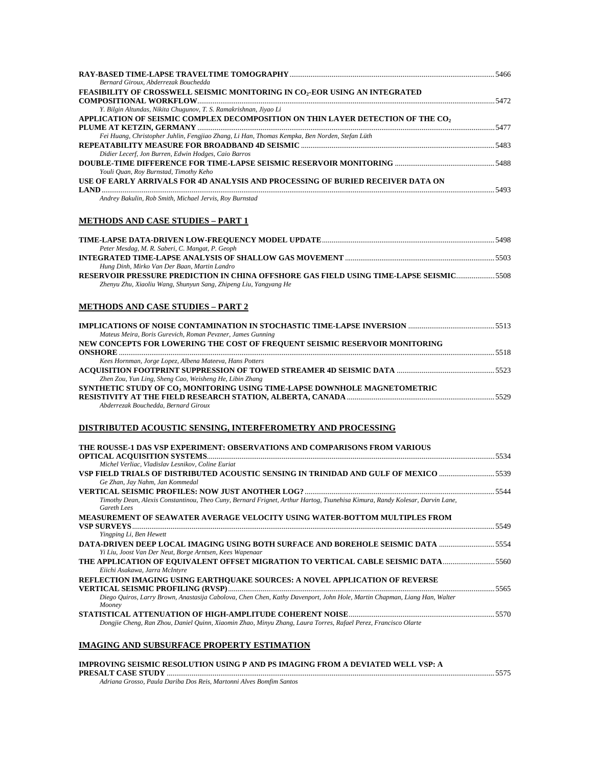**RAY-BASED TIME-LAPSE TRAVELTIME TOMOGRAPHY** .......... 5466
*Bernard Giroux, Abderrezak Bouchedda*

**FEASIBILITY OF CROSSWELL SEISMIC MONITORING IN $CO_2$-EOR USING AN INTEGRATED COMPOSITIONAL WORKFLOW** .......... 5472
*Y. Bilgin Altundas, Nikita Chugunov, T. S. Ramakrishnan, Jiyao Li*

**APPLICATION OF SEISMIC COMPLEX DECOMPOSITION ON THIN LAYER DETECTION OF THE $CO_2$ PLUME AT KETZIN, GERMANY** .......... 5477
*Fei Huang, Christopher Juhlin, Fengjiao Zhang, Li Han, Thomas Kempka, Ben Norden, Stefan Lüth*

**REPEATABILITY MEASURE FOR BROADBAND 4D SEISMIC** .......... 5483
*Didier Lecerf, Jon Burren, Edwin Hodges, Caio Barros*

**DOUBLE-TIME DIFFERENCE FOR TIME-LAPSE SEISMIC RESERVOIR MONITORING** .......... 5488
*Youli Quan, Roy Burnstad, Timothy Keho*

**USE OF EARLY ARRIVALS FOR 4D ANALYSIS AND PROCESSING OF BURIED RECEIVER DATA ON LAND** .......... 5493
*Andrey Bakulin, Rob Smith, Michael Jervis, Roy Burnstad*

## METHODS AND CASE STUDIES – PART 1

**TIME-LAPSE DATA-DRIVEN LOW-FREQUENCY MODEL UPDATE** .......... 5498
*Peter Mesdag, M. R. Saberi, C. Mangat, P. Geoph*

**INTEGRATED TIME-LAPSE ANALYSIS OF SHALLOW GAS MOVEMENT** .......... 5503
*Hung Dinh, Mirko Van Der Baan, Martin Landro*

**RESERVOIR PRESSURE PREDICTION IN CHINA OFFSHORE GAS FIELD USING TIME-LAPSE SEISMIC** .......... 5508
*Zhenyu Zhu, Xiaoliu Wang, Shunyun Sang, Zhipeng Liu, Yangyang He*

## METHODS AND CASE STUDIES – PART 2

**IMPLICATIONS OF NOISE CONTAMINATION IN STOCHASTIC TIME-LAPSE INVERSION** .......... 5513
*Mateus Meira, Boris Gurevich, Roman Pevzner, James Gunning*

**NEW CONCEPTS FOR LOWERING THE COST OF FREQUENT SEISMIC RESERVOIR MONITORING ONSHORE** .......... 5518
*Kees Hornman, Jorge Lopez, Albena Mateeva, Hans Potters*

**ACQUISITION FOOTPRINT SUPPRESSION OF TOWED STREAMER 4D SEISMIC DATA** .......... 5523
*Zhen Zou, Yun Ling, Sheng Cao, Weisheng He, Libin Zhang*

**SYNTHETIC STUDY OF $CO_2$ MONITORING USING TIME-LAPSE DOWNHOLE MAGNETOMETRIC RESISTIVITY AT THE FIELD RESEARCH STATION, ALBERTA, CANADA** .......... 5529
*Abderrezak Bouchedda, Bernard Giroux*

## DISTRIBUTED ACOUSTIC SENSING, INTERFEROMETRY AND PROCESSING

**THE ROUSSE-1 DAS VSP EXPERIMENT: OBSERVATIONS AND COMPARISONS FROM VARIOUS OPTICAL ACQUISITION SYSTEMS** .......... 5534
*Michel Verliac, Vladislav Lesnikov, Coline Euriat*

**VSP FIELD TRIALS OF DISTRIBUTED ACOUSTIC SENSING IN TRINIDAD AND GULF OF MEXICO** .......... 5539
*Ge Zhan, Jay Nahm, Jan Kommedal*

**VERTICAL SEISMIC PROFILES: NOW JUST ANOTHER LOG?** .......... 5544
*Timothy Dean, Alexis Constantinou, Theo Cuny, Bernard Frignet, Arthur Hartog, Tsunehisa Kimura, Randy Kolesar, Darvin Lane, Gareth Lees*

**MEASUREMENT OF SEAWATER AVERAGE VELOCITY USING WATER-BOTTOM MULTIPLES FROM VSP SURVEYS** .......... 5549
*Yingping Li, Ben Hewett*

**DATA-DRIVEN DEEP LOCAL IMAGING USING BOTH SURFACE AND BOREHOLE SEISMIC DATA** .......... 5554
*Yi Liu, Joost Van Der Neut, Borge Arntsen, Kees Wapenaar*

**THE APPLICATION OF EQUIVALENT OFFSET MIGRATION TO VERTICAL CABLE SEISMIC DATA** .......... 5560
*Eiichi Asakawa, Jarra McIntyre*

**REFLECTION IMAGING USING EARTHQUAKE SOURCES: A NOVEL APPLICATION OF REVERSE VERTICAL SEISMIC PROFILING (RVSP)** .......... 5565
*Diego Quiros, Larry Brown, Anastasija Cabolova, Chen Chen, Kathy Davenport, John Hole, Martin Chapman, Liang Han, Walter Mooney*

**STATISTICAL ATTENUATION OF HIGH-AMPLITUDE COHERENT NOISE** .......... 5570
*Dongjie Cheng, Ran Zhou, Daniel Quinn, Xiaomin Zhao, Minyu Zhang, Laura Torres, Rafael Perez, Francisco Olarte*

## IMAGING AND SUBSURFACE PROPERTY ESTIMATION

**IMPROVING SEISMIC RESOLUTION USING P AND PS IMAGING FROM A DEVIATED WELL VSP: A PRESALT CASE STUDY** .......... 5575
*Adriana Grosso, Paula Dariba Dos Reis, Martonni Alves Bomfim Santos*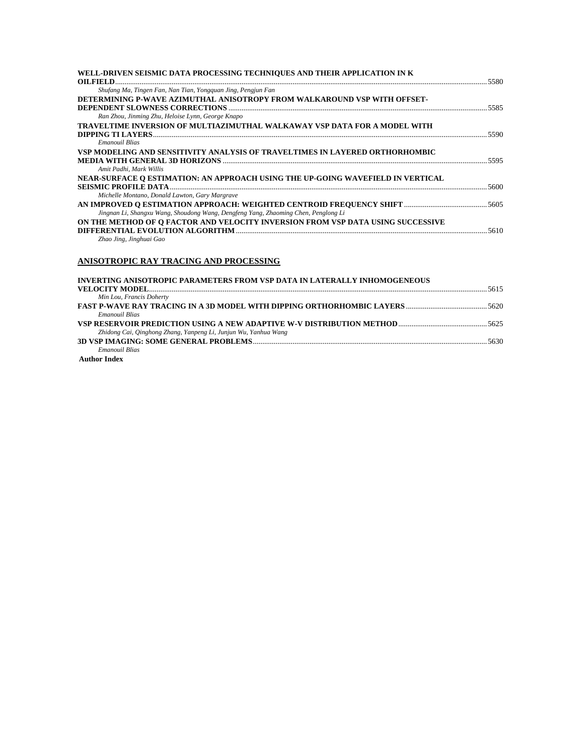**WELL-DRIVEN SEISMIC DATA PROCESSING TECHNIQUES AND THEIR APPLICATION IN K OILFIELD** ........ 5580
*Shufang Ma, Tingen Fan, Nan Tian, Yongquan Jing, Pengjun Fan*

**DETERMINING P-WAVE AZIMUTHAL ANISOTROPY FROM WALKAROUND VSP WITH OFFSET-DEPENDENT SLOWNESS CORRECTIONS** ........ 5585
*Ran Zhou, Jinming Zhu, Heloise Lynn, George Knapo*

**TRAVELTIME INVERSION OF MULTIAZIMUTHAL WALKAWAY VSP DATA FOR A MODEL WITH DIPPING TI LAYERS** ........ 5590
*Emanouil Blias*

**VSP MODELING AND SENSITIVITY ANALYSIS OF TRAVELTIMES IN LAYERED ORTHORHOMBIC MEDIA WITH GENERAL 3D HORIZONS** ........ 5595
*Amit Padhi, Mark Willis*

**NEAR-SURFACE Q ESTIMATION: AN APPROACH USING THE UP-GOING WAVEFIELD IN VERTICAL SEISMIC PROFILE DATA** ........ 5600
*Michelle Montano, Donald Lawton, Gary Margrave*

**AN IMPROVED Q ESTIMATION APPROACH: WEIGHTED CENTROID FREQUENCY SHIFT** ........ 5605
*Jingnan Li, Shangxu Wang, Shoudong Wang, Dengfeng Yang, Zhaoming Chen, Penglong Li*

**ON THE METHOD OF Q FACTOR AND VELOCITY INVERSION FROM VSP DATA USING SUCCESSIVE DIFFERENTIAL EVOLUTION ALGORITHM** ........ 5610
*Zhao Jing, Jinghuai Gao*

## ANISOTROPIC RAY TRACING AND PROCESSING

**INVERTING ANISOTROPIC PARAMETERS FROM VSP DATA IN LATERALLY INHOMOGENEOUS VELOCITY MODEL** ........ 5615
*Min Lou, Francis Doherty*

**FAST P-WAVE RAY TRACING IN A 3D MODEL WITH DIPPING ORTHORHOMBIC LAYERS** ........ 5620
*Emanouil Blias*

**VSP RESERVOIR PREDICTION USING A NEW ADAPTIVE W-V DISTRIBUTION METHOD** ........ 5625
*Zhidong Cai, Qinghong Zhang, Yanpeng Li, Junjun Wu, Yanhua Wang*

**3D VSP IMAGING: SOME GENERAL PROBLEMS** ........ 5630
*Emanouil Blias*

**Author Index**